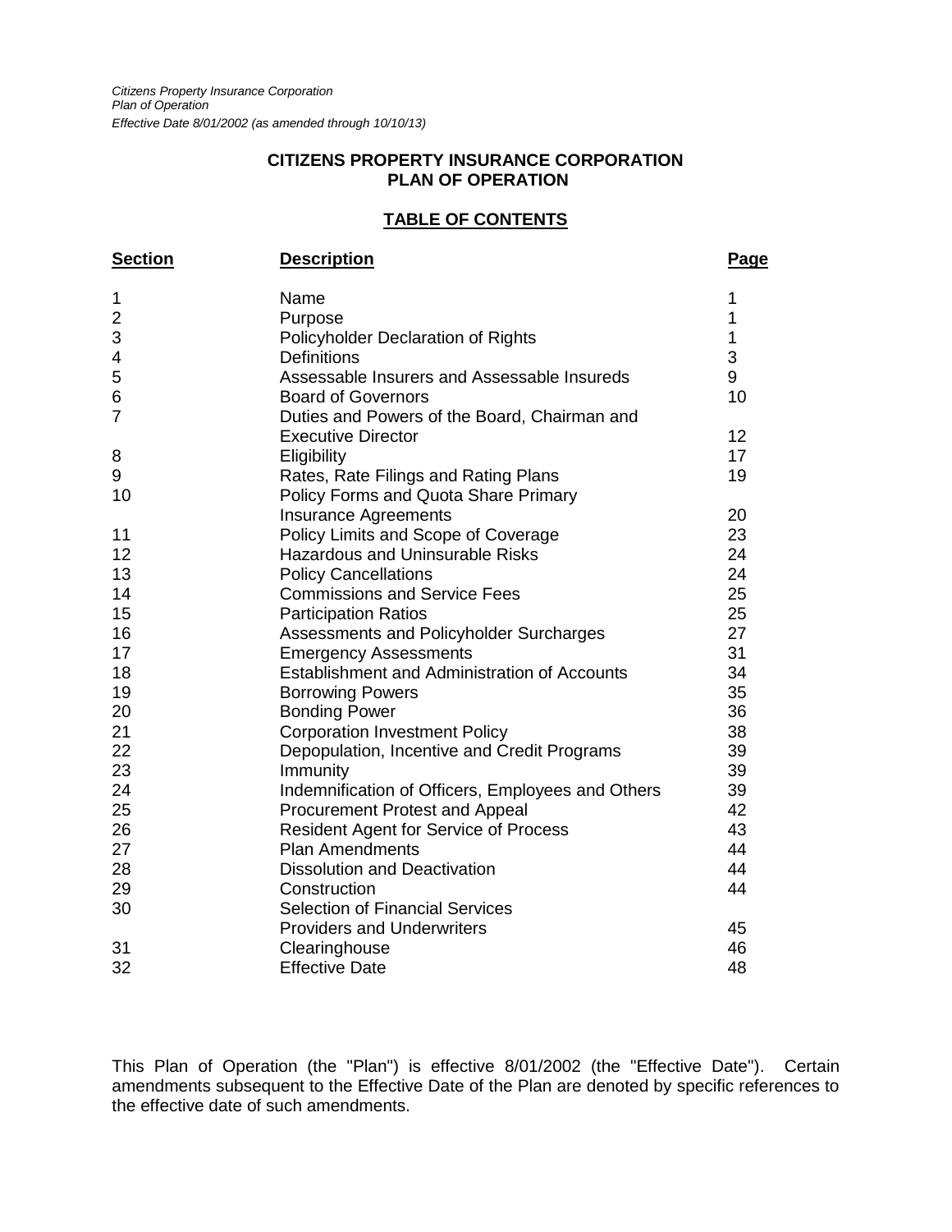*Citizens Property Insurance Corporation*
*Plan of Operation*
*Effective Date 8/01/2002 (as amended through 10/10/13)*

# CITIZENS PROPERTY INSURANCE CORPORATION
# PLAN OF OPERATION

## TABLE OF CONTENTS

| Section | Description | Page |
|---|---|---|
| 1 | Name | 1 |
| 2 | Purpose | 1 |
| 3 | Policyholder Declaration of Rights | 1 |
| 4 | Definitions | 3 |
| 5 | Assessable Insurers and Assessable Insureds | 9 |
| 6 | Board of Governors | 10 |
| 7 | Duties and Powers of the Board, Chairman and Executive Director | 12 |
| 8 | Eligibility | 17 |
| 9 | Rates, Rate Filings and Rating Plans | 19 |
| 10 | Policy Forms and Quota Share Primary Insurance Agreements | 20 |
| 11 | Policy Limits and Scope of Coverage | 23 |
| 12 | Hazardous and Uninsurable Risks | 24 |
| 13 | Policy Cancellations | 24 |
| 14 | Commissions and Service Fees | 25 |
| 15 | Participation Ratios | 25 |
| 16 | Assessments and Policyholder Surcharges | 27 |
| 17 | Emergency Assessments | 31 |
| 18 | Establishment and Administration of Accounts | 34 |
| 19 | Borrowing Powers | 35 |
| 20 | Bonding Power | 36 |
| 21 | Corporation Investment Policy | 38 |
| 22 | Depopulation, Incentive and Credit Programs | 39 |
| 23 | Immunity | 39 |
| 24 | Indemnification of Officers, Employees and Others | 39 |
| 25 | Procurement Protest and Appeal | 42 |
| 26 | Resident Agent for Service of Process | 43 |
| 27 | Plan Amendments | 44 |
| 28 | Dissolution and Deactivation | 44 |
| 29 | Construction | 44 |
| 30 | Selection of Financial Services Providers and Underwriters | 45 |
| 31 | Clearinghouse | 46 |
| 32 | Effective Date | 48 |

This Plan of Operation (the "Plan") is effective 8/01/2002 (the "Effective Date"). Certain amendments subsequent to the Effective Date of the Plan are denoted by specific references to the effective date of such amendments.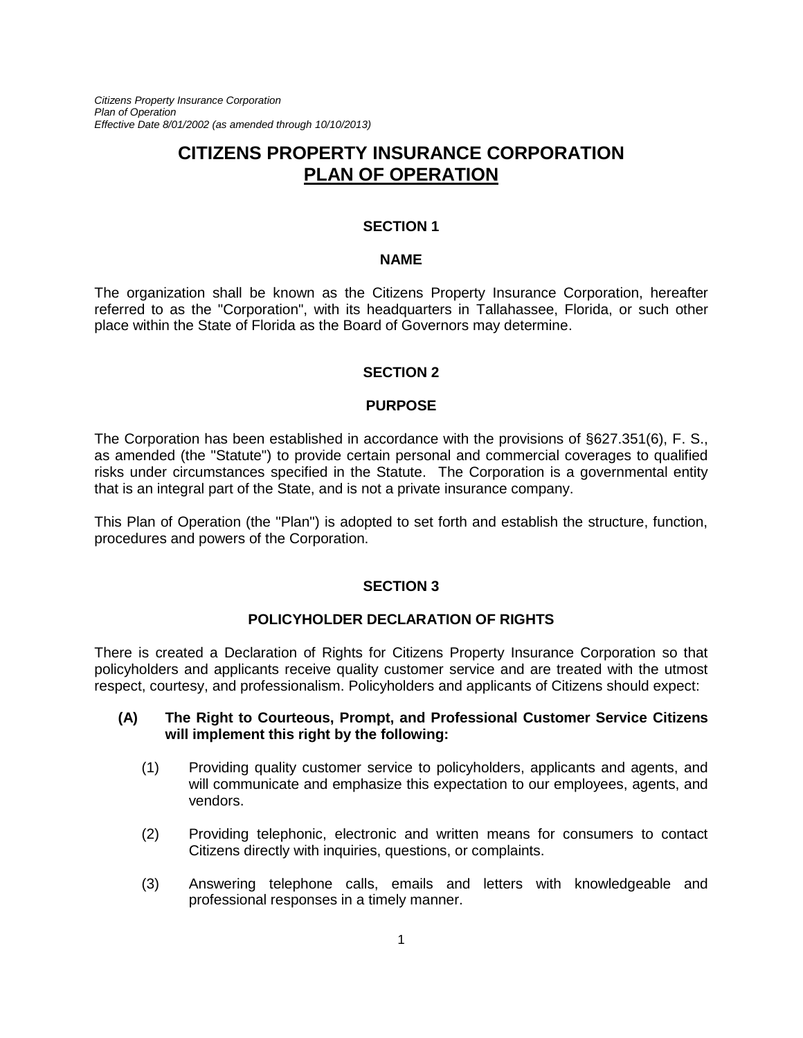# CITIZENS PROPERTY INSURANCE CORPORATION
## PLAN OF OPERATION

### SECTION 1

### NAME

The organization shall be known as the Citizens Property Insurance Corporation, hereafter referred to as the "Corporation", with its headquarters in Tallahassee, Florida, or such other place within the State of Florida as the Board of Governors may determine.

### SECTION 2

### PURPOSE

The Corporation has been established in accordance with the provisions of §627.351(6), F. S., as amended (the "Statute") to provide certain personal and commercial coverages to qualified risks under circumstances specified in the Statute. The Corporation is a governmental entity that is an integral part of the State, and is not a private insurance company.

This Plan of Operation (the "Plan") is adopted to set forth and establish the structure, function, procedures and powers of the Corporation.

### SECTION 3

### POLICYHOLDER DECLARATION OF RIGHTS

There is created a Declaration of Rights for Citizens Property Insurance Corporation so that policyholders and applicants receive quality customer service and are treated with the utmost respect, courtesy, and professionalism. Policyholders and applicants of Citizens should expect:

**(A) The Right to Courteous, Prompt, and Professional Customer Service Citizens will implement this right by the following:**

(1) Providing quality customer service to policyholders, applicants and agents, and will communicate and emphasize this expectation to our employees, agents, and vendors.

(2) Providing telephonic, electronic and written means for consumers to contact Citizens directly with inquiries, questions, or complaints.

(3) Answering telephone calls, emails and letters with knowledgeable and professional responses in a timely manner.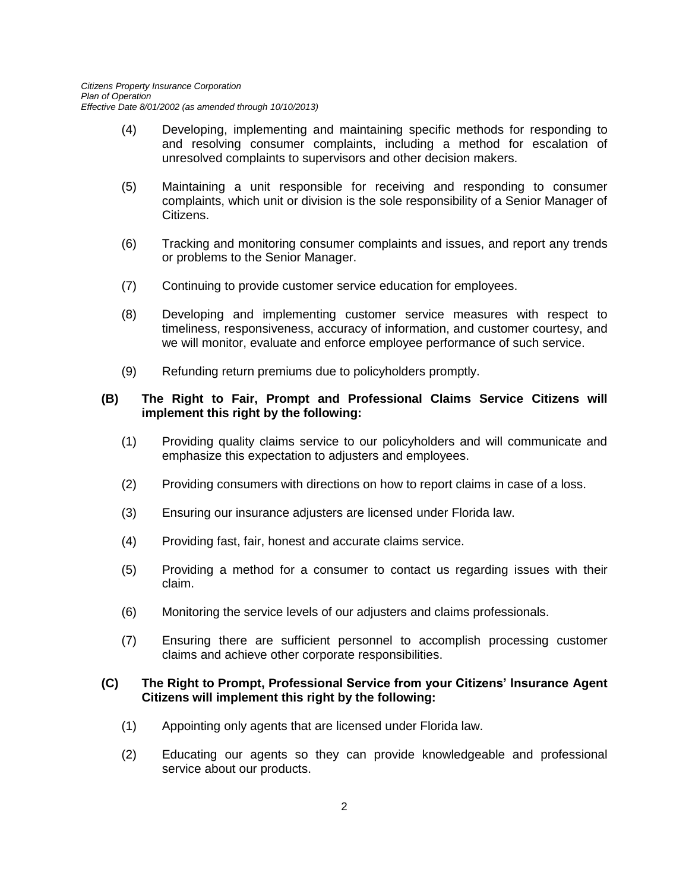(4) Developing, implementing and maintaining specific methods for responding to and resolving consumer complaints, including a method for escalation of unresolved complaints to supervisors and other decision makers.

(5) Maintaining a unit responsible for receiving and responding to consumer complaints, which unit or division is the sole responsibility of a Senior Manager of Citizens.

(6) Tracking and monitoring consumer complaints and issues, and report any trends or problems to the Senior Manager.

(7) Continuing to provide customer service education for employees.

(8) Developing and implementing customer service measures with respect to timeliness, responsiveness, accuracy of information, and customer courtesy, and we will monitor, evaluate and enforce employee performance of such service.

(9) Refunding return premiums due to policyholders promptly.

**(B) The Right to Fair, Prompt and Professional Claims Service Citizens will implement this right by the following:**

(1) Providing quality claims service to our policyholders and will communicate and emphasize this expectation to adjusters and employees.

(2) Providing consumers with directions on how to report claims in case of a loss.

(3) Ensuring our insurance adjusters are licensed under Florida law.

(4) Providing fast, fair, honest and accurate claims service.

(5) Providing a method for a consumer to contact us regarding issues with their claim.

(6) Monitoring the service levels of our adjusters and claims professionals.

(7) Ensuring there are sufficient personnel to accomplish processing customer claims and achieve other corporate responsibilities.

**(C) The Right to Prompt, Professional Service from your Citizens' Insurance Agent Citizens will implement this right by the following:**

(1) Appointing only agents that are licensed under Florida law.

(2) Educating our agents so they can provide knowledgeable and professional service about our products.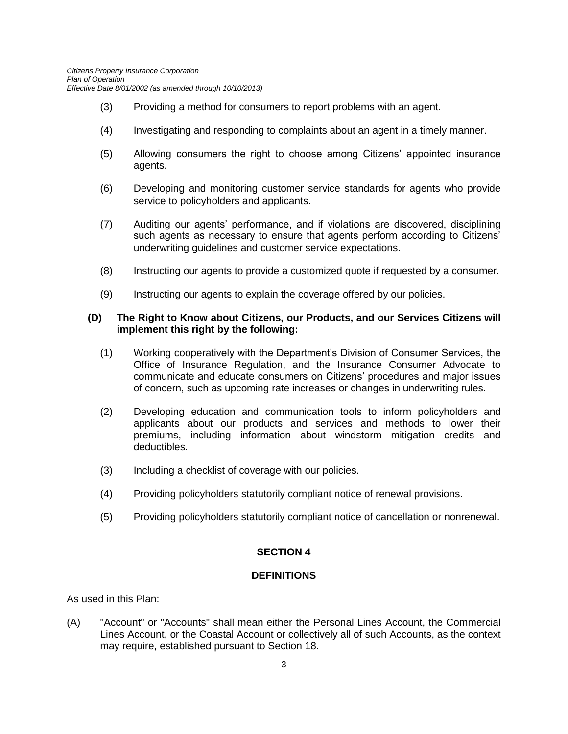(3) Providing a method for consumers to report problems with an agent.

(4) Investigating and responding to complaints about an agent in a timely manner.

(5) Allowing consumers the right to choose among Citizens' appointed insurance agents.

(6) Developing and monitoring customer service standards for agents who provide service to policyholders and applicants.

(7) Auditing our agents' performance, and if violations are discovered, disciplining such agents as necessary to ensure that agents perform according to Citizens' underwriting guidelines and customer service expectations.

(8) Instructing our agents to provide a customized quote if requested by a consumer.

(9) Instructing our agents to explain the coverage offered by our policies.

**(D) The Right to Know about Citizens, our Products, and our Services Citizens will implement this right by the following:**

(1) Working cooperatively with the Department's Division of Consumer Services, the Office of Insurance Regulation, and the Insurance Consumer Advocate to communicate and educate consumers on Citizens' procedures and major issues of concern, such as upcoming rate increases or changes in underwriting rules.

(2) Developing education and communication tools to inform policyholders and applicants about our products and services and methods to lower their premiums, including information about windstorm mitigation credits and deductibles.

(3) Including a checklist of coverage with our policies.

(4) Providing policyholders statutorily compliant notice of renewal provisions.

(5) Providing policyholders statutorily compliant notice of cancellation or nonrenewal.

## SECTION 4

## DEFINITIONS

As used in this Plan:

(A) "Account" or "Accounts" shall mean either the Personal Lines Account, the Commercial Lines Account, or the Coastal Account or collectively all of such Accounts, as the context may require, established pursuant to Section 18.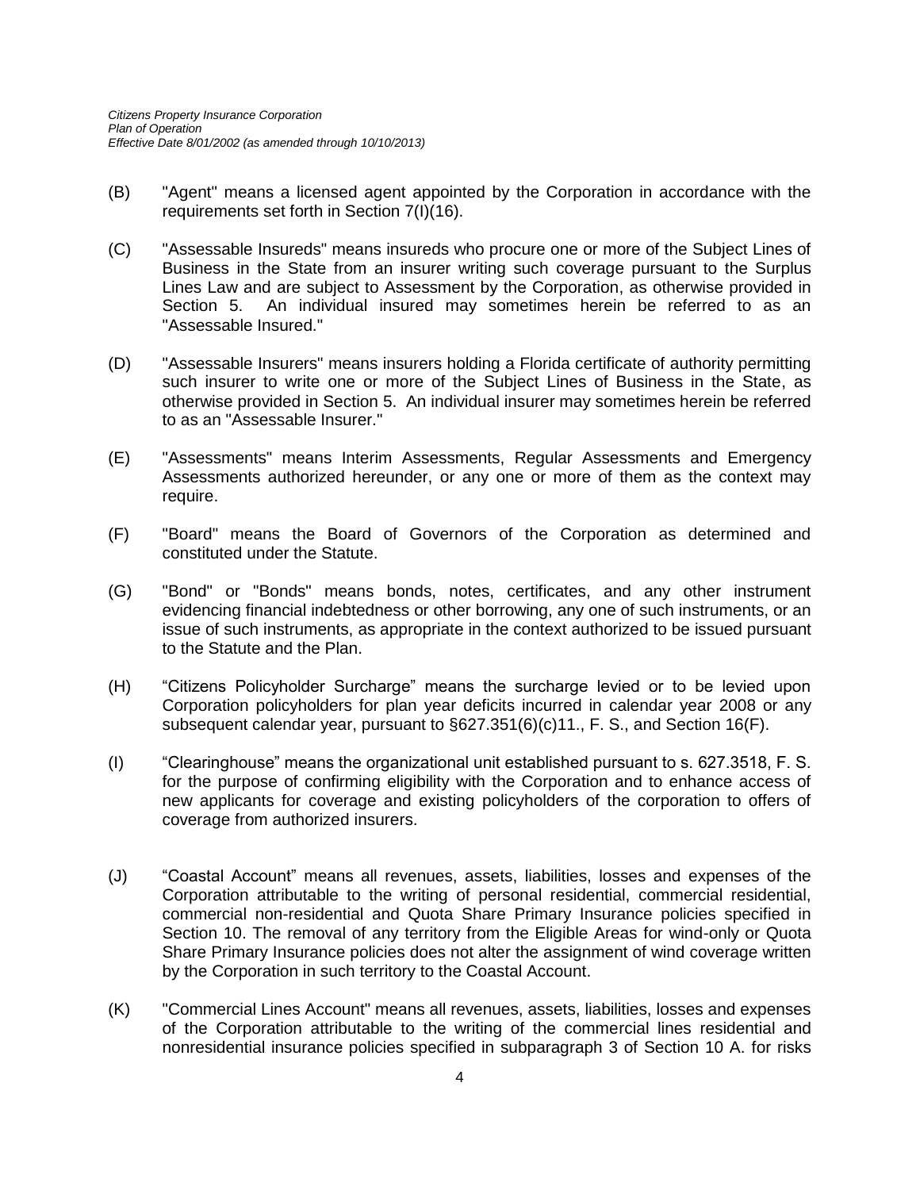(B) "Agent" means a licensed agent appointed by the Corporation in accordance with the requirements set forth in Section 7(I)(16).

(C) "Assessable Insureds" means insureds who procure one or more of the Subject Lines of Business in the State from an insurer writing such coverage pursuant to the Surplus Lines Law and are subject to Assessment by the Corporation, as otherwise provided in Section 5. An individual insured may sometimes herein be referred to as an "Assessable Insured."

(D) "Assessable Insurers" means insurers holding a Florida certificate of authority permitting such insurer to write one or more of the Subject Lines of Business in the State, as otherwise provided in Section 5. An individual insurer may sometimes herein be referred to as an "Assessable Insurer."

(E) "Assessments" means Interim Assessments, Regular Assessments and Emergency Assessments authorized hereunder, or any one or more of them as the context may require.

(F) "Board" means the Board of Governors of the Corporation as determined and constituted under the Statute.

(G) "Bond" or "Bonds" means bonds, notes, certificates, and any other instrument evidencing financial indebtedness or other borrowing, any one of such instruments, or an issue of such instruments, as appropriate in the context authorized to be issued pursuant to the Statute and the Plan.

(H) "Citizens Policyholder Surcharge" means the surcharge levied or to be levied upon Corporation policyholders for plan year deficits incurred in calendar year 2008 or any subsequent calendar year, pursuant to §627.351(6)(c)11., F. S., and Section 16(F).

(I) "Clearinghouse" means the organizational unit established pursuant to s. 627.3518, F. S. for the purpose of confirming eligibility with the Corporation and to enhance access of new applicants for coverage and existing policyholders of the corporation to offers of coverage from authorized insurers.

(J) "Coastal Account" means all revenues, assets, liabilities, losses and expenses of the Corporation attributable to the writing of personal residential, commercial residential, commercial non-residential and Quota Share Primary Insurance policies specified in Section 10. The removal of any territory from the Eligible Areas for wind-only or Quota Share Primary Insurance policies does not alter the assignment of wind coverage written by the Corporation in such territory to the Coastal Account.

(K) "Commercial Lines Account" means all revenues, assets, liabilities, losses and expenses of the Corporation attributable to the writing of the commercial lines residential and nonresidential insurance policies specified in subparagraph 3 of Section 10 A. for risks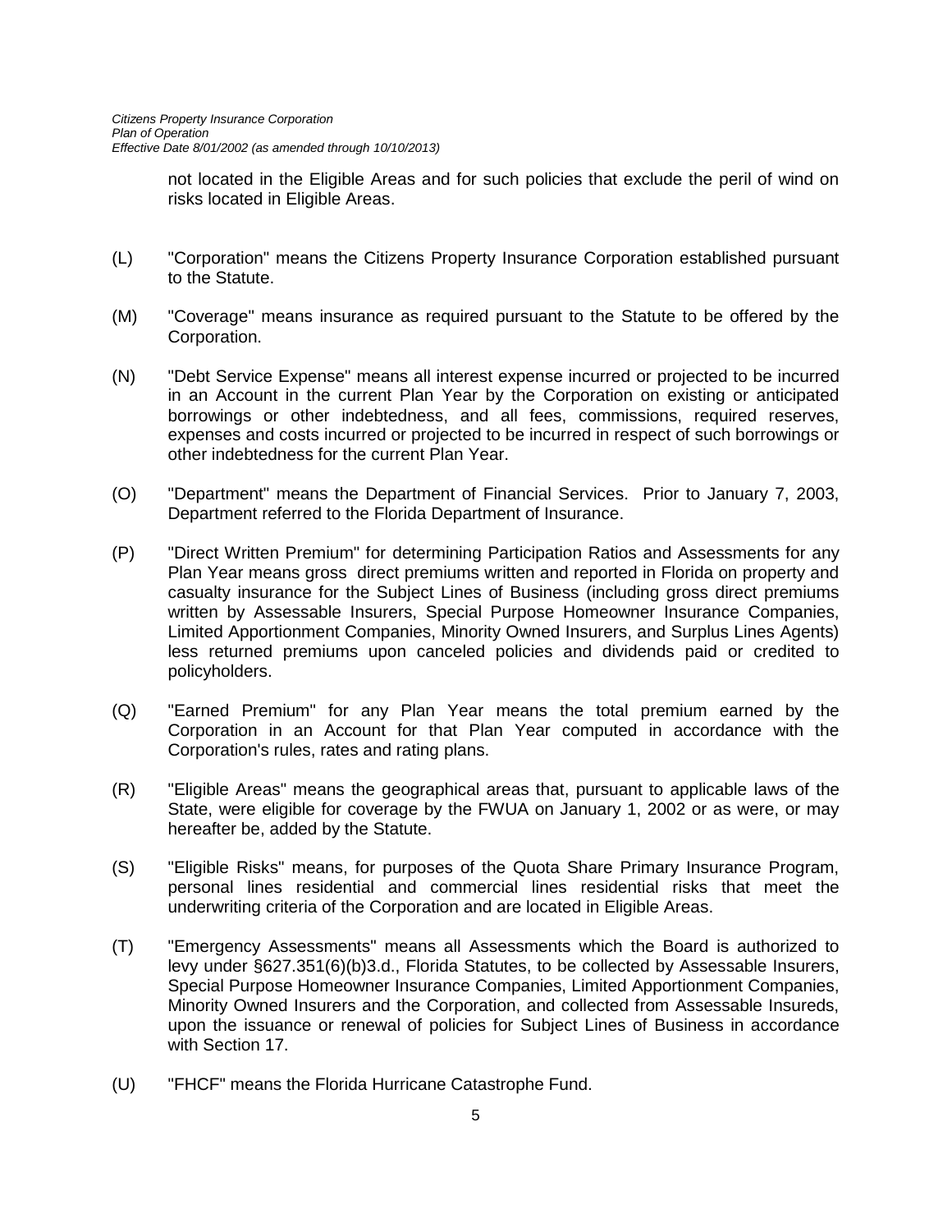not located in the Eligible Areas and for such policies that exclude the peril of wind on risks located in Eligible Areas.

(L) "Corporation" means the Citizens Property Insurance Corporation established pursuant to the Statute.

(M) "Coverage" means insurance as required pursuant to the Statute to be offered by the Corporation.

(N) "Debt Service Expense" means all interest expense incurred or projected to be incurred in an Account in the current Plan Year by the Corporation on existing or anticipated borrowings or other indebtedness, and all fees, commissions, required reserves, expenses and costs incurred or projected to be incurred in respect of such borrowings or other indebtedness for the current Plan Year.

(O) "Department" means the Department of Financial Services. Prior to January 7, 2003, Department referred to the Florida Department of Insurance.

(P) "Direct Written Premium" for determining Participation Ratios and Assessments for any Plan Year means gross direct premiums written and reported in Florida on property and casualty insurance for the Subject Lines of Business (including gross direct premiums written by Assessable Insurers, Special Purpose Homeowner Insurance Companies, Limited Apportionment Companies, Minority Owned Insurers, and Surplus Lines Agents) less returned premiums upon canceled policies and dividends paid or credited to policyholders.

(Q) "Earned Premium" for any Plan Year means the total premium earned by the Corporation in an Account for that Plan Year computed in accordance with the Corporation's rules, rates and rating plans.

(R) "Eligible Areas" means the geographical areas that, pursuant to applicable laws of the State, were eligible for coverage by the FWUA on January 1, 2002 or as were, or may hereafter be, added by the Statute.

(S) "Eligible Risks" means, for purposes of the Quota Share Primary Insurance Program, personal lines residential and commercial lines residential risks that meet the underwriting criteria of the Corporation and are located in Eligible Areas.

(T) "Emergency Assessments" means all Assessments which the Board is authorized to levy under §627.351(6)(b)3.d., Florida Statutes, to be collected by Assessable Insurers, Special Purpose Homeowner Insurance Companies, Limited Apportionment Companies, Minority Owned Insurers and the Corporation, and collected from Assessable Insureds, upon the issuance or renewal of policies for Subject Lines of Business in accordance with Section 17.

(U) "FHCF" means the Florida Hurricane Catastrophe Fund.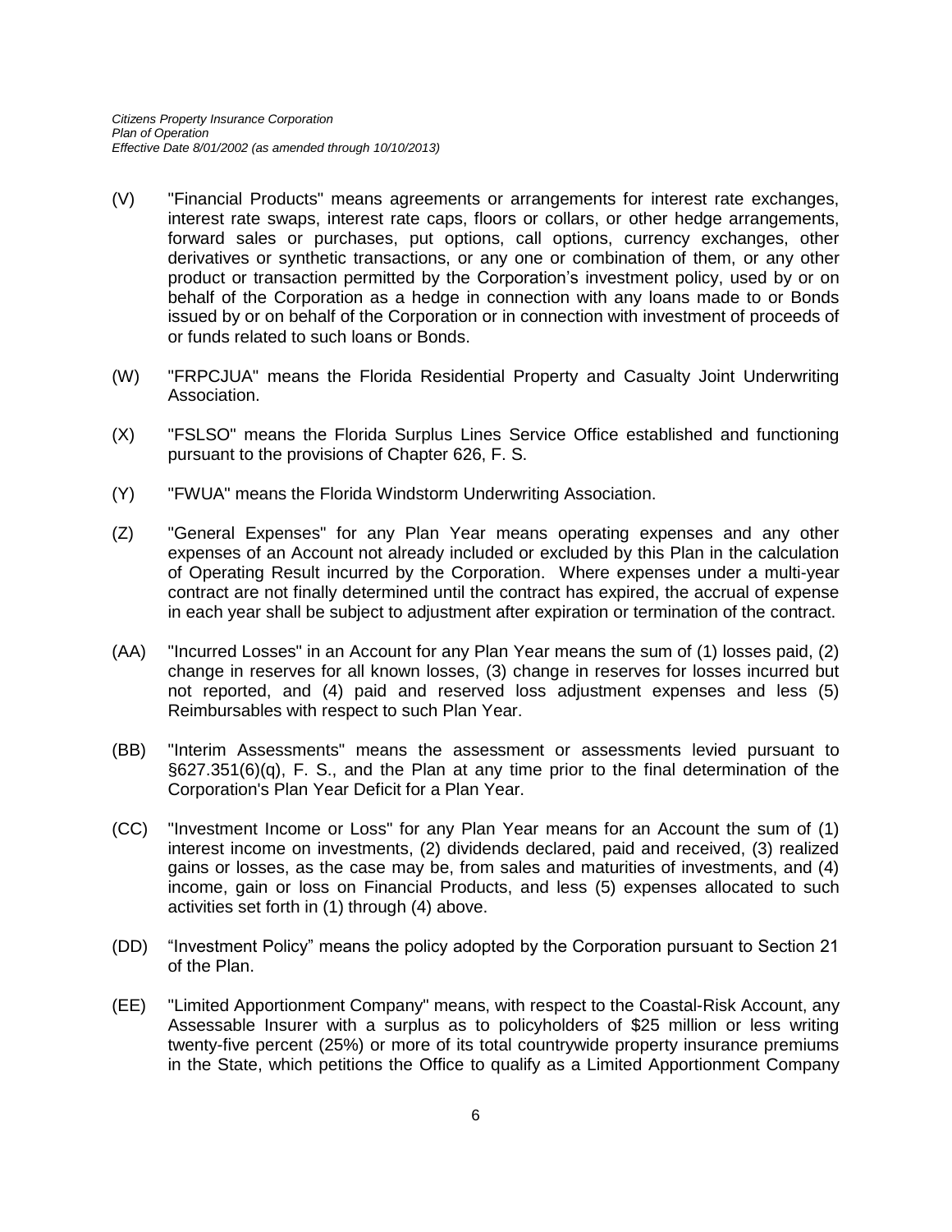(V) "Financial Products" means agreements or arrangements for interest rate exchanges, interest rate swaps, interest rate caps, floors or collars, or other hedge arrangements, forward sales or purchases, put options, call options, currency exchanges, other derivatives or synthetic transactions, or any one or combination of them, or any other product or transaction permitted by the Corporation's investment policy, used by or on behalf of the Corporation as a hedge in connection with any loans made to or Bonds issued by or on behalf of the Corporation or in connection with investment of proceeds of or funds related to such loans or Bonds.

(W) "FRPCJUA" means the Florida Residential Property and Casualty Joint Underwriting Association.

(X) "FSLSO" means the Florida Surplus Lines Service Office established and functioning pursuant to the provisions of Chapter 626, F. S.

(Y) "FWUA" means the Florida Windstorm Underwriting Association.

(Z) "General Expenses" for any Plan Year means operating expenses and any other expenses of an Account not already included or excluded by this Plan in the calculation of Operating Result incurred by the Corporation. Where expenses under a multi-year contract are not finally determined until the contract has expired, the accrual of expense in each year shall be subject to adjustment after expiration or termination of the contract.

(AA) "Incurred Losses" in an Account for any Plan Year means the sum of (1) losses paid, (2) change in reserves for all known losses, (3) change in reserves for losses incurred but not reported, and (4) paid and reserved loss adjustment expenses and less (5) Reimbursables with respect to such Plan Year.

(BB) "Interim Assessments" means the assessment or assessments levied pursuant to §627.351(6)(q), F. S., and the Plan at any time prior to the final determination of the Corporation's Plan Year Deficit for a Plan Year.

(CC) "Investment Income or Loss" for any Plan Year means for an Account the sum of (1) interest income on investments, (2) dividends declared, paid and received, (3) realized gains or losses, as the case may be, from sales and maturities of investments, and (4) income, gain or loss on Financial Products, and less (5) expenses allocated to such activities set forth in (1) through (4) above.

(DD) "Investment Policy" means the policy adopted by the Corporation pursuant to Section 21 of the Plan.

(EE) "Limited Apportionment Company" means, with respect to the Coastal-Risk Account, any Assessable Insurer with a surplus as to policyholders of $25 million or less writing twenty-five percent (25%) or more of its total countrywide property insurance premiums in the State, which petitions the Office to qualify as a Limited Apportionment Company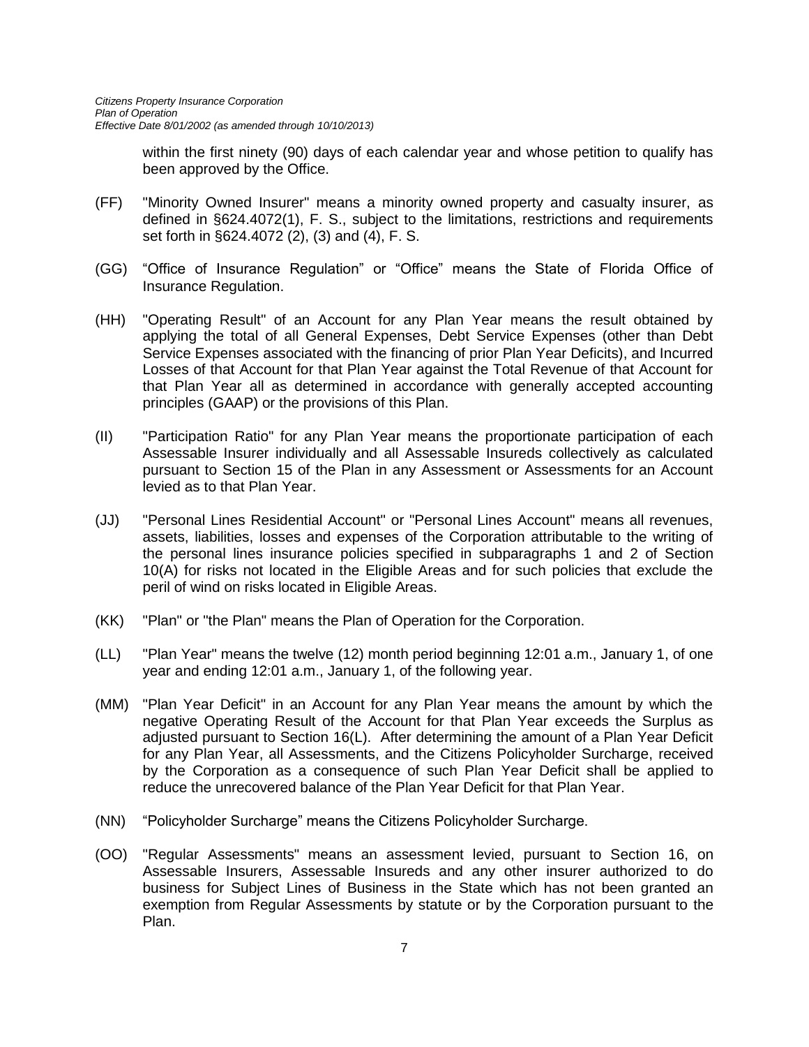within the first ninety (90) days of each calendar year and whose petition to qualify has been approved by the Office.

(FF) "Minority Owned Insurer" means a minority owned property and casualty insurer, as defined in §624.4072(1), F. S., subject to the limitations, restrictions and requirements set forth in §624.4072 (2), (3) and (4), F. S.

(GG) "Office of Insurance Regulation" or "Office" means the State of Florida Office of Insurance Regulation.

(HH) "Operating Result" of an Account for any Plan Year means the result obtained by applying the total of all General Expenses, Debt Service Expenses (other than Debt Service Expenses associated with the financing of prior Plan Year Deficits), and Incurred Losses of that Account for that Plan Year against the Total Revenue of that Account for that Plan Year all as determined in accordance with generally accepted accounting principles (GAAP) or the provisions of this Plan.

(II) "Participation Ratio" for any Plan Year means the proportionate participation of each Assessable Insurer individually and all Assessable Insureds collectively as calculated pursuant to Section 15 of the Plan in any Assessment or Assessments for an Account levied as to that Plan Year.

(JJ) "Personal Lines Residential Account" or "Personal Lines Account" means all revenues, assets, liabilities, losses and expenses of the Corporation attributable to the writing of the personal lines insurance policies specified in subparagraphs 1 and 2 of Section 10(A) for risks not located in the Eligible Areas and for such policies that exclude the peril of wind on risks located in Eligible Areas.

(KK) "Plan" or "the Plan" means the Plan of Operation for the Corporation.

(LL) "Plan Year" means the twelve (12) month period beginning 12:01 a.m., January 1, of one year and ending 12:01 a.m., January 1, of the following year.

(MM) "Plan Year Deficit" in an Account for any Plan Year means the amount by which the negative Operating Result of the Account for that Plan Year exceeds the Surplus as adjusted pursuant to Section 16(L). After determining the amount of a Plan Year Deficit for any Plan Year, all Assessments, and the Citizens Policyholder Surcharge, received by the Corporation as a consequence of such Plan Year Deficit shall be applied to reduce the unrecovered balance of the Plan Year Deficit for that Plan Year.

(NN) "Policyholder Surcharge" means the Citizens Policyholder Surcharge.

(OO) "Regular Assessments" means an assessment levied, pursuant to Section 16, on Assessable Insurers, Assessable Insureds and any other insurer authorized to do business for Subject Lines of Business in the State which has not been granted an exemption from Regular Assessments by statute or by the Corporation pursuant to the Plan.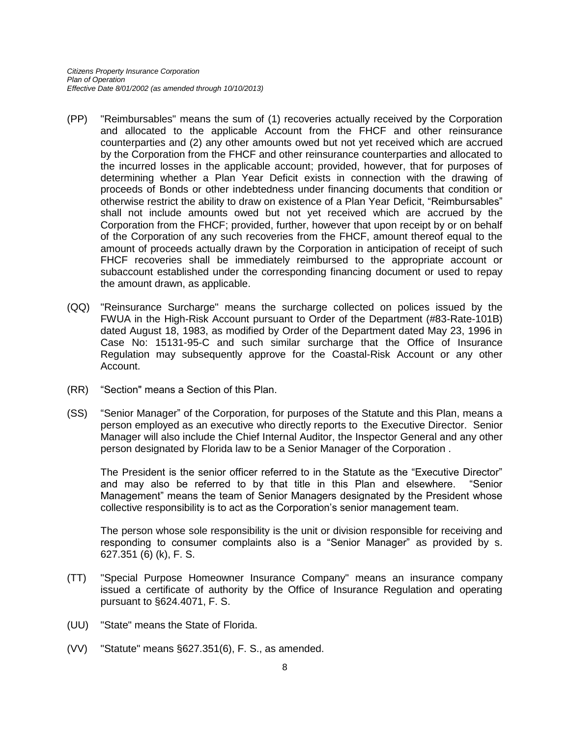(PP) "Reimbursables" means the sum of (1) recoveries actually received by the Corporation and allocated to the applicable Account from the FHCF and other reinsurance counterparties and (2) any other amounts owed but not yet received which are accrued by the Corporation from the FHCF and other reinsurance counterparties and allocated to the incurred losses in the applicable account; provided, however, that for purposes of determining whether a Plan Year Deficit exists in connection with the drawing of proceeds of Bonds or other indebtedness under financing documents that condition or otherwise restrict the ability to draw on existence of a Plan Year Deficit, "Reimbursables" shall not include amounts owed but not yet received which are accrued by the Corporation from the FHCF; provided, further, however that upon receipt by or on behalf of the Corporation of any such recoveries from the FHCF, amount thereof equal to the amount of proceeds actually drawn by the Corporation in anticipation of receipt of such FHCF recoveries shall be immediately reimbursed to the appropriate account or subaccount established under the corresponding financing document or used to repay the amount drawn, as applicable.

(QQ) "Reinsurance Surcharge" means the surcharge collected on polices issued by the FWUA in the High-Risk Account pursuant to Order of the Department (#83-Rate-101B) dated August 18, 1983, as modified by Order of the Department dated May 23, 1996 in Case No: 15131-95-C and such similar surcharge that the Office of Insurance Regulation may subsequently approve for the Coastal-Risk Account or any other Account.

(RR) "Section" means a Section of this Plan.

(SS) "Senior Manager" of the Corporation, for purposes of the Statute and this Plan, means a person employed as an executive who directly reports to the Executive Director. Senior Manager will also include the Chief Internal Auditor, the Inspector General and any other person designated by Florida law to be a Senior Manager of the Corporation .

The President is the senior officer referred to in the Statute as the "Executive Director" and may also be referred to by that title in this Plan and elsewhere. "Senior Management" means the team of Senior Managers designated by the President whose collective responsibility is to act as the Corporation's senior management team.

The person whose sole responsibility is the unit or division responsible for receiving and responding to consumer complaints also is a "Senior Manager" as provided by s. 627.351 (6) (k), F. S.

(TT) "Special Purpose Homeowner Insurance Company" means an insurance company issued a certificate of authority by the Office of Insurance Regulation and operating pursuant to §624.4071, F. S.

(UU) "State" means the State of Florida.

(VV) "Statute" means §627.351(6), F. S., as amended.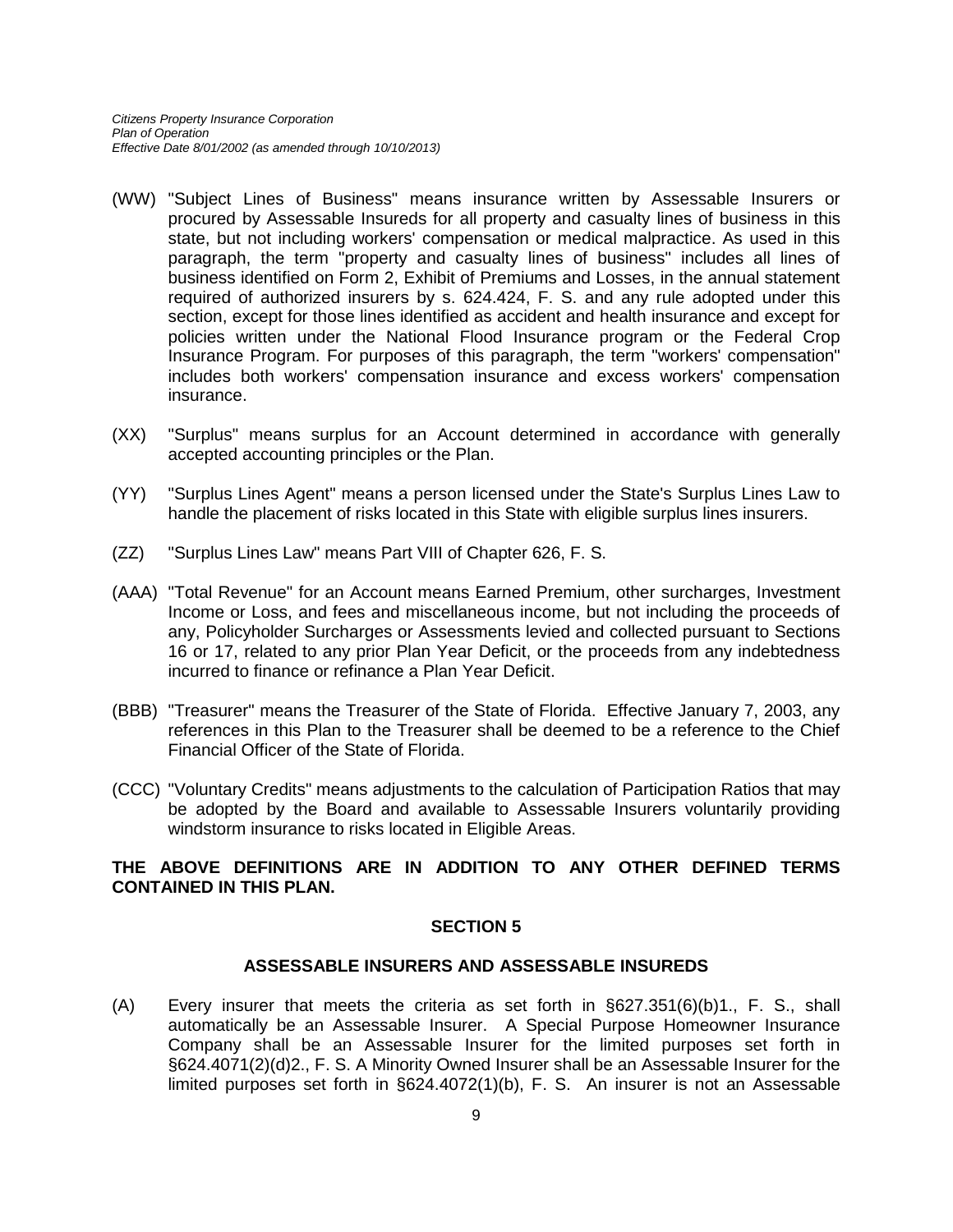(WW) "Subject Lines of Business" means insurance written by Assessable Insurers or procured by Assessable Insureds for all property and casualty lines of business in this state, but not including workers' compensation or medical malpractice. As used in this paragraph, the term "property and casualty lines of business" includes all lines of business identified on Form 2, Exhibit of Premiums and Losses, in the annual statement required of authorized insurers by s. 624.424, F. S. and any rule adopted under this section, except for those lines identified as accident and health insurance and except for policies written under the National Flood Insurance program or the Federal Crop Insurance Program. For purposes of this paragraph, the term "workers' compensation" includes both workers' compensation insurance and excess workers' compensation insurance.

(XX) "Surplus" means surplus for an Account determined in accordance with generally accepted accounting principles or the Plan.

(YY) "Surplus Lines Agent" means a person licensed under the State's Surplus Lines Law to handle the placement of risks located in this State with eligible surplus lines insurers.

(ZZ) "Surplus Lines Law" means Part VIII of Chapter 626, F. S.

(AAA) "Total Revenue" for an Account means Earned Premium, other surcharges, Investment Income or Loss, and fees and miscellaneous income, but not including the proceeds of any, Policyholder Surcharges or Assessments levied and collected pursuant to Sections 16 or 17, related to any prior Plan Year Deficit, or the proceeds from any indebtedness incurred to finance or refinance a Plan Year Deficit.

(BBB) "Treasurer" means the Treasurer of the State of Florida. Effective January 7, 2003, any references in this Plan to the Treasurer shall be deemed to be a reference to the Chief Financial Officer of the State of Florida.

(CCC) "Voluntary Credits" means adjustments to the calculation of Participation Ratios that may be adopted by the Board and available to Assessable Insurers voluntarily providing windstorm insurance to risks located in Eligible Areas.

**THE ABOVE DEFINITIONS ARE IN ADDITION TO ANY OTHER DEFINED TERMS CONTAINED IN THIS PLAN.**

## SECTION 5

### ASSESSABLE INSURERS AND ASSESSABLE INSUREDS

(A) Every insurer that meets the criteria as set forth in §627.351(6)(b)1., F. S., shall automatically be an Assessable Insurer. A Special Purpose Homeowner Insurance Company shall be an Assessable Insurer for the limited purposes set forth in §624.4071(2)(d)2., F. S. A Minority Owned Insurer shall be an Assessable Insurer for the limited purposes set forth in §624.4072(1)(b), F. S. An insurer is not an Assessable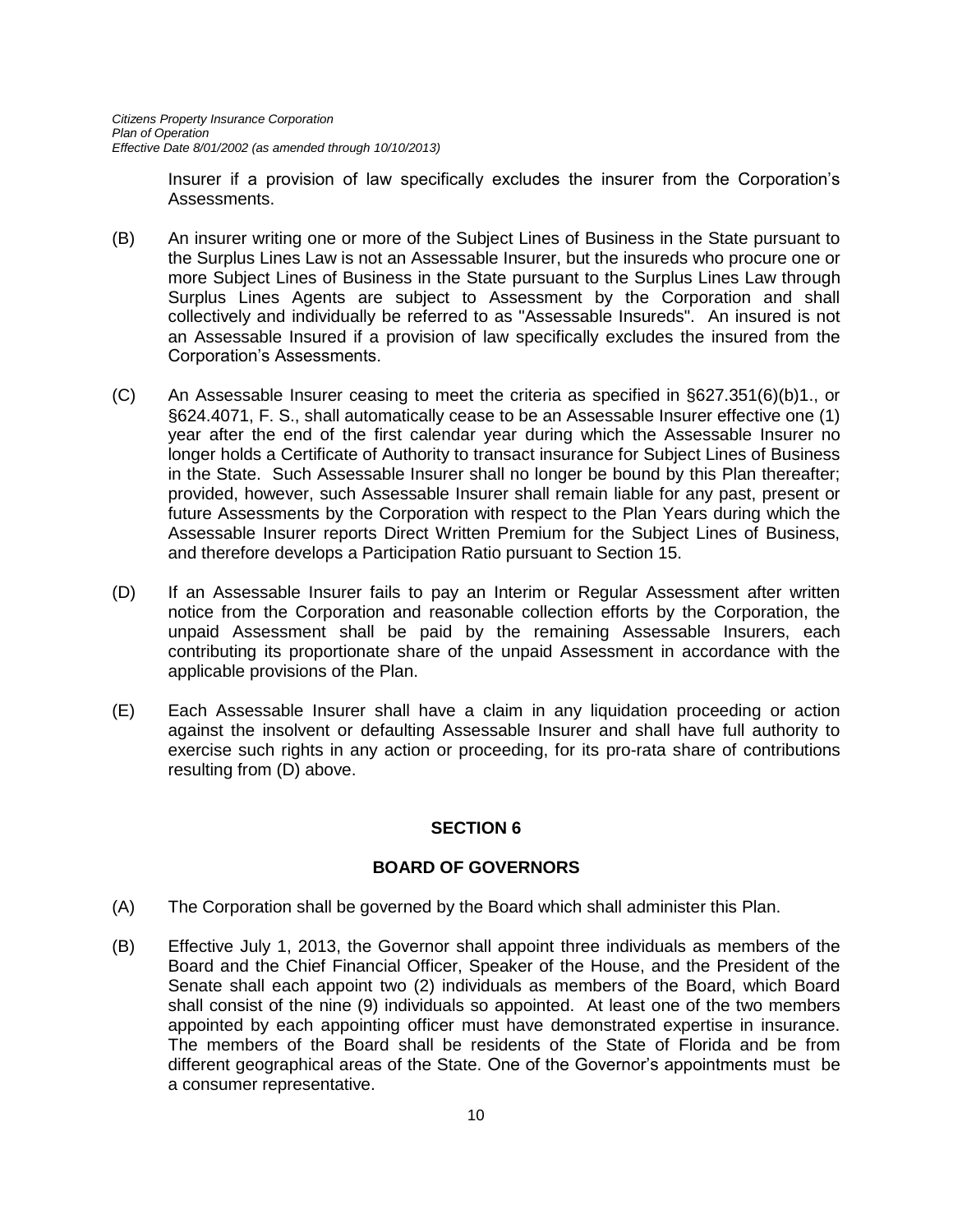Insurer if a provision of law specifically excludes the insurer from the Corporation's Assessments.

(B) An insurer writing one or more of the Subject Lines of Business in the State pursuant to the Surplus Lines Law is not an Assessable Insurer, but the insureds who procure one or more Subject Lines of Business in the State pursuant to the Surplus Lines Law through Surplus Lines Agents are subject to Assessment by the Corporation and shall collectively and individually be referred to as "Assessable Insureds". An insured is not an Assessable Insured if a provision of law specifically excludes the insured from the Corporation's Assessments.

(C) An Assessable Insurer ceasing to meet the criteria as specified in §627.351(6)(b)1., or §624.4071, F. S., shall automatically cease to be an Assessable Insurer effective one (1) year after the end of the first calendar year during which the Assessable Insurer no longer holds a Certificate of Authority to transact insurance for Subject Lines of Business in the State. Such Assessable Insurer shall no longer be bound by this Plan thereafter; provided, however, such Assessable Insurer shall remain liable for any past, present or future Assessments by the Corporation with respect to the Plan Years during which the Assessable Insurer reports Direct Written Premium for the Subject Lines of Business, and therefore develops a Participation Ratio pursuant to Section 15.

(D) If an Assessable Insurer fails to pay an Interim or Regular Assessment after written notice from the Corporation and reasonable collection efforts by the Corporation, the unpaid Assessment shall be paid by the remaining Assessable Insurers, each contributing its proportionate share of the unpaid Assessment in accordance with the applicable provisions of the Plan.

(E) Each Assessable Insurer shall have a claim in any liquidation proceeding or action against the insolvent or defaulting Assessable Insurer and shall have full authority to exercise such rights in any action or proceeding, for its pro-rata share of contributions resulting from (D) above.

## SECTION 6

## BOARD OF GOVERNORS

(A) The Corporation shall be governed by the Board which shall administer this Plan.

(B) Effective July 1, 2013, the Governor shall appoint three individuals as members of the Board and the Chief Financial Officer, Speaker of the House, and the President of the Senate shall each appoint two (2) individuals as members of the Board, which Board shall consist of the nine (9) individuals so appointed. At least one of the two members appointed by each appointing officer must have demonstrated expertise in insurance. The members of the Board shall be residents of the State of Florida and be from different geographical areas of the State. One of the Governor's appointments must be a consumer representative.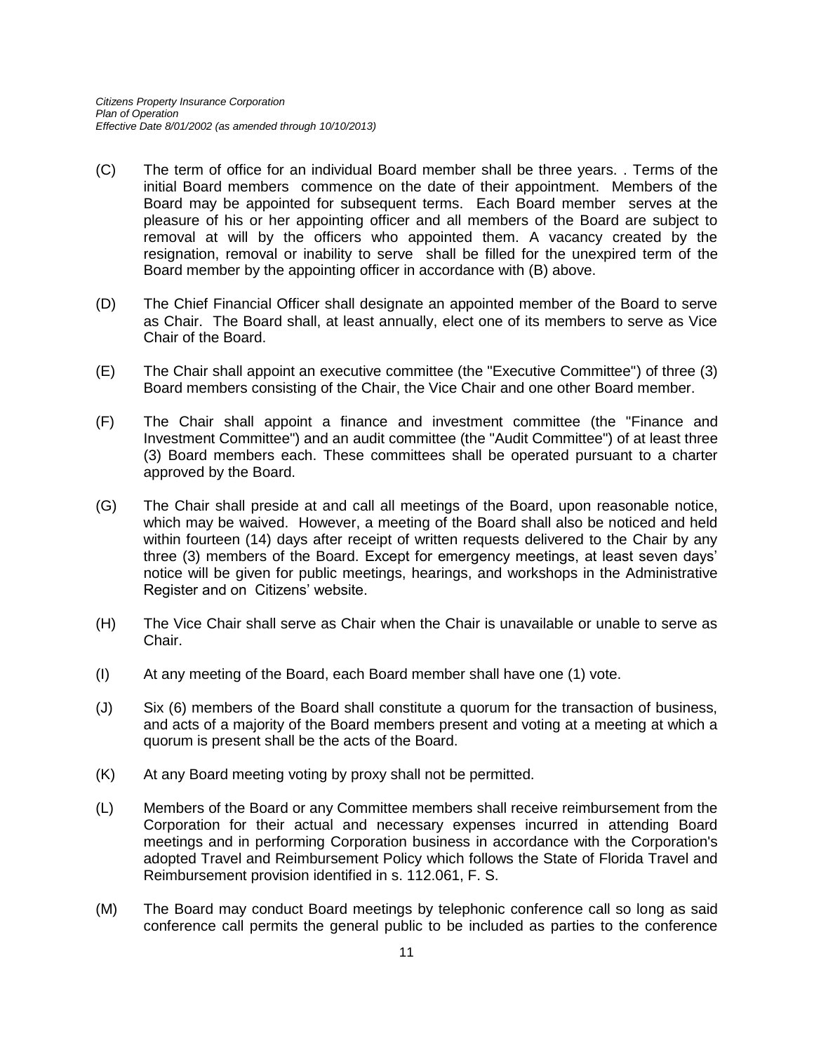(C) The term of office for an individual Board member shall be three years. . Terms of the initial Board members commence on the date of their appointment. Members of the Board may be appointed for subsequent terms. Each Board member serves at the pleasure of his or her appointing officer and all members of the Board are subject to removal at will by the officers who appointed them. A vacancy created by the resignation, removal or inability to serve shall be filled for the unexpired term of the Board member by the appointing officer in accordance with (B) above.

(D) The Chief Financial Officer shall designate an appointed member of the Board to serve as Chair. The Board shall, at least annually, elect one of its members to serve as Vice Chair of the Board.

(E) The Chair shall appoint an executive committee (the "Executive Committee") of three (3) Board members consisting of the Chair, the Vice Chair and one other Board member.

(F) The Chair shall appoint a finance and investment committee (the "Finance and Investment Committee") and an audit committee (the "Audit Committee") of at least three (3) Board members each. These committees shall be operated pursuant to a charter approved by the Board.

(G) The Chair shall preside at and call all meetings of the Board, upon reasonable notice, which may be waived. However, a meeting of the Board shall also be noticed and held within fourteen (14) days after receipt of written requests delivered to the Chair by any three (3) members of the Board. Except for emergency meetings, at least seven days' notice will be given for public meetings, hearings, and workshops in the Administrative Register and on Citizens' website.

(H) The Vice Chair shall serve as Chair when the Chair is unavailable or unable to serve as Chair.

(I) At any meeting of the Board, each Board member shall have one (1) vote.

(J) Six (6) members of the Board shall constitute a quorum for the transaction of business, and acts of a majority of the Board members present and voting at a meeting at which a quorum is present shall be the acts of the Board.

(K) At any Board meeting voting by proxy shall not be permitted.

(L) Members of the Board or any Committee members shall receive reimbursement from the Corporation for their actual and necessary expenses incurred in attending Board meetings and in performing Corporation business in accordance with the Corporation's adopted Travel and Reimbursement Policy which follows the State of Florida Travel and Reimbursement provision identified in s. 112.061, F. S.

(M) The Board may conduct Board meetings by telephonic conference call so long as said conference call permits the general public to be included as parties to the conference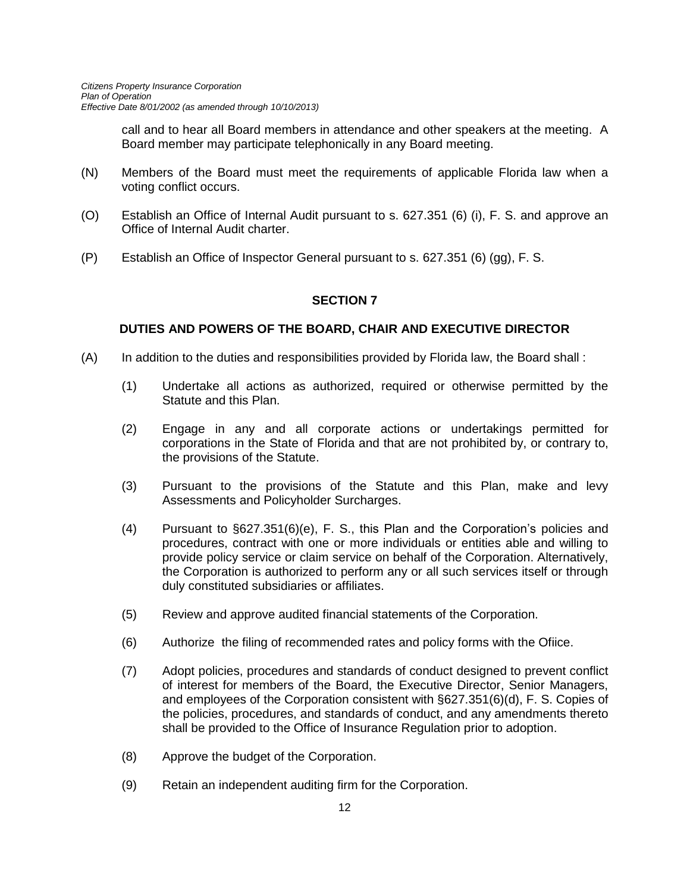call and to hear all Board members in attendance and other speakers at the meeting. A Board member may participate telephonically in any Board meeting.

(N) Members of the Board must meet the requirements of applicable Florida law when a voting conflict occurs.

(O) Establish an Office of Internal Audit pursuant to s. 627.351 (6) (i), F. S. and approve an Office of Internal Audit charter.

(P) Establish an Office of Inspector General pursuant to s. 627.351 (6) (gg), F. S.

## SECTION 7

## DUTIES AND POWERS OF THE BOARD, CHAIR AND EXECUTIVE DIRECTOR

(A) In addition to the duties and responsibilities provided by Florida law, the Board shall :

(1) Undertake all actions as authorized, required or otherwise permitted by the Statute and this Plan.

(2) Engage in any and all corporate actions or undertakings permitted for corporations in the State of Florida and that are not prohibited by, or contrary to, the provisions of the Statute.

(3) Pursuant to the provisions of the Statute and this Plan, make and levy Assessments and Policyholder Surcharges.

(4) Pursuant to §627.351(6)(e), F. S., this Plan and the Corporation's policies and procedures, contract with one or more individuals or entities able and willing to provide policy service or claim service on behalf of the Corporation. Alternatively, the Corporation is authorized to perform any or all such services itself or through duly constituted subsidiaries or affiliates.

(5) Review and approve audited financial statements of the Corporation.

(6) Authorize the filing of recommended rates and policy forms with the Ofiice.

(7) Adopt policies, procedures and standards of conduct designed to prevent conflict of interest for members of the Board, the Executive Director, Senior Managers, and employees of the Corporation consistent with §627.351(6)(d), F. S. Copies of the policies, procedures, and standards of conduct, and any amendments thereto shall be provided to the Office of Insurance Regulation prior to adoption.

(8) Approve the budget of the Corporation.

(9) Retain an independent auditing firm for the Corporation.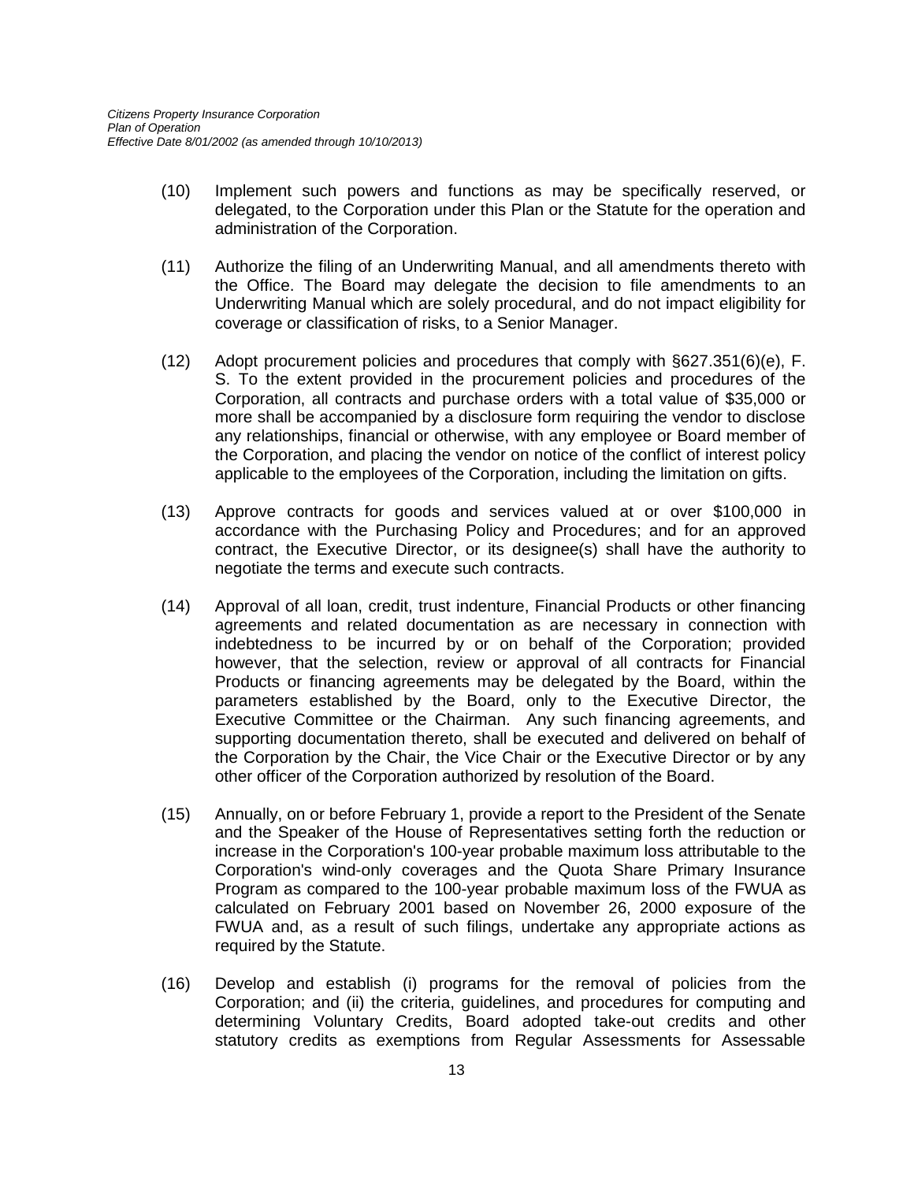(10) Implement such powers and functions as may be specifically reserved, or delegated, to the Corporation under this Plan or the Statute for the operation and administration of the Corporation.

(11) Authorize the filing of an Underwriting Manual, and all amendments thereto with the Office. The Board may delegate the decision to file amendments to an Underwriting Manual which are solely procedural, and do not impact eligibility for coverage or classification of risks, to a Senior Manager.

(12) Adopt procurement policies and procedures that comply with §627.351(6)(e), F. S. To the extent provided in the procurement policies and procedures of the Corporation, all contracts and purchase orders with a total value of $35,000 or more shall be accompanied by a disclosure form requiring the vendor to disclose any relationships, financial or otherwise, with any employee or Board member of the Corporation, and placing the vendor on notice of the conflict of interest policy applicable to the employees of the Corporation, including the limitation on gifts.

(13) Approve contracts for goods and services valued at or over $100,000 in accordance with the Purchasing Policy and Procedures; and for an approved contract, the Executive Director, or its designee(s) shall have the authority to negotiate the terms and execute such contracts.

(14) Approval of all loan, credit, trust indenture, Financial Products or other financing agreements and related documentation as are necessary in connection with indebtedness to be incurred by or on behalf of the Corporation; provided however, that the selection, review or approval of all contracts for Financial Products or financing agreements may be delegated by the Board, within the parameters established by the Board, only to the Executive Director, the Executive Committee or the Chairman. Any such financing agreements, and supporting documentation thereto, shall be executed and delivered on behalf of the Corporation by the Chair, the Vice Chair or the Executive Director or by any other officer of the Corporation authorized by resolution of the Board.

(15) Annually, on or before February 1, provide a report to the President of the Senate and the Speaker of the House of Representatives setting forth the reduction or increase in the Corporation's 100-year probable maximum loss attributable to the Corporation's wind-only coverages and the Quota Share Primary Insurance Program as compared to the 100-year probable maximum loss of the FWUA as calculated on February 2001 based on November 26, 2000 exposure of the FWUA and, as a result of such filings, undertake any appropriate actions as required by the Statute.

(16) Develop and establish (i) programs for the removal of policies from the Corporation; and (ii) the criteria, guidelines, and procedures for computing and determining Voluntary Credits, Board adopted take-out credits and other statutory credits as exemptions from Regular Assessments for Assessable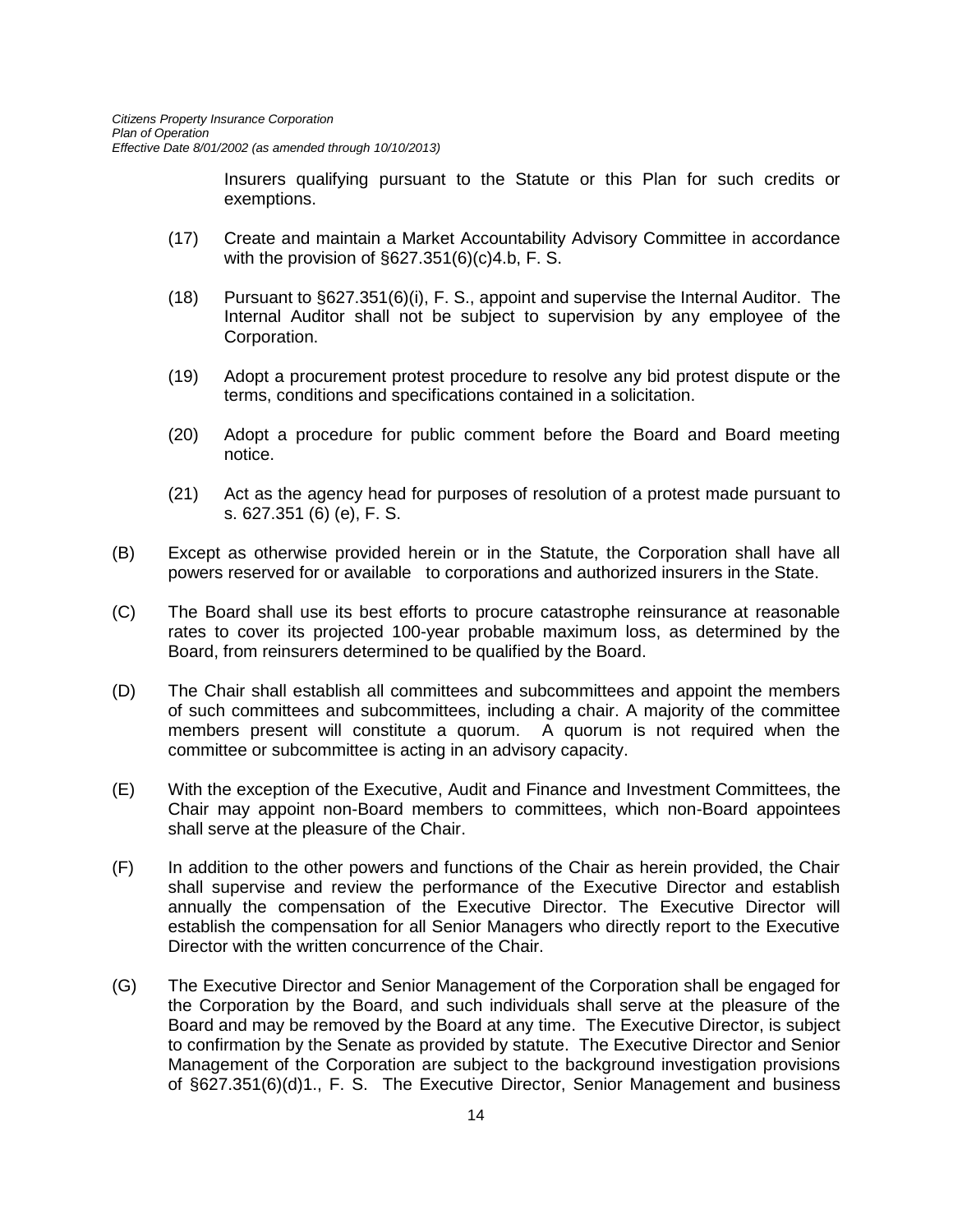Insurers qualifying pursuant to the Statute or this Plan for such credits or exemptions.

(17) Create and maintain a Market Accountability Advisory Committee in accordance with the provision of §627.351(6)(c)4.b, F. S.

(18) Pursuant to §627.351(6)(i), F. S., appoint and supervise the Internal Auditor. The Internal Auditor shall not be subject to supervision by any employee of the Corporation.

(19) Adopt a procurement protest procedure to resolve any bid protest dispute or the terms, conditions and specifications contained in a solicitation.

(20) Adopt a procedure for public comment before the Board and Board meeting notice.

(21) Act as the agency head for purposes of resolution of a protest made pursuant to s. 627.351 (6) (e), F. S.

(B) Except as otherwise provided herein or in the Statute, the Corporation shall have all powers reserved for or available to corporations and authorized insurers in the State.

(C) The Board shall use its best efforts to procure catastrophe reinsurance at reasonable rates to cover its projected 100-year probable maximum loss, as determined by the Board, from reinsurers determined to be qualified by the Board.

(D) The Chair shall establish all committees and subcommittees and appoint the members of such committees and subcommittees, including a chair. A majority of the committee members present will constitute a quorum. A quorum is not required when the committee or subcommittee is acting in an advisory capacity.

(E) With the exception of the Executive, Audit and Finance and Investment Committees, the Chair may appoint non-Board members to committees, which non-Board appointees shall serve at the pleasure of the Chair.

(F) In addition to the other powers and functions of the Chair as herein provided, the Chair shall supervise and review the performance of the Executive Director and establish annually the compensation of the Executive Director. The Executive Director will establish the compensation for all Senior Managers who directly report to the Executive Director with the written concurrence of the Chair.

(G) The Executive Director and Senior Management of the Corporation shall be engaged for the Corporation by the Board, and such individuals shall serve at the pleasure of the Board and may be removed by the Board at any time. The Executive Director, is subject to confirmation by the Senate as provided by statute. The Executive Director and Senior Management of the Corporation are subject to the background investigation provisions of §627.351(6)(d)1., F. S. The Executive Director, Senior Management and business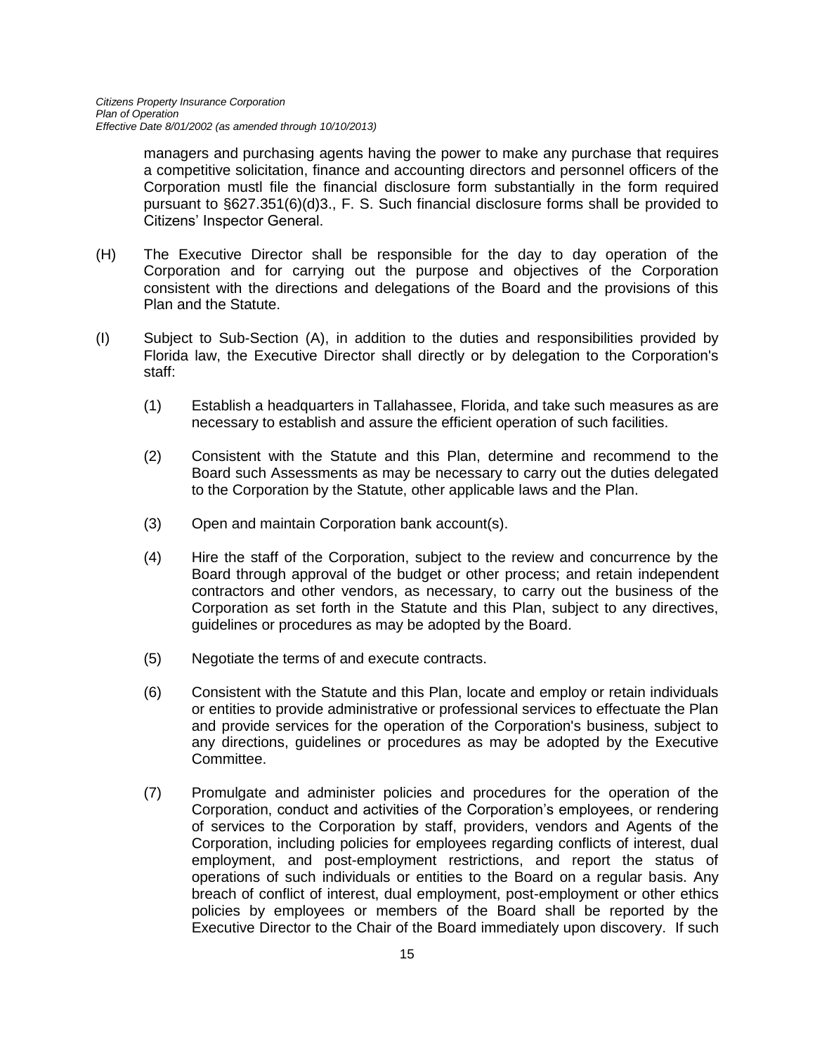managers and purchasing agents having the power to make any purchase that requires a competitive solicitation, finance and accounting directors and personnel officers of the Corporation mustl file the financial disclosure form substantially in the form required pursuant to §627.351(6)(d)3., F. S. Such financial disclosure forms shall be provided to Citizens' Inspector General.

(H) The Executive Director shall be responsible for the day to day operation of the Corporation and for carrying out the purpose and objectives of the Corporation consistent with the directions and delegations of the Board and the provisions of this Plan and the Statute.

(I) Subject to Sub-Section (A), in addition to the duties and responsibilities provided by Florida law, the Executive Director shall directly or by delegation to the Corporation's staff:

(1) Establish a headquarters in Tallahassee, Florida, and take such measures as are necessary to establish and assure the efficient operation of such facilities.

(2) Consistent with the Statute and this Plan, determine and recommend to the Board such Assessments as may be necessary to carry out the duties delegated to the Corporation by the Statute, other applicable laws and the Plan.

(3) Open and maintain Corporation bank account(s).

(4) Hire the staff of the Corporation, subject to the review and concurrence by the Board through approval of the budget or other process; and retain independent contractors and other vendors, as necessary, to carry out the business of the Corporation as set forth in the Statute and this Plan, subject to any directives, guidelines or procedures as may be adopted by the Board.

(5) Negotiate the terms of and execute contracts.

(6) Consistent with the Statute and this Plan, locate and employ or retain individuals or entities to provide administrative or professional services to effectuate the Plan and provide services for the operation of the Corporation's business, subject to any directions, guidelines or procedures as may be adopted by the Executive Committee.

(7) Promulgate and administer policies and procedures for the operation of the Corporation, conduct and activities of the Corporation's employees, or rendering of services to the Corporation by staff, providers, vendors and Agents of the Corporation, including policies for employees regarding conflicts of interest, dual employment, and post-employment restrictions, and report the status of operations of such individuals or entities to the Board on a regular basis. Any breach of conflict of interest, dual employment, post-employment or other ethics policies by employees or members of the Board shall be reported by the Executive Director to the Chair of the Board immediately upon discovery. If such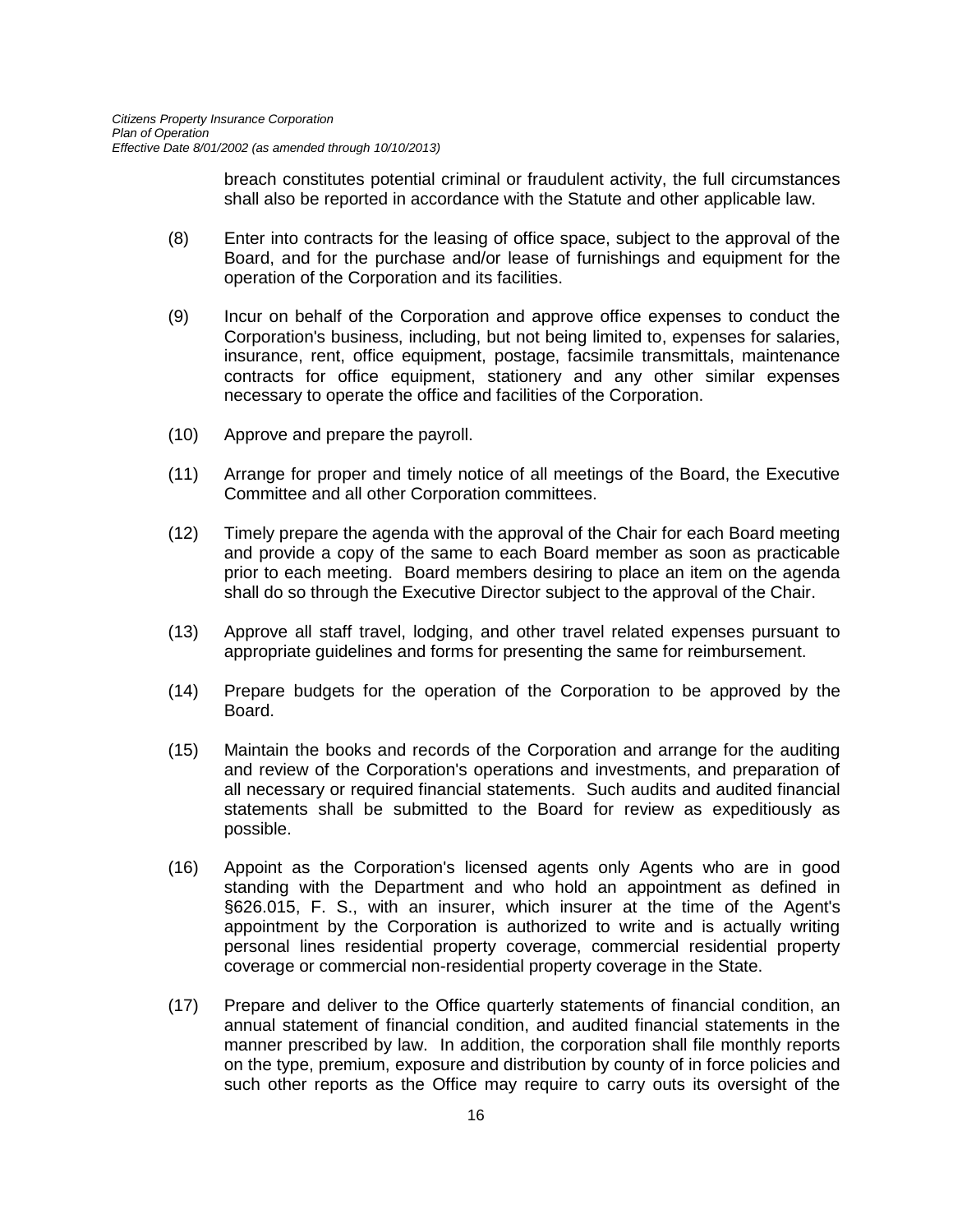breach constitutes potential criminal or fraudulent activity, the full circumstances shall also be reported in accordance with the Statute and other applicable law.

(8) Enter into contracts for the leasing of office space, subject to the approval of the Board, and for the purchase and/or lease of furnishings and equipment for the operation of the Corporation and its facilities.

(9) Incur on behalf of the Corporation and approve office expenses to conduct the Corporation's business, including, but not being limited to, expenses for salaries, insurance, rent, office equipment, postage, facsimile transmittals, maintenance contracts for office equipment, stationery and any other similar expenses necessary to operate the office and facilities of the Corporation.

(10) Approve and prepare the payroll.

(11) Arrange for proper and timely notice of all meetings of the Board, the Executive Committee and all other Corporation committees.

(12) Timely prepare the agenda with the approval of the Chair for each Board meeting and provide a copy of the same to each Board member as soon as practicable prior to each meeting. Board members desiring to place an item on the agenda shall do so through the Executive Director subject to the approval of the Chair.

(13) Approve all staff travel, lodging, and other travel related expenses pursuant to appropriate guidelines and forms for presenting the same for reimbursement.

(14) Prepare budgets for the operation of the Corporation to be approved by the Board.

(15) Maintain the books and records of the Corporation and arrange for the auditing and review of the Corporation's operations and investments, and preparation of all necessary or required financial statements. Such audits and audited financial statements shall be submitted to the Board for review as expeditiously as possible.

(16) Appoint as the Corporation's licensed agents only Agents who are in good standing with the Department and who hold an appointment as defined in §626.015, F. S., with an insurer, which insurer at the time of the Agent's appointment by the Corporation is authorized to write and is actually writing personal lines residential property coverage, commercial residential property coverage or commercial non-residential property coverage in the State.

(17) Prepare and deliver to the Office quarterly statements of financial condition, an annual statement of financial condition, and audited financial statements in the manner prescribed by law. In addition, the corporation shall file monthly reports on the type, premium, exposure and distribution by county of in force policies and such other reports as the Office may require to carry outs its oversight of the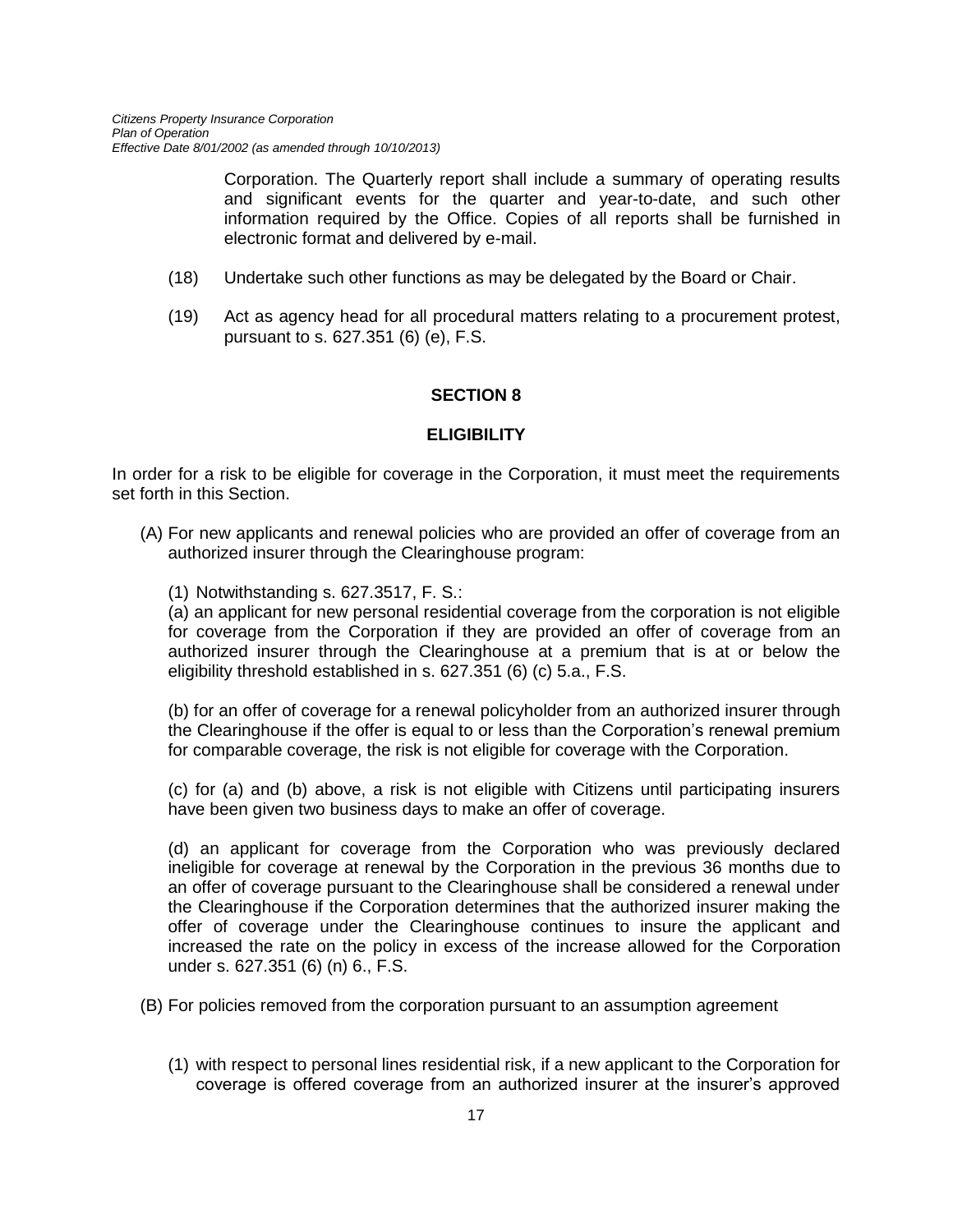Corporation. The Quarterly report shall include a summary of operating results and significant events for the quarter and year-to-date, and such other information required by the Office. Copies of all reports shall be furnished in electronic format and delivered by e-mail.

(18) Undertake such other functions as may be delegated by the Board or Chair.

(19) Act as agency head for all procedural matters relating to a procurement protest, pursuant to s. 627.351 (6) (e), F.S.

## SECTION 8

## ELIGIBILITY

In order for a risk to be eligible for coverage in the Corporation, it must meet the requirements set forth in this Section.

(A) For new applicants and renewal policies who are provided an offer of coverage from an authorized insurer through the Clearinghouse program:

(1) Notwithstanding s. 627.3517, F. S.:

(a) an applicant for new personal residential coverage from the corporation is not eligible for coverage from the Corporation if they are provided an offer of coverage from an authorized insurer through the Clearinghouse at a premium that is at or below the eligibility threshold established in s. 627.351 (6) (c) 5.a., F.S.

(b) for an offer of coverage for a renewal policyholder from an authorized insurer through the Clearinghouse if the offer is equal to or less than the Corporation's renewal premium for comparable coverage, the risk is not eligible for coverage with the Corporation.

(c) for (a) and (b) above, a risk is not eligible with Citizens until participating insurers have been given two business days to make an offer of coverage.

(d) an applicant for coverage from the Corporation who was previously declared ineligible for coverage at renewal by the Corporation in the previous 36 months due to an offer of coverage pursuant to the Clearinghouse shall be considered a renewal under the Clearinghouse if the Corporation determines that the authorized insurer making the offer of coverage under the Clearinghouse continues to insure the applicant and increased the rate on the policy in excess of the increase allowed for the Corporation under s. 627.351 (6) (n) 6., F.S.

(B) For policies removed from the corporation pursuant to an assumption agreement

(1) with respect to personal lines residential risk, if a new applicant to the Corporation for coverage is offered coverage from an authorized insurer at the insurer's approved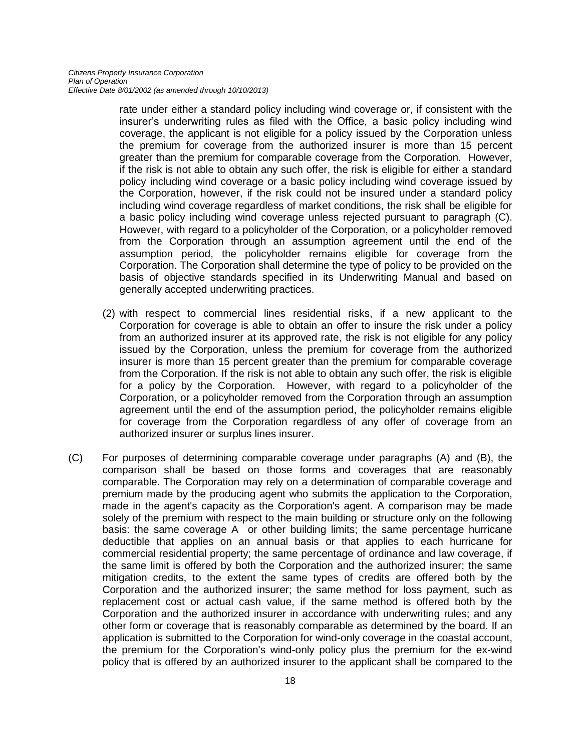rate under either a standard policy including wind coverage or, if consistent with the insurer's underwriting rules as filed with the Office, a basic policy including wind coverage, the applicant is not eligible for a policy issued by the Corporation unless the premium for coverage from the authorized insurer is more than 15 percent greater than the premium for comparable coverage from the Corporation. However, if the risk is not able to obtain any such offer, the risk is eligible for either a standard policy including wind coverage or a basic policy including wind coverage issued by the Corporation, however, if the risk could not be insured under a standard policy including wind coverage regardless of market conditions, the risk shall be eligible for a basic policy including wind coverage unless rejected pursuant to paragraph (C). However, with regard to a policyholder of the Corporation, or a policyholder removed from the Corporation through an assumption agreement until the end of the assumption period, the policyholder remains eligible for coverage from the Corporation. The Corporation shall determine the type of policy to be provided on the basis of objective standards specified in its Underwriting Manual and based on generally accepted underwriting practices.

(2) with respect to commercial lines residential risks, if a new applicant to the Corporation for coverage is able to obtain an offer to insure the risk under a policy from an authorized insurer at its approved rate, the risk is not eligible for any policy issued by the Corporation, unless the premium for coverage from the authorized insurer is more than 15 percent greater than the premium for comparable coverage from the Corporation. If the risk is not able to obtain any such offer, the risk is eligible for a policy by the Corporation. However, with regard to a policyholder of the Corporation, or a policyholder removed from the Corporation through an assumption agreement until the end of the assumption period, the policyholder remains eligible for coverage from the Corporation regardless of any offer of coverage from an authorized insurer or surplus lines insurer.

(C) For purposes of determining comparable coverage under paragraphs (A) and (B), the comparison shall be based on those forms and coverages that are reasonably comparable. The Corporation may rely on a determination of comparable coverage and premium made by the producing agent who submits the application to the Corporation, made in the agent's capacity as the Corporation's agent. A comparison may be made solely of the premium with respect to the main building or structure only on the following basis: the same coverage A or other building limits; the same percentage hurricane deductible that applies on an annual basis or that applies to each hurricane for commercial residential property; the same percentage of ordinance and law coverage, if the same limit is offered by both the Corporation and the authorized insurer; the same mitigation credits, to the extent the same types of credits are offered both by the Corporation and the authorized insurer; the same method for loss payment, such as replacement cost or actual cash value, if the same method is offered both by the Corporation and the authorized insurer in accordance with underwriting rules; and any other form or coverage that is reasonably comparable as determined by the board. If an application is submitted to the Corporation for wind-only coverage in the coastal account, the premium for the Corporation's wind-only policy plus the premium for the ex-wind policy that is offered by an authorized insurer to the applicant shall be compared to the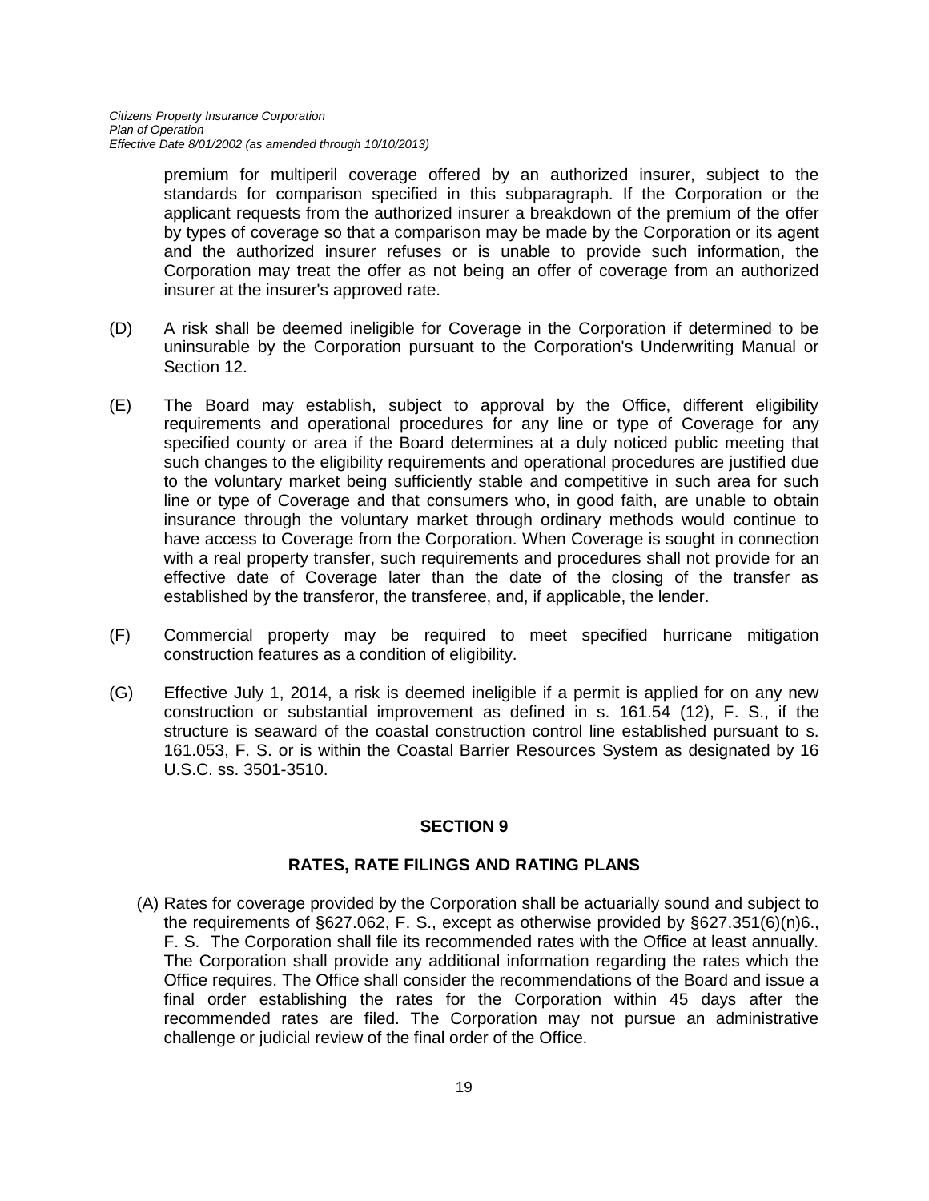premium for multiperil coverage offered by an authorized insurer, subject to the standards for comparison specified in this subparagraph. If the Corporation or the applicant requests from the authorized insurer a breakdown of the premium of the offer by types of coverage so that a comparison may be made by the Corporation or its agent and the authorized insurer refuses or is unable to provide such information, the Corporation may treat the offer as not being an offer of coverage from an authorized insurer at the insurer's approved rate.

(D) A risk shall be deemed ineligible for Coverage in the Corporation if determined to be uninsurable by the Corporation pursuant to the Corporation's Underwriting Manual or Section 12.

(E) The Board may establish, subject to approval by the Office, different eligibility requirements and operational procedures for any line or type of Coverage for any specified county or area if the Board determines at a duly noticed public meeting that such changes to the eligibility requirements and operational procedures are justified due to the voluntary market being sufficiently stable and competitive in such area for such line or type of Coverage and that consumers who, in good faith, are unable to obtain insurance through the voluntary market through ordinary methods would continue to have access to Coverage from the Corporation. When Coverage is sought in connection with a real property transfer, such requirements and procedures shall not provide for an effective date of Coverage later than the date of the closing of the transfer as established by the transferor, the transferee, and, if applicable, the lender.

(F) Commercial property may be required to meet specified hurricane mitigation construction features as a condition of eligibility.

(G) Effective July 1, 2014, a risk is deemed ineligible if a permit is applied for on any new construction or substantial improvement as defined in s. 161.54 (12), F. S., if the structure is seaward of the coastal construction control line established pursuant to s. 161.053, F. S. or is within the Coastal Barrier Resources System as designated by 16 U.S.C. ss. 3501-3510.

## SECTION 9

## RATES, RATE FILINGS AND RATING PLANS

(A) Rates for coverage provided by the Corporation shall be actuarially sound and subject to the requirements of §627.062, F. S., except as otherwise provided by §627.351(6)(n)6., F. S. The Corporation shall file its recommended rates with the Office at least annually. The Corporation shall provide any additional information regarding the rates which the Office requires. The Office shall consider the recommendations of the Board and issue a final order establishing the rates for the Corporation within 45 days after the recommended rates are filed. The Corporation may not pursue an administrative challenge or judicial review of the final order of the Office.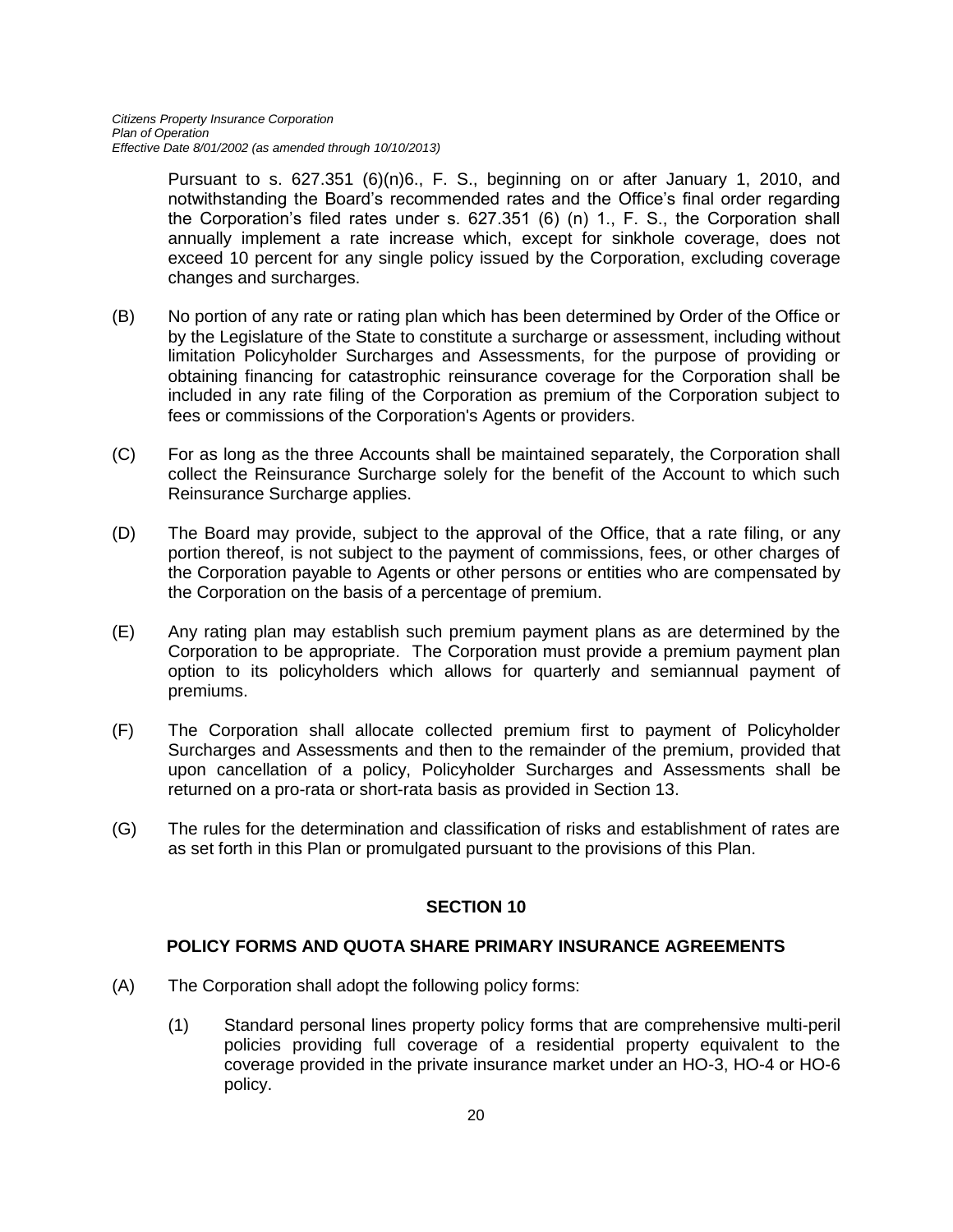Pursuant to s. 627.351 (6)(n)6., F. S., beginning on or after January 1, 2010, and notwithstanding the Board's recommended rates and the Office's final order regarding the Corporation's filed rates under s. 627.351 (6) (n) 1., F. S., the Corporation shall annually implement a rate increase which, except for sinkhole coverage, does not exceed 10 percent for any single policy issued by the Corporation, excluding coverage changes and surcharges.

(B) No portion of any rate or rating plan which has been determined by Order of the Office or by the Legislature of the State to constitute a surcharge or assessment, including without limitation Policyholder Surcharges and Assessments, for the purpose of providing or obtaining financing for catastrophic reinsurance coverage for the Corporation shall be included in any rate filing of the Corporation as premium of the Corporation subject to fees or commissions of the Corporation's Agents or providers.

(C) For as long as the three Accounts shall be maintained separately, the Corporation shall collect the Reinsurance Surcharge solely for the benefit of the Account to which such Reinsurance Surcharge applies.

(D) The Board may provide, subject to the approval of the Office, that a rate filing, or any portion thereof, is not subject to the payment of commissions, fees, or other charges of the Corporation payable to Agents or other persons or entities who are compensated by the Corporation on the basis of a percentage of premium.

(E) Any rating plan may establish such premium payment plans as are determined by the Corporation to be appropriate. The Corporation must provide a premium payment plan option to its policyholders which allows for quarterly and semiannual payment of premiums.

(F) The Corporation shall allocate collected premium first to payment of Policyholder Surcharges and Assessments and then to the remainder of the premium, provided that upon cancellation of a policy, Policyholder Surcharges and Assessments shall be returned on a pro-rata or short-rata basis as provided in Section 13.

(G) The rules for the determination and classification of risks and establishment of rates are as set forth in this Plan or promulgated pursuant to the provisions of this Plan.

## SECTION 10

### POLICY FORMS AND QUOTA SHARE PRIMARY INSURANCE AGREEMENTS

(A) The Corporation shall adopt the following policy forms:

(1) Standard personal lines property policy forms that are comprehensive multi-peril policies providing full coverage of a residential property equivalent to the coverage provided in the private insurance market under an HO-3, HO-4 or HO-6 policy.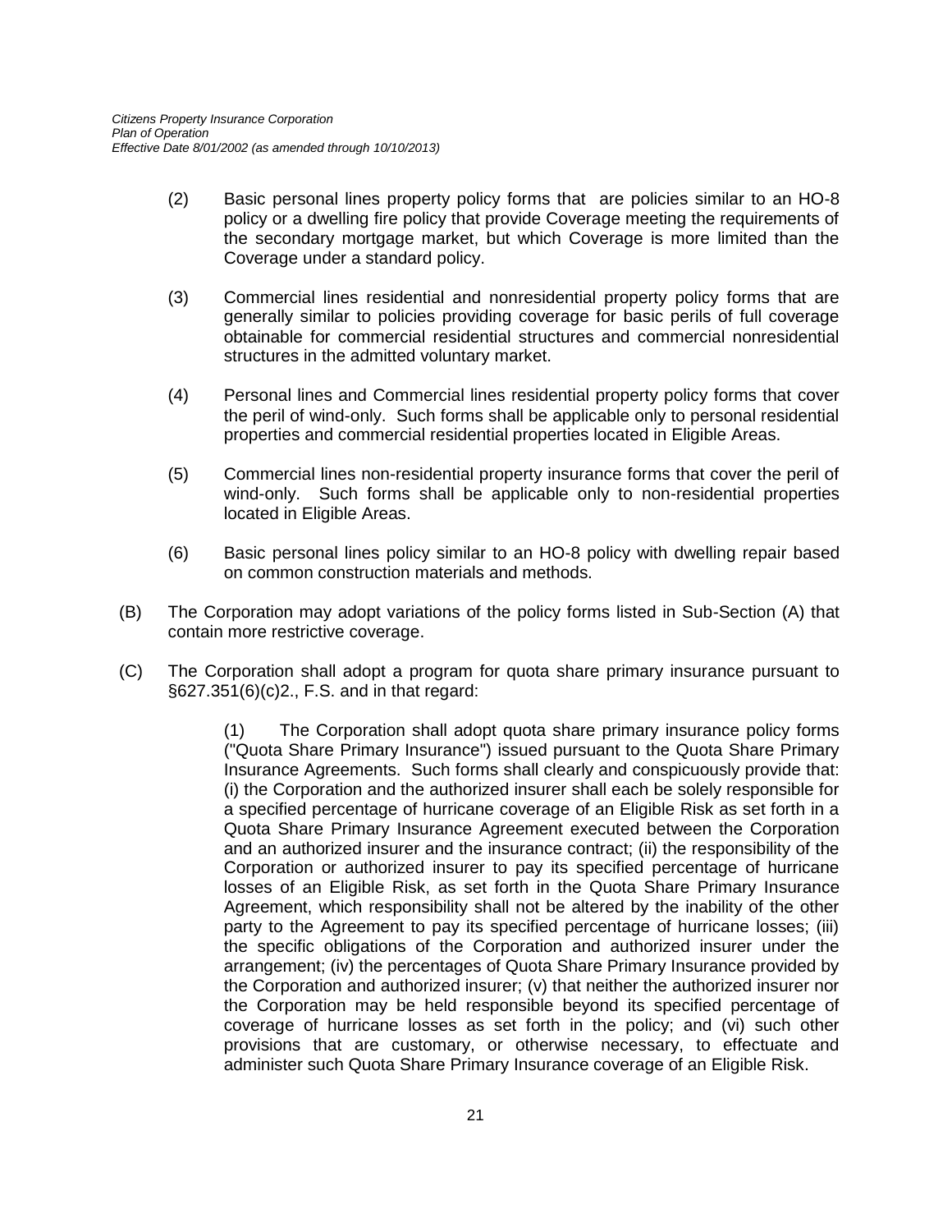(2) Basic personal lines property policy forms that are policies similar to an HO-8 policy or a dwelling fire policy that provide Coverage meeting the requirements of the secondary mortgage market, but which Coverage is more limited than the Coverage under a standard policy.

(3) Commercial lines residential and nonresidential property policy forms that are generally similar to policies providing coverage for basic perils of full coverage obtainable for commercial residential structures and commercial nonresidential structures in the admitted voluntary market.

(4) Personal lines and Commercial lines residential property policy forms that cover the peril of wind-only. Such forms shall be applicable only to personal residential properties and commercial residential properties located in Eligible Areas.

(5) Commercial lines non-residential property insurance forms that cover the peril of wind-only. Such forms shall be applicable only to non-residential properties located in Eligible Areas.

(6) Basic personal lines policy similar to an HO-8 policy with dwelling repair based on common construction materials and methods.

(B) The Corporation may adopt variations of the policy forms listed in Sub-Section (A) that contain more restrictive coverage.

(C) The Corporation shall adopt a program for quota share primary insurance pursuant to §627.351(6)(c)2., F.S. and in that regard:

(1) The Corporation shall adopt quota share primary insurance policy forms ("Quota Share Primary Insurance") issued pursuant to the Quota Share Primary Insurance Agreements. Such forms shall clearly and conspicuously provide that: (i) the Corporation and the authorized insurer shall each be solely responsible for a specified percentage of hurricane coverage of an Eligible Risk as set forth in a Quota Share Primary Insurance Agreement executed between the Corporation and an authorized insurer and the insurance contract; (ii) the responsibility of the Corporation or authorized insurer to pay its specified percentage of hurricane losses of an Eligible Risk, as set forth in the Quota Share Primary Insurance Agreement, which responsibility shall not be altered by the inability of the other party to the Agreement to pay its specified percentage of hurricane losses; (iii) the specific obligations of the Corporation and authorized insurer under the arrangement; (iv) the percentages of Quota Share Primary Insurance provided by the Corporation and authorized insurer; (v) that neither the authorized insurer nor the Corporation may be held responsible beyond its specified percentage of coverage of hurricane losses as set forth in the policy; and (vi) such other provisions that are customary, or otherwise necessary, to effectuate and administer such Quota Share Primary Insurance coverage of an Eligible Risk.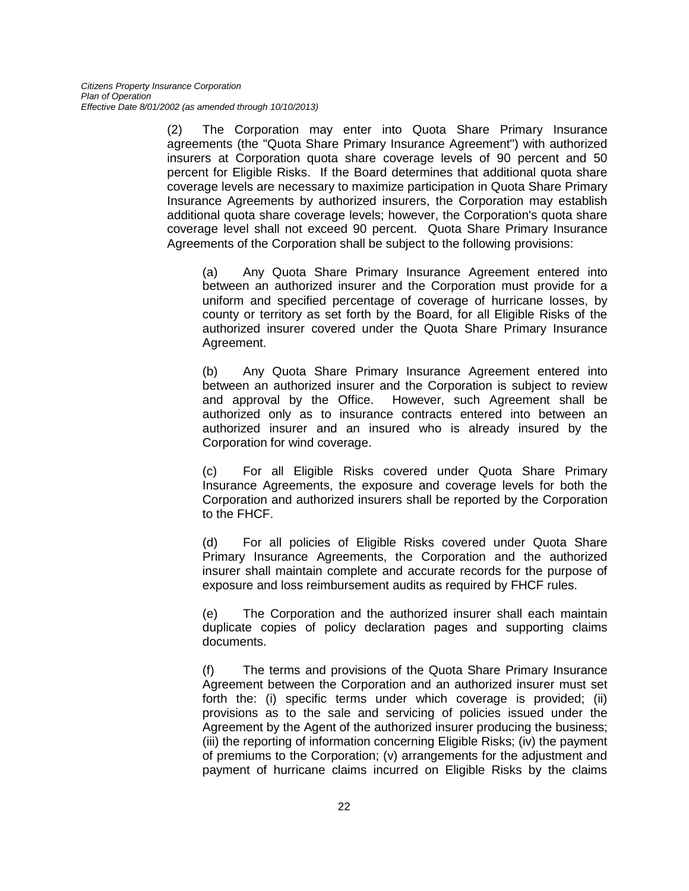(2) The Corporation may enter into Quota Share Primary Insurance agreements (the "Quota Share Primary Insurance Agreement") with authorized insurers at Corporation quota share coverage levels of 90 percent and 50 percent for Eligible Risks. If the Board determines that additional quota share coverage levels are necessary to maximize participation in Quota Share Primary Insurance Agreements by authorized insurers, the Corporation may establish additional quota share coverage levels; however, the Corporation's quota share coverage level shall not exceed 90 percent. Quota Share Primary Insurance Agreements of the Corporation shall be subject to the following provisions:

(a) Any Quota Share Primary Insurance Agreement entered into between an authorized insurer and the Corporation must provide for a uniform and specified percentage of coverage of hurricane losses, by county or territory as set forth by the Board, for all Eligible Risks of the authorized insurer covered under the Quota Share Primary Insurance Agreement.

(b) Any Quota Share Primary Insurance Agreement entered into between an authorized insurer and the Corporation is subject to review and approval by the Office. However, such Agreement shall be authorized only as to insurance contracts entered into between an authorized insurer and an insured who is already insured by the Corporation for wind coverage.

(c) For all Eligible Risks covered under Quota Share Primary Insurance Agreements, the exposure and coverage levels for both the Corporation and authorized insurers shall be reported by the Corporation to the FHCF.

(d) For all policies of Eligible Risks covered under Quota Share Primary Insurance Agreements, the Corporation and the authorized insurer shall maintain complete and accurate records for the purpose of exposure and loss reimbursement audits as required by FHCF rules.

(e) The Corporation and the authorized insurer shall each maintain duplicate copies of policy declaration pages and supporting claims documents.

(f) The terms and provisions of the Quota Share Primary Insurance Agreement between the Corporation and an authorized insurer must set forth the: (i) specific terms under which coverage is provided; (ii) provisions as to the sale and servicing of policies issued under the Agreement by the Agent of the authorized insurer producing the business; (iii) the reporting of information concerning Eligible Risks; (iv) the payment of premiums to the Corporation; (v) arrangements for the adjustment and payment of hurricane claims incurred on Eligible Risks by the claims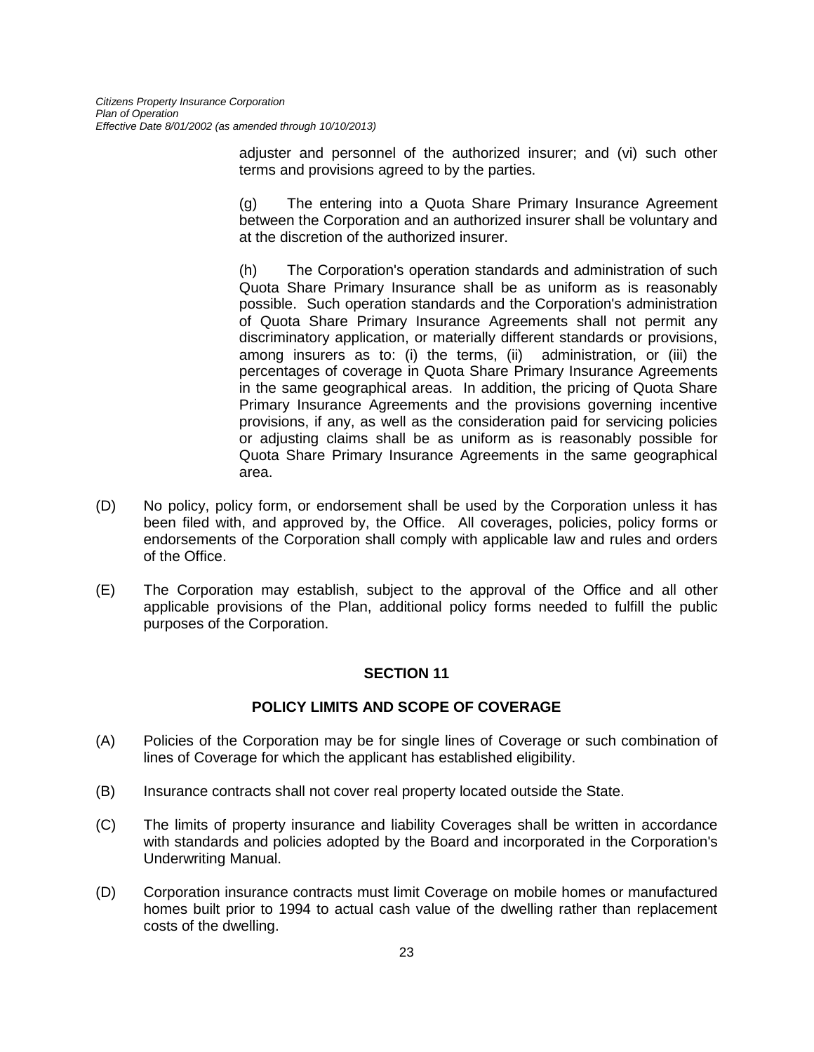adjuster and personnel of the authorized insurer; and (vi) such other terms and provisions agreed to by the parties.

(g) The entering into a Quota Share Primary Insurance Agreement between the Corporation and an authorized insurer shall be voluntary and at the discretion of the authorized insurer.

(h) The Corporation's operation standards and administration of such Quota Share Primary Insurance shall be as uniform as is reasonably possible. Such operation standards and the Corporation's administration of Quota Share Primary Insurance Agreements shall not permit any discriminatory application, or materially different standards or provisions, among insurers as to: (i) the terms, (ii) administration, or (iii) the percentages of coverage in Quota Share Primary Insurance Agreements in the same geographical areas. In addition, the pricing of Quota Share Primary Insurance Agreements and the provisions governing incentive provisions, if any, as well as the consideration paid for servicing policies or adjusting claims shall be as uniform as is reasonably possible for Quota Share Primary Insurance Agreements in the same geographical area.

(D) No policy, policy form, or endorsement shall be used by the Corporation unless it has been filed with, and approved by, the Office. All coverages, policies, policy forms or endorsements of the Corporation shall comply with applicable law and rules and orders of the Office.

(E) The Corporation may establish, subject to the approval of the Office and all other applicable provisions of the Plan, additional policy forms needed to fulfill the public purposes of the Corporation.

## SECTION 11

## POLICY LIMITS AND SCOPE OF COVERAGE

(A) Policies of the Corporation may be for single lines of Coverage or such combination of lines of Coverage for which the applicant has established eligibility.

(B) Insurance contracts shall not cover real property located outside the State.

(C) The limits of property insurance and liability Coverages shall be written in accordance with standards and policies adopted by the Board and incorporated in the Corporation's Underwriting Manual.

(D) Corporation insurance contracts must limit Coverage on mobile homes or manufactured homes built prior to 1994 to actual cash value of the dwelling rather than replacement costs of the dwelling.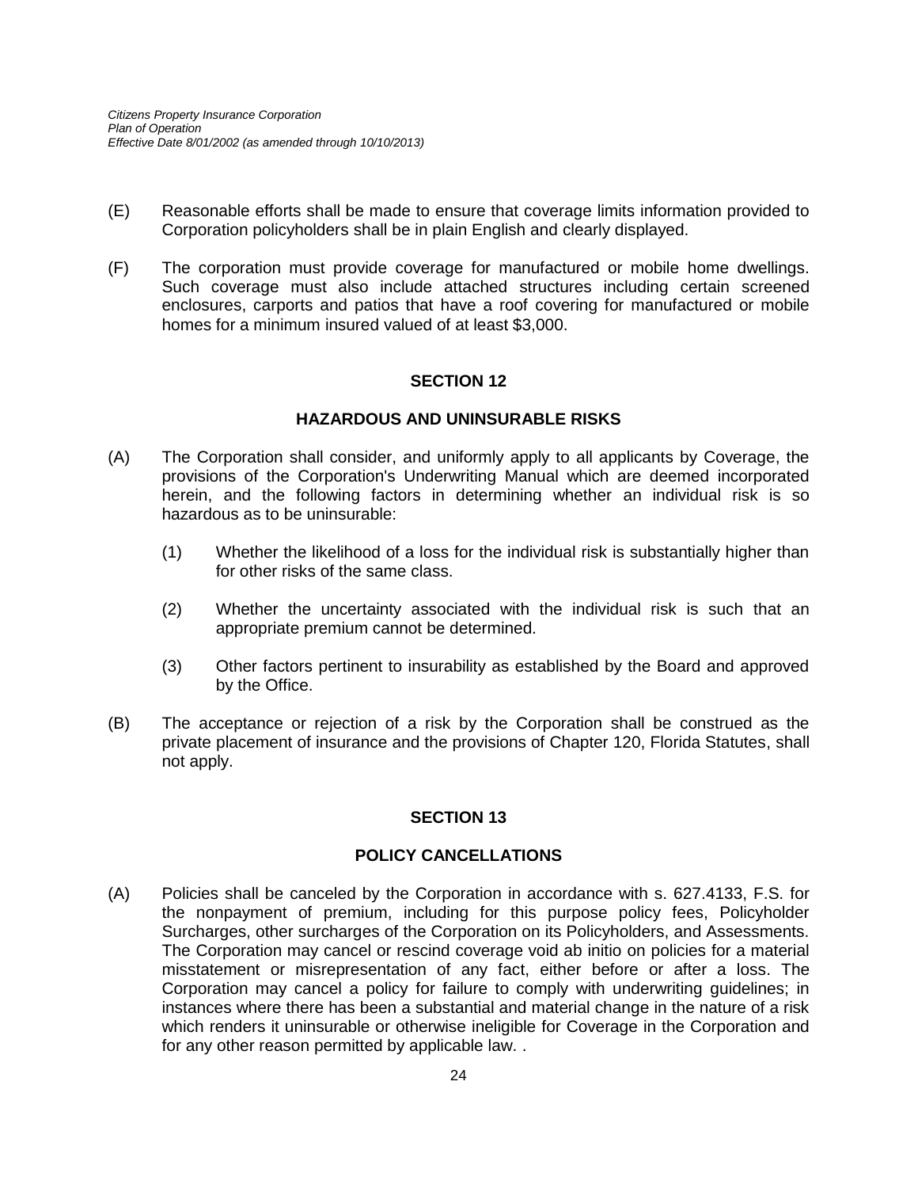(E) Reasonable efforts shall be made to ensure that coverage limits information provided to Corporation policyholders shall be in plain English and clearly displayed.

(F) The corporation must provide coverage for manufactured or mobile home dwellings. Such coverage must also include attached structures including certain screened enclosures, carports and patios that have a roof covering for manufactured or mobile homes for a minimum insured valued of at least $3,000.

## SECTION 12

## HAZARDOUS AND UNINSURABLE RISKS

(A) The Corporation shall consider, and uniformly apply to all applicants by Coverage, the provisions of the Corporation's Underwriting Manual which are deemed incorporated herein, and the following factors in determining whether an individual risk is so hazardous as to be uninsurable:

  (1) Whether the likelihood of a loss for the individual risk is substantially higher than for other risks of the same class.

  (2) Whether the uncertainty associated with the individual risk is such that an appropriate premium cannot be determined.

  (3) Other factors pertinent to insurability as established by the Board and approved by the Office.

(B) The acceptance or rejection of a risk by the Corporation shall be construed as the private placement of insurance and the provisions of Chapter 120, Florida Statutes, shall not apply.

## SECTION 13

## POLICY CANCELLATIONS

(A) Policies shall be canceled by the Corporation in accordance with s. 627.4133, F.S. for the nonpayment of premium, including for this purpose policy fees, Policyholder Surcharges, other surcharges of the Corporation on its Policyholders, and Assessments. The Corporation may cancel or rescind coverage void ab initio on policies for a material misstatement or misrepresentation of any fact, either before or after a loss. The Corporation may cancel a policy for failure to comply with underwriting guidelines; in instances where there has been a substantial and material change in the nature of a risk which renders it uninsurable or otherwise ineligible for Coverage in the Corporation and for any other reason permitted by applicable law. .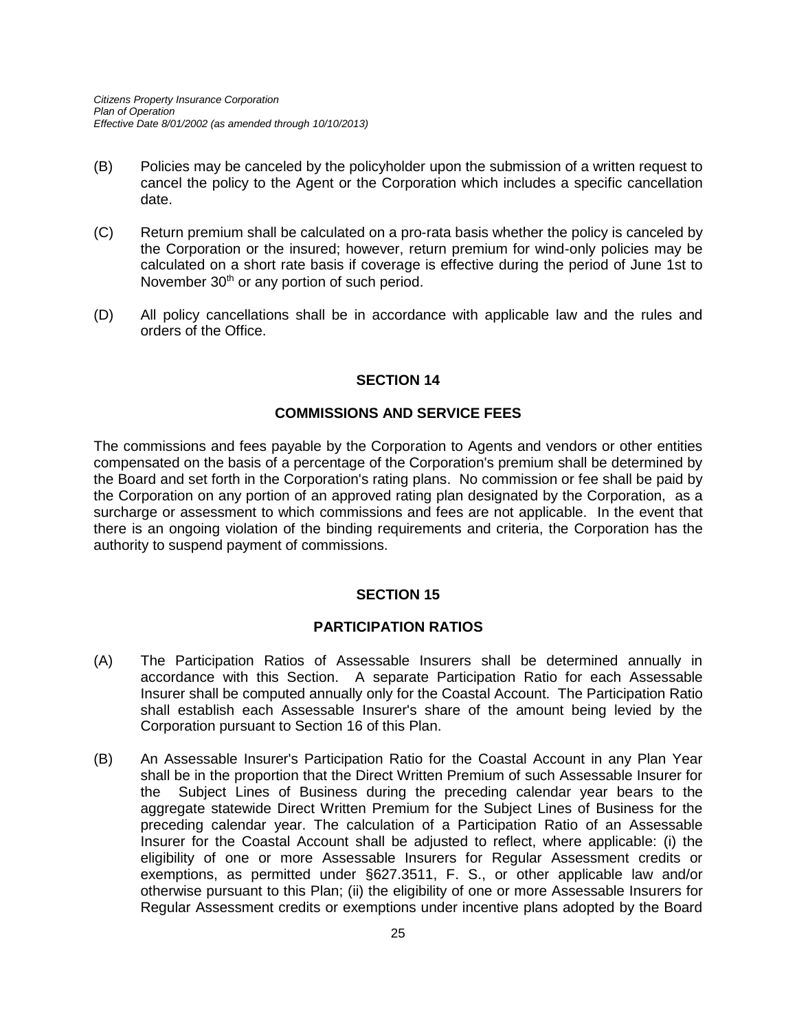(B) Policies may be canceled by the policyholder upon the submission of a written request to cancel the policy to the Agent or the Corporation which includes a specific cancellation date.

(C) Return premium shall be calculated on a pro-rata basis whether the policy is canceled by the Corporation or the insured; however, return premium for wind-only policies may be calculated on a short rate basis if coverage is effective during the period of June 1st to November 30th or any portion of such period.

(D) All policy cancellations shall be in accordance with applicable law and the rules and orders of the Office.

## SECTION 14

## COMMISSIONS AND SERVICE FEES

The commissions and fees payable by the Corporation to Agents and vendors or other entities compensated on the basis of a percentage of the Corporation's premium shall be determined by the Board and set forth in the Corporation's rating plans. No commission or fee shall be paid by the Corporation on any portion of an approved rating plan designated by the Corporation, as a surcharge or assessment to which commissions and fees are not applicable. In the event that there is an ongoing violation of the binding requirements and criteria, the Corporation has the authority to suspend payment of commissions.

## SECTION 15

## PARTICIPATION RATIOS

(A) The Participation Ratios of Assessable Insurers shall be determined annually in accordance with this Section. A separate Participation Ratio for each Assessable Insurer shall be computed annually only for the Coastal Account. The Participation Ratio shall establish each Assessable Insurer's share of the amount being levied by the Corporation pursuant to Section 16 of this Plan.

(B) An Assessable Insurer's Participation Ratio for the Coastal Account in any Plan Year shall be in the proportion that the Direct Written Premium of such Assessable Insurer for the Subject Lines of Business during the preceding calendar year bears to the aggregate statewide Direct Written Premium for the Subject Lines of Business for the preceding calendar year. The calculation of a Participation Ratio of an Assessable Insurer for the Coastal Account shall be adjusted to reflect, where applicable: (i) the eligibility of one or more Assessable Insurers for Regular Assessment credits or exemptions, as permitted under §627.3511, F. S., or other applicable law and/or otherwise pursuant to this Plan; (ii) the eligibility of one or more Assessable Insurers for Regular Assessment credits or exemptions under incentive plans adopted by the Board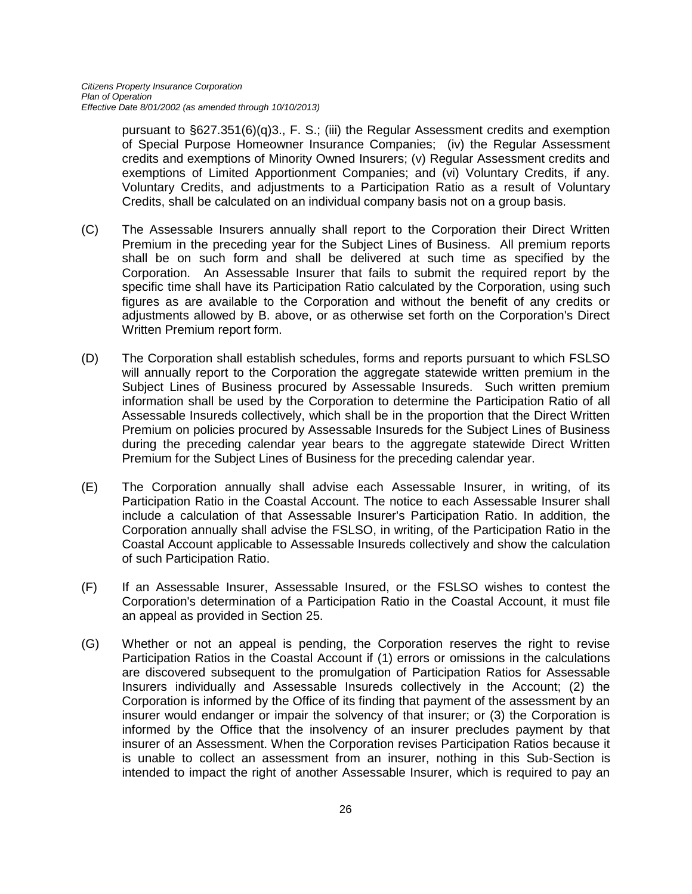pursuant to §627.351(6)(q)3., F. S.; (iii) the Regular Assessment credits and exemption of Special Purpose Homeowner Insurance Companies; (iv) the Regular Assessment credits and exemptions of Minority Owned Insurers; (v) Regular Assessment credits and exemptions of Limited Apportionment Companies; and (vi) Voluntary Credits, if any. Voluntary Credits, and adjustments to a Participation Ratio as a result of Voluntary Credits, shall be calculated on an individual company basis not on a group basis.

(C) The Assessable Insurers annually shall report to the Corporation their Direct Written Premium in the preceding year for the Subject Lines of Business. All premium reports shall be on such form and shall be delivered at such time as specified by the Corporation. An Assessable Insurer that fails to submit the required report by the specific time shall have its Participation Ratio calculated by the Corporation, using such figures as are available to the Corporation and without the benefit of any credits or adjustments allowed by B. above, or as otherwise set forth on the Corporation's Direct Written Premium report form.

(D) The Corporation shall establish schedules, forms and reports pursuant to which FSLSO will annually report to the Corporation the aggregate statewide written premium in the Subject Lines of Business procured by Assessable Insureds. Such written premium information shall be used by the Corporation to determine the Participation Ratio of all Assessable Insureds collectively, which shall be in the proportion that the Direct Written Premium on policies procured by Assessable Insureds for the Subject Lines of Business during the preceding calendar year bears to the aggregate statewide Direct Written Premium for the Subject Lines of Business for the preceding calendar year.

(E) The Corporation annually shall advise each Assessable Insurer, in writing, of its Participation Ratio in the Coastal Account. The notice to each Assessable Insurer shall include a calculation of that Assessable Insurer's Participation Ratio. In addition, the Corporation annually shall advise the FSLSO, in writing, of the Participation Ratio in the Coastal Account applicable to Assessable Insureds collectively and show the calculation of such Participation Ratio.

(F) If an Assessable Insurer, Assessable Insured, or the FSLSO wishes to contest the Corporation's determination of a Participation Ratio in the Coastal Account, it must file an appeal as provided in Section 25.

(G) Whether or not an appeal is pending, the Corporation reserves the right to revise Participation Ratios in the Coastal Account if (1) errors or omissions in the calculations are discovered subsequent to the promulgation of Participation Ratios for Assessable Insurers individually and Assessable Insureds collectively in the Account; (2) the Corporation is informed by the Office of its finding that payment of the assessment by an insurer would endanger or impair the solvency of that insurer; or (3) the Corporation is informed by the Office that the insolvency of an insurer precludes payment by that insurer of an Assessment. When the Corporation revises Participation Ratios because it is unable to collect an assessment from an insurer, nothing in this Sub-Section is intended to impact the right of another Assessable Insurer, which is required to pay an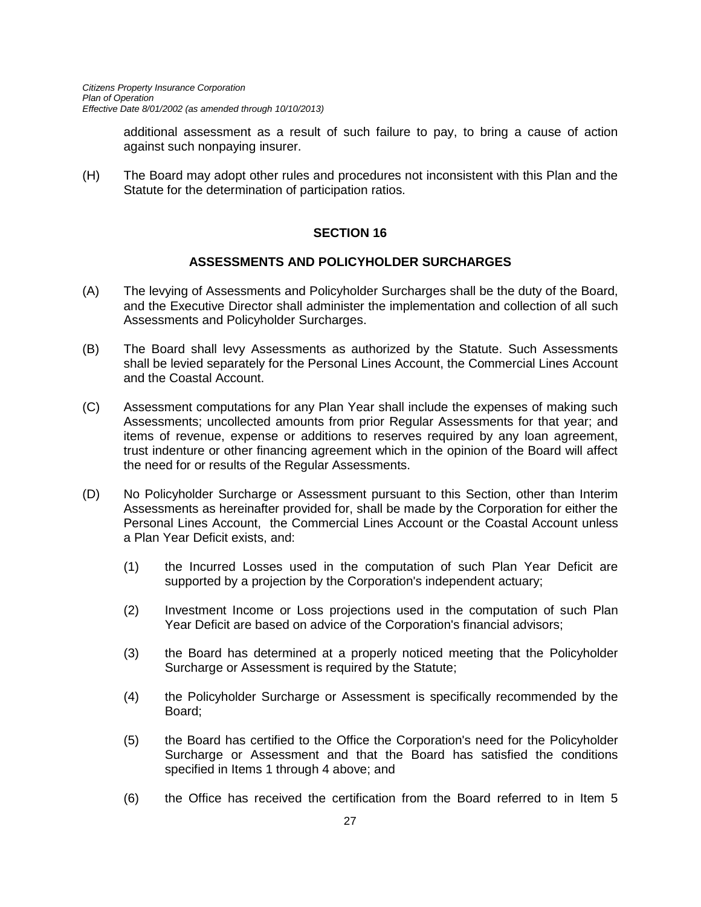additional assessment as a result of such failure to pay, to bring a cause of action against such nonpaying insurer.

(H) The Board may adopt other rules and procedures not inconsistent with this Plan and the Statute for the determination of participation ratios.

## SECTION 16

## ASSESSMENTS AND POLICYHOLDER SURCHARGES

(A) The levying of Assessments and Policyholder Surcharges shall be the duty of the Board, and the Executive Director shall administer the implementation and collection of all such Assessments and Policyholder Surcharges.

(B) The Board shall levy Assessments as authorized by the Statute. Such Assessments shall be levied separately for the Personal Lines Account, the Commercial Lines Account and the Coastal Account.

(C) Assessment computations for any Plan Year shall include the expenses of making such Assessments; uncollected amounts from prior Regular Assessments for that year; and items of revenue, expense or additions to reserves required by any loan agreement, trust indenture or other financing agreement which in the opinion of the Board will affect the need for or results of the Regular Assessments.

(D) No Policyholder Surcharge or Assessment pursuant to this Section, other than Interim Assessments as hereinafter provided for, shall be made by the Corporation for either the Personal Lines Account, the Commercial Lines Account or the Coastal Account unless a Plan Year Deficit exists, and:

(1) the Incurred Losses used in the computation of such Plan Year Deficit are supported by a projection by the Corporation's independent actuary;

(2) Investment Income or Loss projections used in the computation of such Plan Year Deficit are based on advice of the Corporation's financial advisors;

(3) the Board has determined at a properly noticed meeting that the Policyholder Surcharge or Assessment is required by the Statute;

(4) the Policyholder Surcharge or Assessment is specifically recommended by the Board;

(5) the Board has certified to the Office the Corporation's need for the Policyholder Surcharge or Assessment and that the Board has satisfied the conditions specified in Items 1 through 4 above; and

(6) the Office has received the certification from the Board referred to in Item 5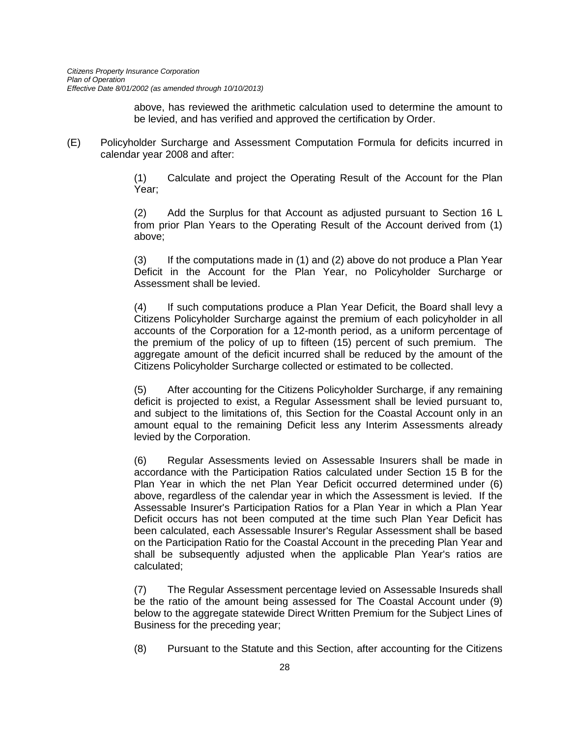above, has reviewed the arithmetic calculation used to determine the amount to be levied, and has verified and approved the certification by Order.

(E) Policyholder Surcharge and Assessment Computation Formula for deficits incurred in calendar year 2008 and after:

(1) Calculate and project the Operating Result of the Account for the Plan Year;

(2) Add the Surplus for that Account as adjusted pursuant to Section 16 L from prior Plan Years to the Operating Result of the Account derived from (1) above;

(3) If the computations made in (1) and (2) above do not produce a Plan Year Deficit in the Account for the Plan Year, no Policyholder Surcharge or Assessment shall be levied.

(4) If such computations produce a Plan Year Deficit, the Board shall levy a Citizens Policyholder Surcharge against the premium of each policyholder in all accounts of the Corporation for a 12-month period, as a uniform percentage of the premium of the policy of up to fifteen (15) percent of such premium. The aggregate amount of the deficit incurred shall be reduced by the amount of the Citizens Policyholder Surcharge collected or estimated to be collected.

(5) After accounting for the Citizens Policyholder Surcharge, if any remaining deficit is projected to exist, a Regular Assessment shall be levied pursuant to, and subject to the limitations of, this Section for the Coastal Account only in an amount equal to the remaining Deficit less any Interim Assessments already levied by the Corporation.

(6) Regular Assessments levied on Assessable Insurers shall be made in accordance with the Participation Ratios calculated under Section 15 B for the Plan Year in which the net Plan Year Deficit occurred determined under (6) above, regardless of the calendar year in which the Assessment is levied. If the Assessable Insurer's Participation Ratios for a Plan Year in which a Plan Year Deficit occurs has not been computed at the time such Plan Year Deficit has been calculated, each Assessable Insurer's Regular Assessment shall be based on the Participation Ratio for the Coastal Account in the preceding Plan Year and shall be subsequently adjusted when the applicable Plan Year's ratios are calculated;

(7) The Regular Assessment percentage levied on Assessable Insureds shall be the ratio of the amount being assessed for The Coastal Account under (9) below to the aggregate statewide Direct Written Premium for the Subject Lines of Business for the preceding year;

(8) Pursuant to the Statute and this Section, after accounting for the Citizens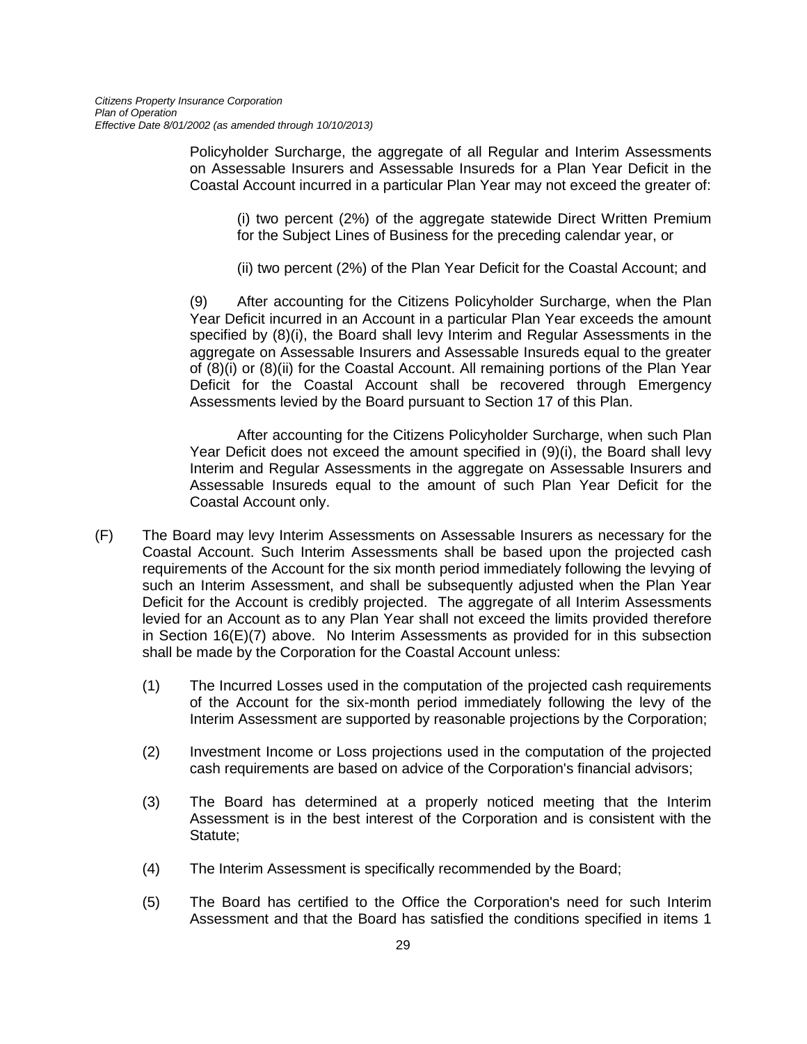Policyholder Surcharge, the aggregate of all Regular and Interim Assessments on Assessable Insurers and Assessable Insureds for a Plan Year Deficit in the Coastal Account incurred in a particular Plan Year may not exceed the greater of:

(i) two percent (2%) of the aggregate statewide Direct Written Premium for the Subject Lines of Business for the preceding calendar year, or

(ii) two percent (2%) of the Plan Year Deficit for the Coastal Account; and

(9) After accounting for the Citizens Policyholder Surcharge, when the Plan Year Deficit incurred in an Account in a particular Plan Year exceeds the amount specified by (8)(i), the Board shall levy Interim and Regular Assessments in the aggregate on Assessable Insurers and Assessable Insureds equal to the greater of (8)(i) or (8)(ii) for the Coastal Account. All remaining portions of the Plan Year Deficit for the Coastal Account shall be recovered through Emergency Assessments levied by the Board pursuant to Section 17 of this Plan.

After accounting for the Citizens Policyholder Surcharge, when such Plan Year Deficit does not exceed the amount specified in (9)(i), the Board shall levy Interim and Regular Assessments in the aggregate on Assessable Insurers and Assessable Insureds equal to the amount of such Plan Year Deficit for the Coastal Account only.

(F) The Board may levy Interim Assessments on Assessable Insurers as necessary for the Coastal Account. Such Interim Assessments shall be based upon the projected cash requirements of the Account for the six month period immediately following the levying of such an Interim Assessment, and shall be subsequently adjusted when the Plan Year Deficit for the Account is credibly projected. The aggregate of all Interim Assessments levied for an Account as to any Plan Year shall not exceed the limits provided therefore in Section 16(E)(7) above. No Interim Assessments as provided for in this subsection shall be made by the Corporation for the Coastal Account unless:

(1) The Incurred Losses used in the computation of the projected cash requirements of the Account for the six-month period immediately following the levy of the Interim Assessment are supported by reasonable projections by the Corporation;

(2) Investment Income or Loss projections used in the computation of the projected cash requirements are based on advice of the Corporation's financial advisors;

(3) The Board has determined at a properly noticed meeting that the Interim Assessment is in the best interest of the Corporation and is consistent with the Statute;

(4) The Interim Assessment is specifically recommended by the Board;

(5) The Board has certified to the Office the Corporation's need for such Interim Assessment and that the Board has satisfied the conditions specified in items 1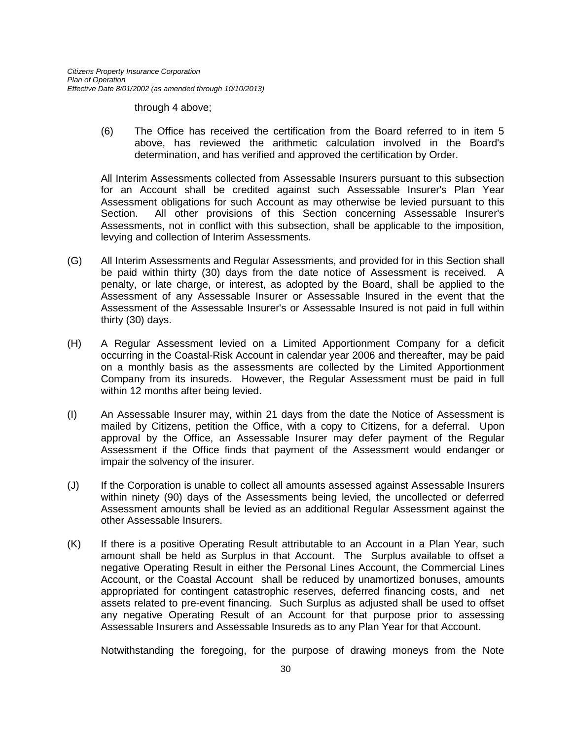through 4 above;

(6) The Office has received the certification from the Board referred to in item 5 above, has reviewed the arithmetic calculation involved in the Board's determination, and has verified and approved the certification by Order.

All Interim Assessments collected from Assessable Insurers pursuant to this subsection for an Account shall be credited against such Assessable Insurer's Plan Year Assessment obligations for such Account as may otherwise be levied pursuant to this Section. All other provisions of this Section concerning Assessable Insurer's Assessments, not in conflict with this subsection, shall be applicable to the imposition, levying and collection of Interim Assessments.

(G) All Interim Assessments and Regular Assessments, and provided for in this Section shall be paid within thirty (30) days from the date notice of Assessment is received. A penalty, or late charge, or interest, as adopted by the Board, shall be applied to the Assessment of any Assessable Insurer or Assessable Insured in the event that the Assessment of the Assessable Insurer's or Assessable Insured is not paid in full within thirty (30) days.

(H) A Regular Assessment levied on a Limited Apportionment Company for a deficit occurring in the Coastal-Risk Account in calendar year 2006 and thereafter, may be paid on a monthly basis as the assessments are collected by the Limited Apportionment Company from its insureds. However, the Regular Assessment must be paid in full within 12 months after being levied.

(I) An Assessable Insurer may, within 21 days from the date the Notice of Assessment is mailed by Citizens, petition the Office, with a copy to Citizens, for a deferral. Upon approval by the Office, an Assessable Insurer may defer payment of the Regular Assessment if the Office finds that payment of the Assessment would endanger or impair the solvency of the insurer.

(J) If the Corporation is unable to collect all amounts assessed against Assessable Insurers within ninety (90) days of the Assessments being levied, the uncollected or deferred Assessment amounts shall be levied as an additional Regular Assessment against the other Assessable Insurers.

(K) If there is a positive Operating Result attributable to an Account in a Plan Year, such amount shall be held as Surplus in that Account. The Surplus available to offset a negative Operating Result in either the Personal Lines Account, the Commercial Lines Account, or the Coastal Account shall be reduced by unamortized bonuses, amounts appropriated for contingent catastrophic reserves, deferred financing costs, and net assets related to pre-event financing. Such Surplus as adjusted shall be used to offset any negative Operating Result of an Account for that purpose prior to assessing Assessable Insurers and Assessable Insureds as to any Plan Year for that Account.

Notwithstanding the foregoing, for the purpose of drawing moneys from the Note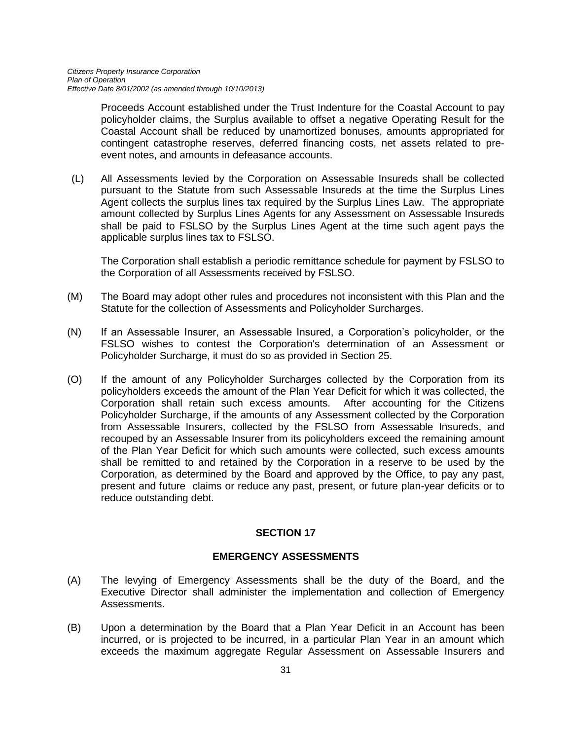Proceeds Account established under the Trust Indenture for the Coastal Account to pay policyholder claims, the Surplus available to offset a negative Operating Result for the Coastal Account shall be reduced by unamortized bonuses, amounts appropriated for contingent catastrophe reserves, deferred financing costs, net assets related to pre-event notes, and amounts in defeasance accounts.

(L) All Assessments levied by the Corporation on Assessable Insureds shall be collected pursuant to the Statute from such Assessable Insureds at the time the Surplus Lines Agent collects the surplus lines tax required by the Surplus Lines Law. The appropriate amount collected by Surplus Lines Agents for any Assessment on Assessable Insureds shall be paid to FSLSO by the Surplus Lines Agent at the time such agent pays the applicable surplus lines tax to FSLSO.

The Corporation shall establish a periodic remittance schedule for payment by FSLSO to the Corporation of all Assessments received by FSLSO.

(M) The Board may adopt other rules and procedures not inconsistent with this Plan and the Statute for the collection of Assessments and Policyholder Surcharges.

(N) If an Assessable Insurer, an Assessable Insured, a Corporation's policyholder, or the FSLSO wishes to contest the Corporation's determination of an Assessment or Policyholder Surcharge, it must do so as provided in Section 25.

(O) If the amount of any Policyholder Surcharges collected by the Corporation from its policyholders exceeds the amount of the Plan Year Deficit for which it was collected, the Corporation shall retain such excess amounts. After accounting for the Citizens Policyholder Surcharge, if the amounts of any Assessment collected by the Corporation from Assessable Insurers, collected by the FSLSO from Assessable Insureds, and recouped by an Assessable Insurer from its policyholders exceed the remaining amount of the Plan Year Deficit for which such amounts were collected, such excess amounts shall be remitted to and retained by the Corporation in a reserve to be used by the Corporation, as determined by the Board and approved by the Office, to pay any past, present and future claims or reduce any past, present, or future plan-year deficits or to reduce outstanding debt.

## SECTION 17

## EMERGENCY ASSESSMENTS

(A) The levying of Emergency Assessments shall be the duty of the Board, and the Executive Director shall administer the implementation and collection of Emergency Assessments.

(B) Upon a determination by the Board that a Plan Year Deficit in an Account has been incurred, or is projected to be incurred, in a particular Plan Year in an amount which exceeds the maximum aggregate Regular Assessment on Assessable Insurers and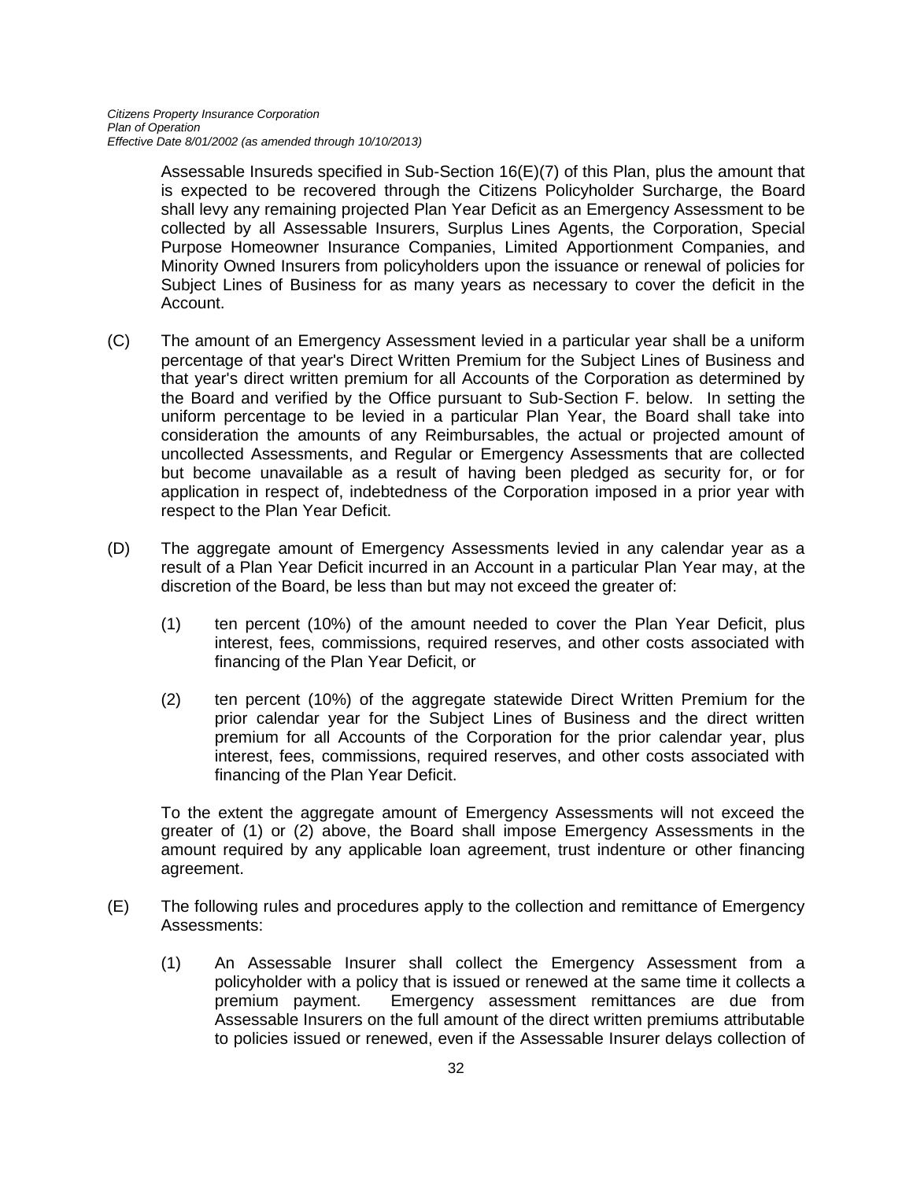Assessable Insureds specified in Sub-Section 16(E)(7) of this Plan, plus the amount that is expected to be recovered through the Citizens Policyholder Surcharge, the Board shall levy any remaining projected Plan Year Deficit as an Emergency Assessment to be collected by all Assessable Insurers, Surplus Lines Agents, the Corporation, Special Purpose Homeowner Insurance Companies, Limited Apportionment Companies, and Minority Owned Insurers from policyholders upon the issuance or renewal of policies for Subject Lines of Business for as many years as necessary to cover the deficit in the Account.

(C) The amount of an Emergency Assessment levied in a particular year shall be a uniform percentage of that year's Direct Written Premium for the Subject Lines of Business and that year's direct written premium for all Accounts of the Corporation as determined by the Board and verified by the Office pursuant to Sub-Section F. below. In setting the uniform percentage to be levied in a particular Plan Year, the Board shall take into consideration the amounts of any Reimbursables, the actual or projected amount of uncollected Assessments, and Regular or Emergency Assessments that are collected but become unavailable as a result of having been pledged as security for, or for application in respect of, indebtedness of the Corporation imposed in a prior year with respect to the Plan Year Deficit.

(D) The aggregate amount of Emergency Assessments levied in any calendar year as a result of a Plan Year Deficit incurred in an Account in a particular Plan Year may, at the discretion of the Board, be less than but may not exceed the greater of:

(1) ten percent (10%) of the amount needed to cover the Plan Year Deficit, plus interest, fees, commissions, required reserves, and other costs associated with financing of the Plan Year Deficit, or

(2) ten percent (10%) of the aggregate statewide Direct Written Premium for the prior calendar year for the Subject Lines of Business and the direct written premium for all Accounts of the Corporation for the prior calendar year, plus interest, fees, commissions, required reserves, and other costs associated with financing of the Plan Year Deficit.

To the extent the aggregate amount of Emergency Assessments will not exceed the greater of (1) or (2) above, the Board shall impose Emergency Assessments in the amount required by any applicable loan agreement, trust indenture or other financing agreement.

(E) The following rules and procedures apply to the collection and remittance of Emergency Assessments:

(1) An Assessable Insurer shall collect the Emergency Assessment from a policyholder with a policy that is issued or renewed at the same time it collects a premium payment. Emergency assessment remittances are due from Assessable Insurers on the full amount of the direct written premiums attributable to policies issued or renewed, even if the Assessable Insurer delays collection of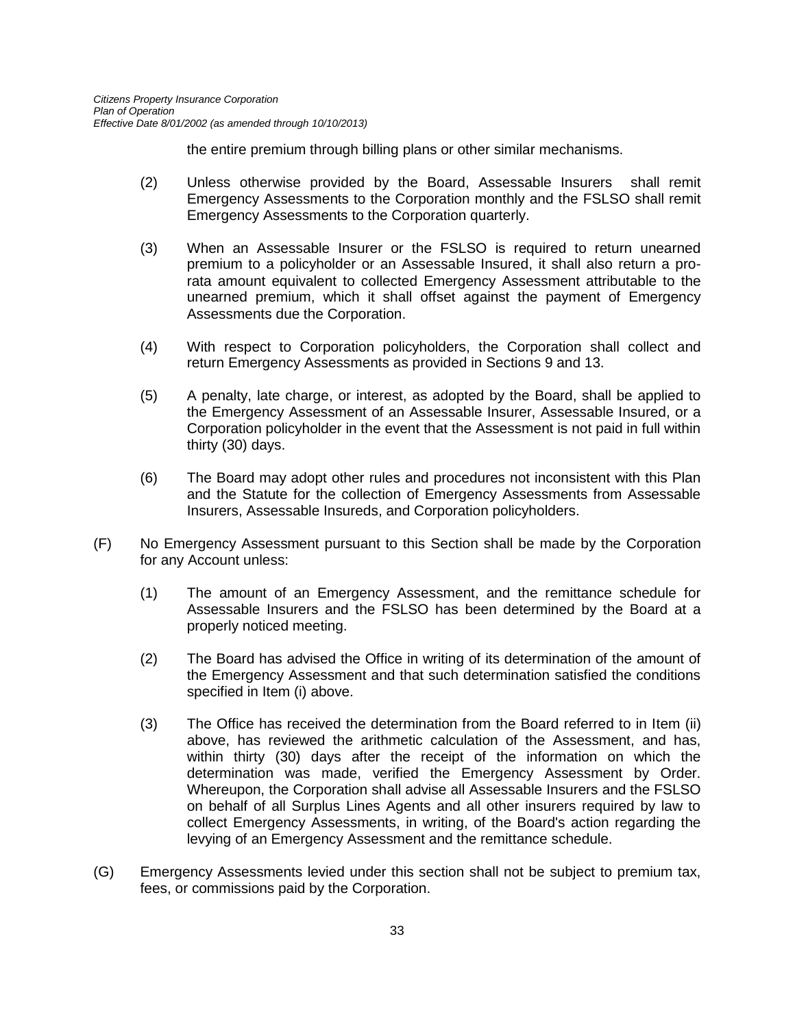the entire premium through billing plans or other similar mechanisms.

(2) Unless otherwise provided by the Board, Assessable Insurers shall remit Emergency Assessments to the Corporation monthly and the FSLSO shall remit Emergency Assessments to the Corporation quarterly.

(3) When an Assessable Insurer or the FSLSO is required to return unearned premium to a policyholder or an Assessable Insured, it shall also return a pro-rata amount equivalent to collected Emergency Assessment attributable to the unearned premium, which it shall offset against the payment of Emergency Assessments due the Corporation.

(4) With respect to Corporation policyholders, the Corporation shall collect and return Emergency Assessments as provided in Sections 9 and 13.

(5) A penalty, late charge, or interest, as adopted by the Board, shall be applied to the Emergency Assessment of an Assessable Insurer, Assessable Insured, or a Corporation policyholder in the event that the Assessment is not paid in full within thirty (30) days.

(6) The Board may adopt other rules and procedures not inconsistent with this Plan and the Statute for the collection of Emergency Assessments from Assessable Insurers, Assessable Insureds, and Corporation policyholders.

(F) No Emergency Assessment pursuant to this Section shall be made by the Corporation for any Account unless:

(1) The amount of an Emergency Assessment, and the remittance schedule for Assessable Insurers and the FSLSO has been determined by the Board at a properly noticed meeting.

(2) The Board has advised the Office in writing of its determination of the amount of the Emergency Assessment and that such determination satisfied the conditions specified in Item (i) above.

(3) The Office has received the determination from the Board referred to in Item (ii) above, has reviewed the arithmetic calculation of the Assessment, and has, within thirty (30) days after the receipt of the information on which the determination was made, verified the Emergency Assessment by Order. Whereupon, the Corporation shall advise all Assessable Insurers and the FSLSO on behalf of all Surplus Lines Agents and all other insurers required by law to collect Emergency Assessments, in writing, of the Board's action regarding the levying of an Emergency Assessment and the remittance schedule.

(G) Emergency Assessments levied under this section shall not be subject to premium tax, fees, or commissions paid by the Corporation.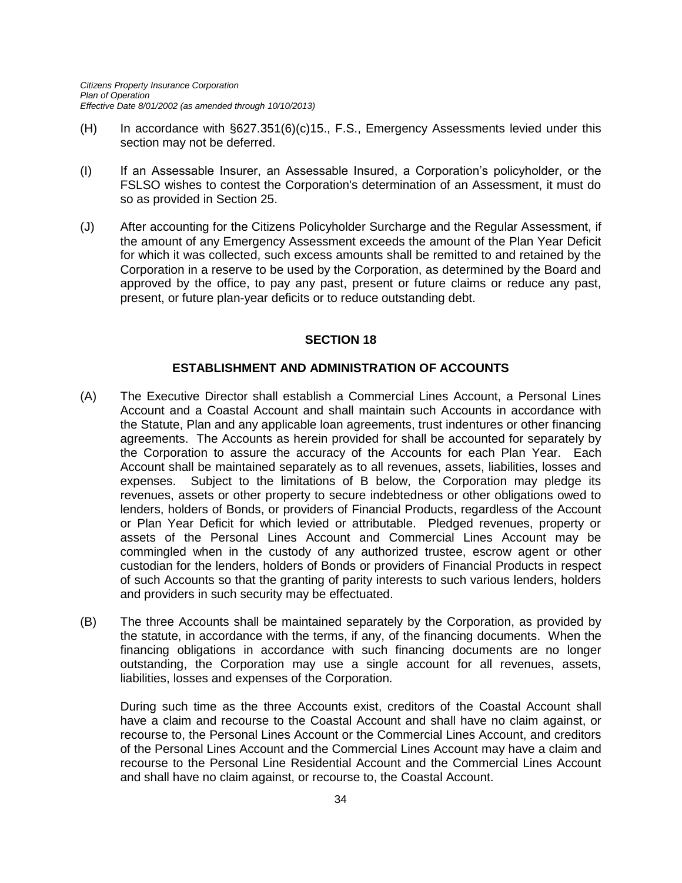(H) In accordance with §627.351(6)(c)15., F.S., Emergency Assessments levied under this section may not be deferred.

(I) If an Assessable Insurer, an Assessable Insured, a Corporation's policyholder, or the FSLSO wishes to contest the Corporation's determination of an Assessment, it must do so as provided in Section 25.

(J) After accounting for the Citizens Policyholder Surcharge and the Regular Assessment, if the amount of any Emergency Assessment exceeds the amount of the Plan Year Deficit for which it was collected, such excess amounts shall be remitted to and retained by the Corporation in a reserve to be used by the Corporation, as determined by the Board and approved by the office, to pay any past, present or future claims or reduce any past, present, or future plan-year deficits or to reduce outstanding debt.

## SECTION 18

## ESTABLISHMENT AND ADMINISTRATION OF ACCOUNTS

(A) The Executive Director shall establish a Commercial Lines Account, a Personal Lines Account and a Coastal Account and shall maintain such Accounts in accordance with the Statute, Plan and any applicable loan agreements, trust indentures or other financing agreements. The Accounts as herein provided for shall be accounted for separately by the Corporation to assure the accuracy of the Accounts for each Plan Year. Each Account shall be maintained separately as to all revenues, assets, liabilities, losses and expenses. Subject to the limitations of B below, the Corporation may pledge its revenues, assets or other property to secure indebtedness or other obligations owed to lenders, holders of Bonds, or providers of Financial Products, regardless of the Account or Plan Year Deficit for which levied or attributable. Pledged revenues, property or assets of the Personal Lines Account and Commercial Lines Account may be commingled when in the custody of any authorized trustee, escrow agent or other custodian for the lenders, holders of Bonds or providers of Financial Products in respect of such Accounts so that the granting of parity interests to such various lenders, holders and providers in such security may be effectuated.

(B) The three Accounts shall be maintained separately by the Corporation, as provided by the statute, in accordance with the terms, if any, of the financing documents. When the financing obligations in accordance with such financing documents are no longer outstanding, the Corporation may use a single account for all revenues, assets, liabilities, losses and expenses of the Corporation.

During such time as the three Accounts exist, creditors of the Coastal Account shall have a claim and recourse to the Coastal Account and shall have no claim against, or recourse to, the Personal Lines Account or the Commercial Lines Account, and creditors of the Personal Lines Account and the Commercial Lines Account may have a claim and recourse to the Personal Line Residential Account and the Commercial Lines Account and shall have no claim against, or recourse to, the Coastal Account.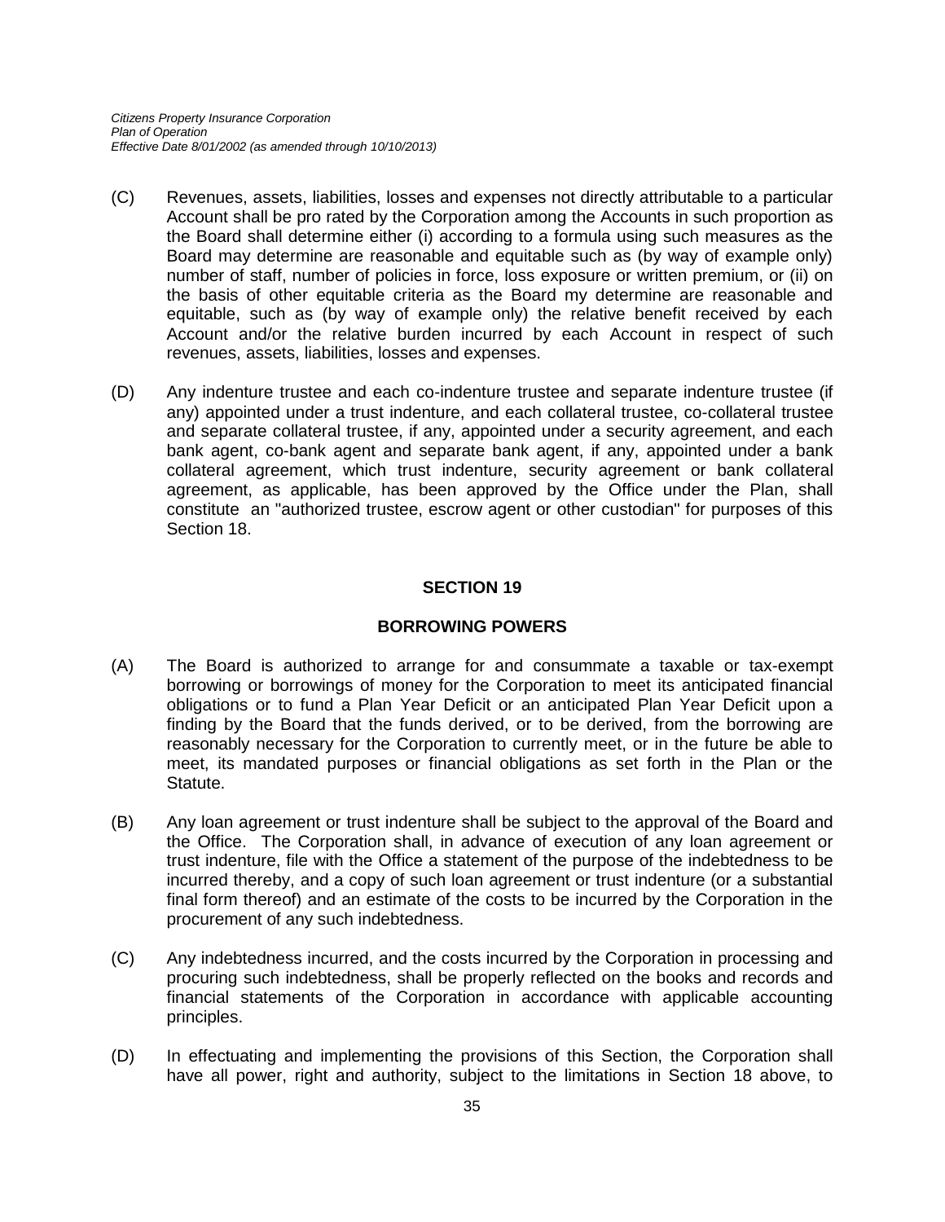(C) Revenues, assets, liabilities, losses and expenses not directly attributable to a particular Account shall be pro rated by the Corporation among the Accounts in such proportion as the Board shall determine either (i) according to a formula using such measures as the Board may determine are reasonable and equitable such as (by way of example only) number of staff, number of policies in force, loss exposure or written premium, or (ii) on the basis of other equitable criteria as the Board my determine are reasonable and equitable, such as (by way of example only) the relative benefit received by each Account and/or the relative burden incurred by each Account in respect of such revenues, assets, liabilities, losses and expenses.

(D) Any indenture trustee and each co-indenture trustee and separate indenture trustee (if any) appointed under a trust indenture, and each collateral trustee, co-collateral trustee and separate collateral trustee, if any, appointed under a security agreement, and each bank agent, co-bank agent and separate bank agent, if any, appointed under a bank collateral agreement, which trust indenture, security agreement or bank collateral agreement, as applicable, has been approved by the Office under the Plan, shall constitute an "authorized trustee, escrow agent or other custodian" for purposes of this Section 18.

## SECTION 19

## BORROWING POWERS

(A) The Board is authorized to arrange for and consummate a taxable or tax-exempt borrowing or borrowings of money for the Corporation to meet its anticipated financial obligations or to fund a Plan Year Deficit or an anticipated Plan Year Deficit upon a finding by the Board that the funds derived, or to be derived, from the borrowing are reasonably necessary for the Corporation to currently meet, or in the future be able to meet, its mandated purposes or financial obligations as set forth in the Plan or the Statute.

(B) Any loan agreement or trust indenture shall be subject to the approval of the Board and the Office. The Corporation shall, in advance of execution of any loan agreement or trust indenture, file with the Office a statement of the purpose of the indebtedness to be incurred thereby, and a copy of such loan agreement or trust indenture (or a substantial final form thereof) and an estimate of the costs to be incurred by the Corporation in the procurement of any such indebtedness.

(C) Any indebtedness incurred, and the costs incurred by the Corporation in processing and procuring such indebtedness, shall be properly reflected on the books and records and financial statements of the Corporation in accordance with applicable accounting principles.

(D) In effectuating and implementing the provisions of this Section, the Corporation shall have all power, right and authority, subject to the limitations in Section 18 above, to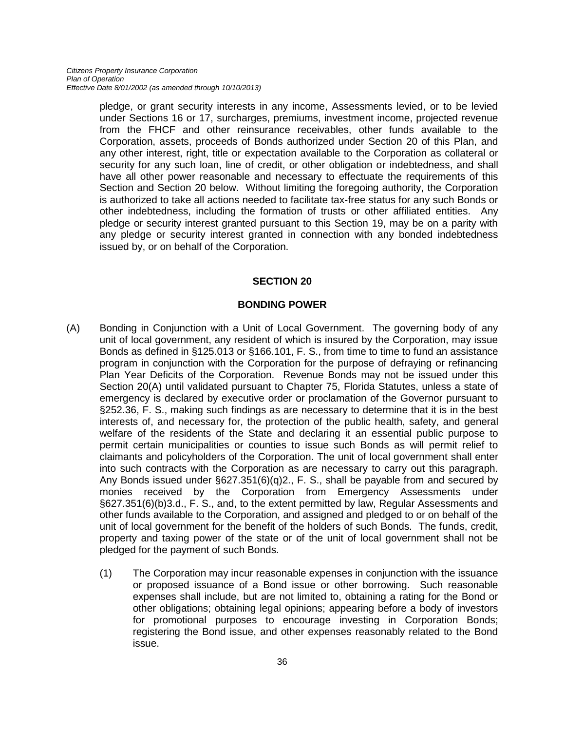pledge, or grant security interests in any income, Assessments levied, or to be levied under Sections 16 or 17, surcharges, premiums, investment income, projected revenue from the FHCF and other reinsurance receivables, other funds available to the Corporation, assets, proceeds of Bonds authorized under Section 20 of this Plan, and any other interest, right, title or expectation available to the Corporation as collateral or security for any such loan, line of credit, or other obligation or indebtedness, and shall have all other power reasonable and necessary to effectuate the requirements of this Section and Section 20 below. Without limiting the foregoing authority, the Corporation is authorized to take all actions needed to facilitate tax-free status for any such Bonds or other indebtedness, including the formation of trusts or other affiliated entities. Any pledge or security interest granted pursuant to this Section 19, may be on a parity with any pledge or security interest granted in connection with any bonded indebtedness issued by, or on behalf of the Corporation.

## SECTION 20

## BONDING POWER

(A) Bonding in Conjunction with a Unit of Local Government. The governing body of any unit of local government, any resident of which is insured by the Corporation, may issue Bonds as defined in §125.013 or §166.101, F. S., from time to time to fund an assistance program in conjunction with the Corporation for the purpose of defraying or refinancing Plan Year Deficits of the Corporation. Revenue Bonds may not be issued under this Section 20(A) until validated pursuant to Chapter 75, Florida Statutes, unless a state of emergency is declared by executive order or proclamation of the Governor pursuant to §252.36, F. S., making such findings as are necessary to determine that it is in the best interests of, and necessary for, the protection of the public health, safety, and general welfare of the residents of the State and declaring it an essential public purpose to permit certain municipalities or counties to issue such Bonds as will permit relief to claimants and policyholders of the Corporation. The unit of local government shall enter into such contracts with the Corporation as are necessary to carry out this paragraph. Any Bonds issued under §627.351(6)(q)2., F. S., shall be payable from and secured by monies received by the Corporation from Emergency Assessments under §627.351(6)(b)3.d., F. S., and, to the extent permitted by law, Regular Assessments and other funds available to the Corporation, and assigned and pledged to or on behalf of the unit of local government for the benefit of the holders of such Bonds. The funds, credit, property and taxing power of the state or of the unit of local government shall not be pledged for the payment of such Bonds.

(1) The Corporation may incur reasonable expenses in conjunction with the issuance or proposed issuance of a Bond issue or other borrowing. Such reasonable expenses shall include, but are not limited to, obtaining a rating for the Bond or other obligations; obtaining legal opinions; appearing before a body of investors for promotional purposes to encourage investing in Corporation Bonds; registering the Bond issue, and other expenses reasonably related to the Bond issue.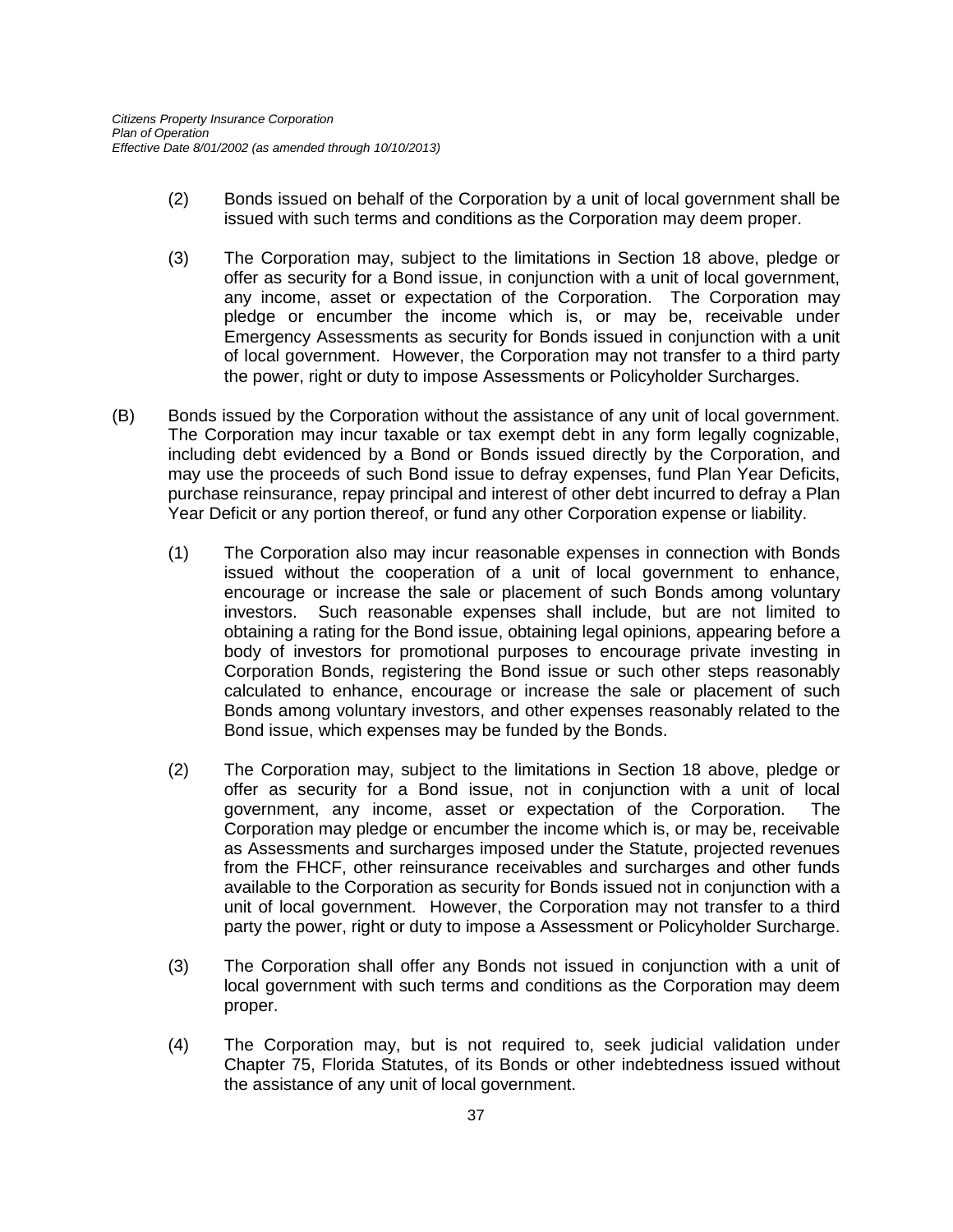(2) Bonds issued on behalf of the Corporation by a unit of local government shall be issued with such terms and conditions as the Corporation may deem proper.

(3) The Corporation may, subject to the limitations in Section 18 above, pledge or offer as security for a Bond issue, in conjunction with a unit of local government, any income, asset or expectation of the Corporation. The Corporation may pledge or encumber the income which is, or may be, receivable under Emergency Assessments as security for Bonds issued in conjunction with a unit of local government. However, the Corporation may not transfer to a third party the power, right or duty to impose Assessments or Policyholder Surcharges.

(B) Bonds issued by the Corporation without the assistance of any unit of local government. The Corporation may incur taxable or tax exempt debt in any form legally cognizable, including debt evidenced by a Bond or Bonds issued directly by the Corporation, and may use the proceeds of such Bond issue to defray expenses, fund Plan Year Deficits, purchase reinsurance, repay principal and interest of other debt incurred to defray a Plan Year Deficit or any portion thereof, or fund any other Corporation expense or liability.

(1) The Corporation also may incur reasonable expenses in connection with Bonds issued without the cooperation of a unit of local government to enhance, encourage or increase the sale or placement of such Bonds among voluntary investors. Such reasonable expenses shall include, but are not limited to obtaining a rating for the Bond issue, obtaining legal opinions, appearing before a body of investors for promotional purposes to encourage private investing in Corporation Bonds, registering the Bond issue or such other steps reasonably calculated to enhance, encourage or increase the sale or placement of such Bonds among voluntary investors, and other expenses reasonably related to the Bond issue, which expenses may be funded by the Bonds.

(2) The Corporation may, subject to the limitations in Section 18 above, pledge or offer as security for a Bond issue, not in conjunction with a unit of local government, any income, asset or expectation of the Corporation. The Corporation may pledge or encumber the income which is, or may be, receivable as Assessments and surcharges imposed under the Statute, projected revenues from the FHCF, other reinsurance receivables and surcharges and other funds available to the Corporation as security for Bonds issued not in conjunction with a unit of local government. However, the Corporation may not transfer to a third party the power, right or duty to impose a Assessment or Policyholder Surcharge.

(3) The Corporation shall offer any Bonds not issued in conjunction with a unit of local government with such terms and conditions as the Corporation may deem proper.

(4) The Corporation may, but is not required to, seek judicial validation under Chapter 75, Florida Statutes, of its Bonds or other indebtedness issued without the assistance of any unit of local government.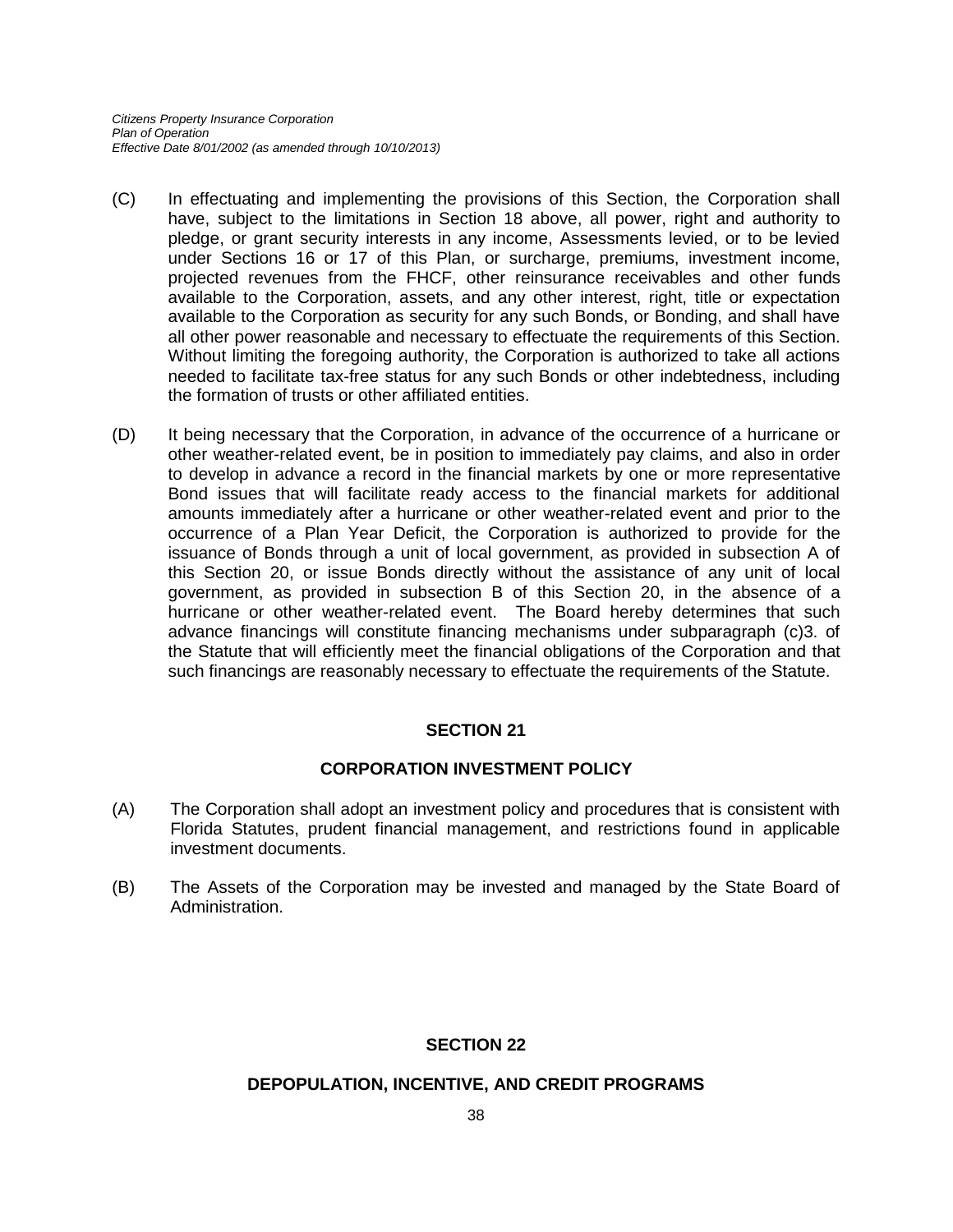(C) In effectuating and implementing the provisions of this Section, the Corporation shall have, subject to the limitations in Section 18 above, all power, right and authority to pledge, or grant security interests in any income, Assessments levied, or to be levied under Sections 16 or 17 of this Plan, or surcharge, premiums, investment income, projected revenues from the FHCF, other reinsurance receivables and other funds available to the Corporation, assets, and any other interest, right, title or expectation available to the Corporation as security for any such Bonds, or Bonding, and shall have all other power reasonable and necessary to effectuate the requirements of this Section. Without limiting the foregoing authority, the Corporation is authorized to take all actions needed to facilitate tax-free status for any such Bonds or other indebtedness, including the formation of trusts or other affiliated entities.

(D) It being necessary that the Corporation, in advance of the occurrence of a hurricane or other weather-related event, be in position to immediately pay claims, and also in order to develop in advance a record in the financial markets by one or more representative Bond issues that will facilitate ready access to the financial markets for additional amounts immediately after a hurricane or other weather-related event and prior to the occurrence of a Plan Year Deficit, the Corporation is authorized to provide for the issuance of Bonds through a unit of local government, as provided in subsection A of this Section 20, or issue Bonds directly without the assistance of any unit of local government, as provided in subsection B of this Section 20, in the absence of a hurricane or other weather-related event. The Board hereby determines that such advance financings will constitute financing mechanisms under subparagraph (c)3. of the Statute that will efficiently meet the financial obligations of the Corporation and that such financings are reasonably necessary to effectuate the requirements of the Statute.

## SECTION 21

## CORPORATION INVESTMENT POLICY

(A) The Corporation shall adopt an investment policy and procedures that is consistent with Florida Statutes, prudent financial management, and restrictions found in applicable investment documents.

(B) The Assets of the Corporation may be invested and managed by the State Board of Administration.

## SECTION 22

## DEPOPULATION, INCENTIVE, AND CREDIT PROGRAMS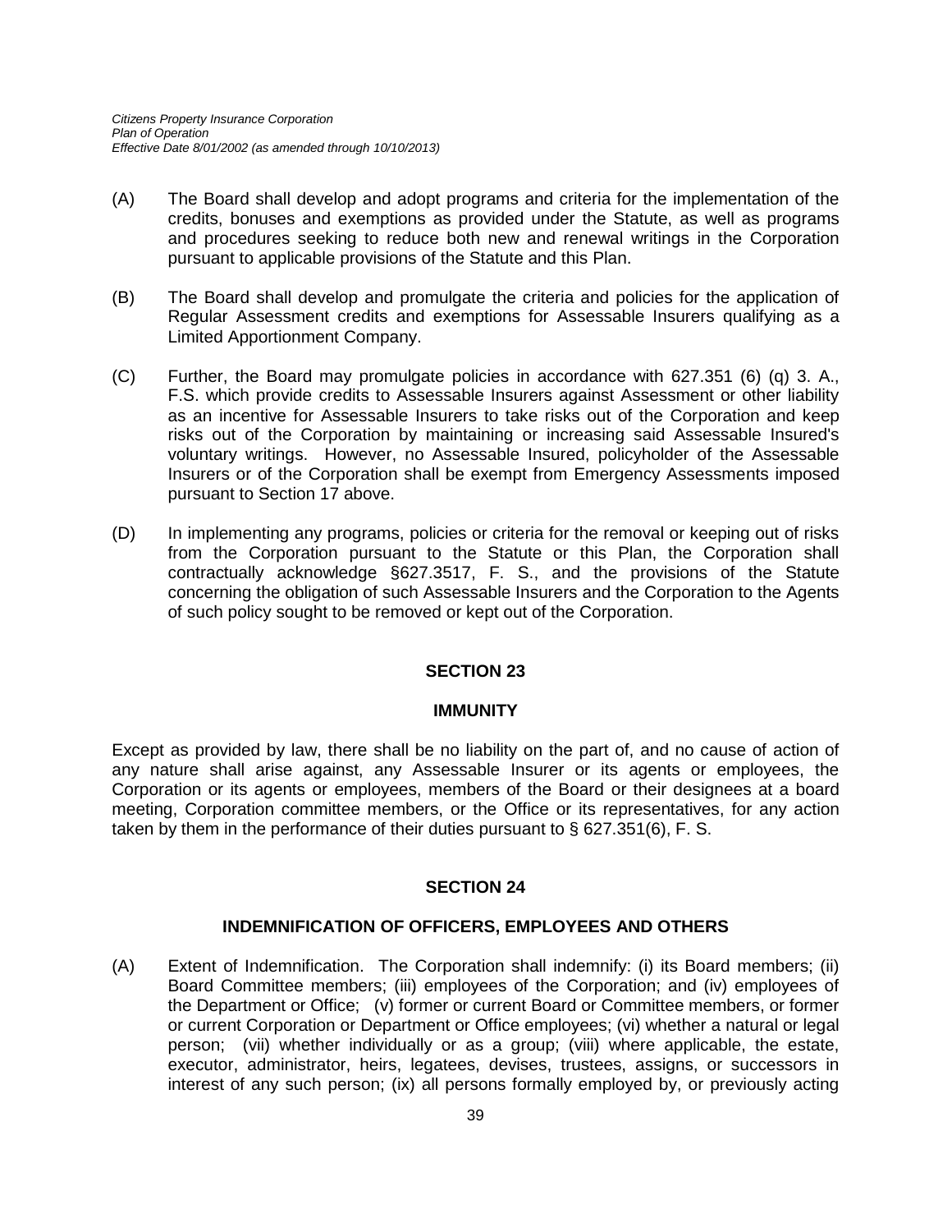(A) The Board shall develop and adopt programs and criteria for the implementation of the credits, bonuses and exemptions as provided under the Statute, as well as programs and procedures seeking to reduce both new and renewal writings in the Corporation pursuant to applicable provisions of the Statute and this Plan.

(B) The Board shall develop and promulgate the criteria and policies for the application of Regular Assessment credits and exemptions for Assessable Insurers qualifying as a Limited Apportionment Company.

(C) Further, the Board may promulgate policies in accordance with 627.351 (6) (q) 3. A., F.S. which provide credits to Assessable Insurers against Assessment or other liability as an incentive for Assessable Insurers to take risks out of the Corporation and keep risks out of the Corporation by maintaining or increasing said Assessable Insured's voluntary writings. However, no Assessable Insured, policyholder of the Assessable Insurers or of the Corporation shall be exempt from Emergency Assessments imposed pursuant to Section 17 above.

(D) In implementing any programs, policies or criteria for the removal or keeping out of risks from the Corporation pursuant to the Statute or this Plan, the Corporation shall contractually acknowledge §627.3517, F. S., and the provisions of the Statute concerning the obligation of such Assessable Insurers and the Corporation to the Agents of such policy sought to be removed or kept out of the Corporation.

## SECTION 23

### IMMUNITY

Except as provided by law, there shall be no liability on the part of, and no cause of action of any nature shall arise against, any Assessable Insurer or its agents or employees, the Corporation or its agents or employees, members of the Board or their designees at a board meeting, Corporation committee members, or the Office or its representatives, for any action taken by them in the performance of their duties pursuant to § 627.351(6), F. S.

## SECTION 24

### INDEMNIFICATION OF OFFICERS, EMPLOYEES AND OTHERS

(A) Extent of Indemnification. The Corporation shall indemnify: (i) its Board members; (ii) Board Committee members; (iii) employees of the Corporation; and (iv) employees of the Department or Office; (v) former or current Board or Committee members, or former or current Corporation or Department or Office employees; (vi) whether a natural or legal person; (vii) whether individually or as a group; (viii) where applicable, the estate, executor, administrator, heirs, legatees, devises, trustees, assigns, or successors in interest of any such person; (ix) all persons formally employed by, or previously acting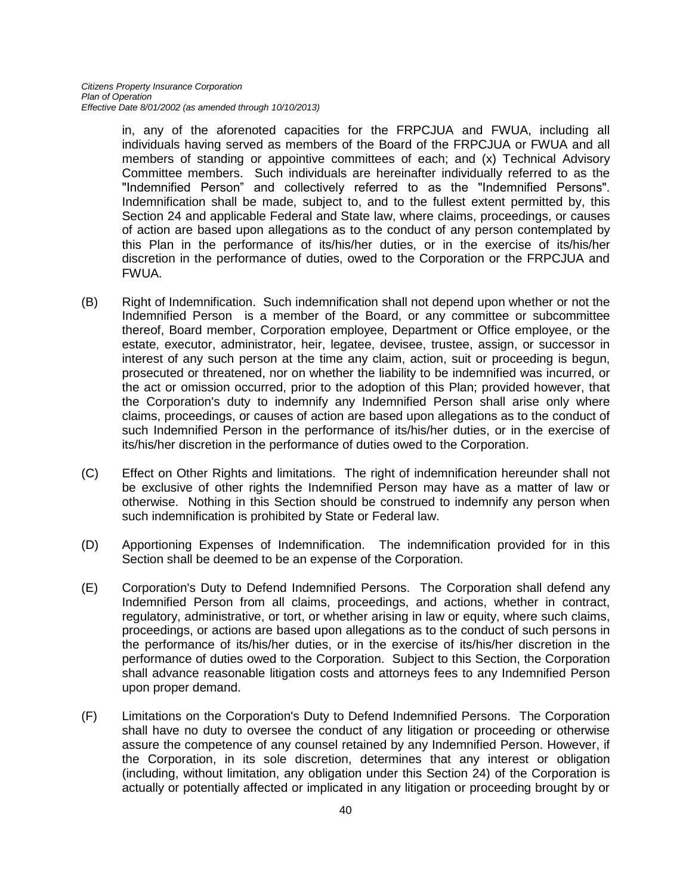in, any of the aforenoted capacities for the FRPCJUA and FWUA, including all individuals having served as members of the Board of the FRPCJUA or FWUA and all members of standing or appointive committees of each; and (x) Technical Advisory Committee members. Such individuals are hereinafter individually referred to as the "Indemnified Person" and collectively referred to as the "Indemnified Persons". Indemnification shall be made, subject to, and to the fullest extent permitted by, this Section 24 and applicable Federal and State law, where claims, proceedings, or causes of action are based upon allegations as to the conduct of any person contemplated by this Plan in the performance of its/his/her duties, or in the exercise of its/his/her discretion in the performance of duties, owed to the Corporation or the FRPCJUA and FWUA.

(B) Right of Indemnification. Such indemnification shall not depend upon whether or not the Indemnified Person is a member of the Board, or any committee or subcommittee thereof, Board member, Corporation employee, Department or Office employee, or the estate, executor, administrator, heir, legatee, devisee, trustee, assign, or successor in interest of any such person at the time any claim, action, suit or proceeding is begun, prosecuted or threatened, nor on whether the liability to be indemnified was incurred, or the act or omission occurred, prior to the adoption of this Plan; provided however, that the Corporation's duty to indemnify any Indemnified Person shall arise only where claims, proceedings, or causes of action are based upon allegations as to the conduct of such Indemnified Person in the performance of its/his/her duties, or in the exercise of its/his/her discretion in the performance of duties owed to the Corporation.

(C) Effect on Other Rights and limitations. The right of indemnification hereunder shall not be exclusive of other rights the Indemnified Person may have as a matter of law or otherwise. Nothing in this Section should be construed to indemnify any person when such indemnification is prohibited by State or Federal law.

(D) Apportioning Expenses of Indemnification. The indemnification provided for in this Section shall be deemed to be an expense of the Corporation.

(E) Corporation's Duty to Defend Indemnified Persons. The Corporation shall defend any Indemnified Person from all claims, proceedings, and actions, whether in contract, regulatory, administrative, or tort, or whether arising in law or equity, where such claims, proceedings, or actions are based upon allegations as to the conduct of such persons in the performance of its/his/her duties, or in the exercise of its/his/her discretion in the performance of duties owed to the Corporation. Subject to this Section, the Corporation shall advance reasonable litigation costs and attorneys fees to any Indemnified Person upon proper demand.

(F) Limitations on the Corporation's Duty to Defend Indemnified Persons. The Corporation shall have no duty to oversee the conduct of any litigation or proceeding or otherwise assure the competence of any counsel retained by any Indemnified Person. However, if the Corporation, in its sole discretion, determines that any interest or obligation (including, without limitation, any obligation under this Section 24) of the Corporation is actually or potentially affected or implicated in any litigation or proceeding brought by or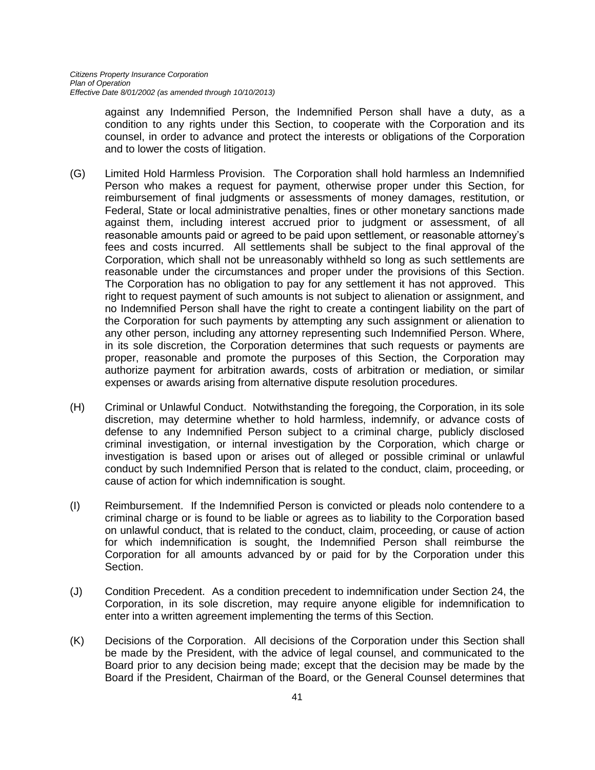against any Indemnified Person, the Indemnified Person shall have a duty, as a condition to any rights under this Section, to cooperate with the Corporation and its counsel, in order to advance and protect the interests or obligations of the Corporation and to lower the costs of litigation.

(G) Limited Hold Harmless Provision. The Corporation shall hold harmless an Indemnified Person who makes a request for payment, otherwise proper under this Section, for reimbursement of final judgments or assessments of money damages, restitution, or Federal, State or local administrative penalties, fines or other monetary sanctions made against them, including interest accrued prior to judgment or assessment, of all reasonable amounts paid or agreed to be paid upon settlement, or reasonable attorney's fees and costs incurred. All settlements shall be subject to the final approval of the Corporation, which shall not be unreasonably withheld so long as such settlements are reasonable under the circumstances and proper under the provisions of this Section. The Corporation has no obligation to pay for any settlement it has not approved. This right to request payment of such amounts is not subject to alienation or assignment, and no Indemnified Person shall have the right to create a contingent liability on the part of the Corporation for such payments by attempting any such assignment or alienation to any other person, including any attorney representing such Indemnified Person. Where, in its sole discretion, the Corporation determines that such requests or payments are proper, reasonable and promote the purposes of this Section, the Corporation may authorize payment for arbitration awards, costs of arbitration or mediation, or similar expenses or awards arising from alternative dispute resolution procedures.

(H) Criminal or Unlawful Conduct. Notwithstanding the foregoing, the Corporation, in its sole discretion, may determine whether to hold harmless, indemnify, or advance costs of defense to any Indemnified Person subject to a criminal charge, publicly disclosed criminal investigation, or internal investigation by the Corporation, which charge or investigation is based upon or arises out of alleged or possible criminal or unlawful conduct by such Indemnified Person that is related to the conduct, claim, proceeding, or cause of action for which indemnification is sought.

(I) Reimbursement. If the Indemnified Person is convicted or pleads nolo contendere to a criminal charge or is found to be liable or agrees as to liability to the Corporation based on unlawful conduct, that is related to the conduct, claim, proceeding, or cause of action for which indemnification is sought, the Indemnified Person shall reimburse the Corporation for all amounts advanced by or paid for by the Corporation under this Section.

(J) Condition Precedent. As a condition precedent to indemnification under Section 24, the Corporation, in its sole discretion, may require anyone eligible for indemnification to enter into a written agreement implementing the terms of this Section.

(K) Decisions of the Corporation. All decisions of the Corporation under this Section shall be made by the President, with the advice of legal counsel, and communicated to the Board prior to any decision being made; except that the decision may be made by the Board if the President, Chairman of the Board, or the General Counsel determines that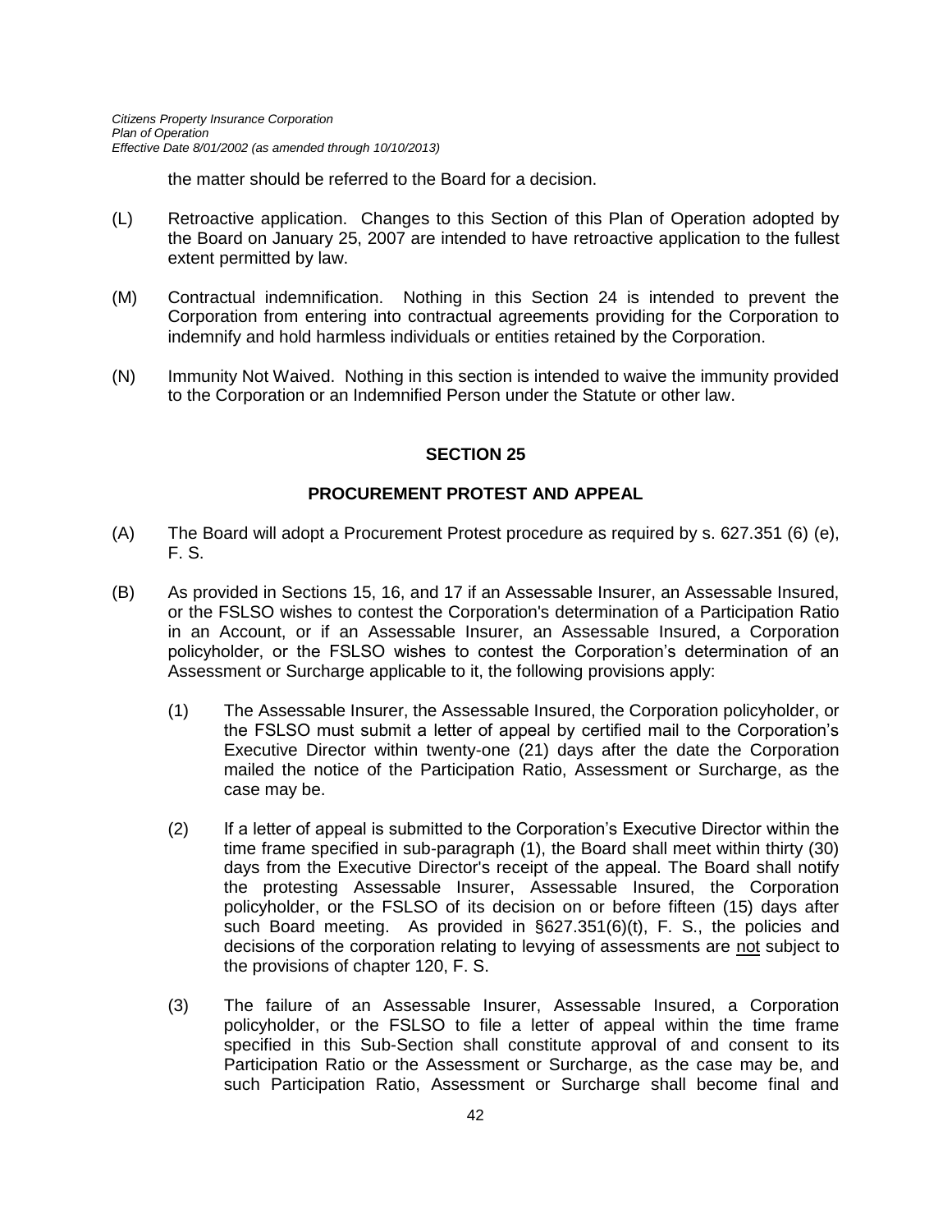the matter should be referred to the Board for a decision.

(L) Retroactive application. Changes to this Section of this Plan of Operation adopted by the Board on January 25, 2007 are intended to have retroactive application to the fullest extent permitted by law.

(M) Contractual indemnification. Nothing in this Section 24 is intended to prevent the Corporation from entering into contractual agreements providing for the Corporation to indemnify and hold harmless individuals or entities retained by the Corporation.

(N) Immunity Not Waived. Nothing in this section is intended to waive the immunity provided to the Corporation or an Indemnified Person under the Statute or other law.

## SECTION 25

## PROCUREMENT PROTEST AND APPEAL

(A) The Board will adopt a Procurement Protest procedure as required by s. 627.351 (6) (e), F. S.

(B) As provided in Sections 15, 16, and 17 if an Assessable Insurer, an Assessable Insured, or the FSLSO wishes to contest the Corporation's determination of a Participation Ratio in an Account, or if an Assessable Insurer, an Assessable Insured, a Corporation policyholder, or the FSLSO wishes to contest the Corporation's determination of an Assessment or Surcharge applicable to it, the following provisions apply:

(1) The Assessable Insurer, the Assessable Insured, the Corporation policyholder, or the FSLSO must submit a letter of appeal by certified mail to the Corporation's Executive Director within twenty-one (21) days after the date the Corporation mailed the notice of the Participation Ratio, Assessment or Surcharge, as the case may be.

(2) If a letter of appeal is submitted to the Corporation's Executive Director within the time frame specified in sub-paragraph (1), the Board shall meet within thirty (30) days from the Executive Director's receipt of the appeal. The Board shall notify the protesting Assessable Insurer, Assessable Insured, the Corporation policyholder, or the FSLSO of its decision on or before fifteen (15) days after such Board meeting. As provided in §627.351(6)(t), F. S., the policies and decisions of the corporation relating to levying of assessments are <u>not</u> subject to the provisions of chapter 120, F. S.

(3) The failure of an Assessable Insurer, Assessable Insured, a Corporation policyholder, or the FSLSO to file a letter of appeal within the time frame specified in this Sub-Section shall constitute approval of and consent to its Participation Ratio or the Assessment or Surcharge, as the case may be, and such Participation Ratio, Assessment or Surcharge shall become final and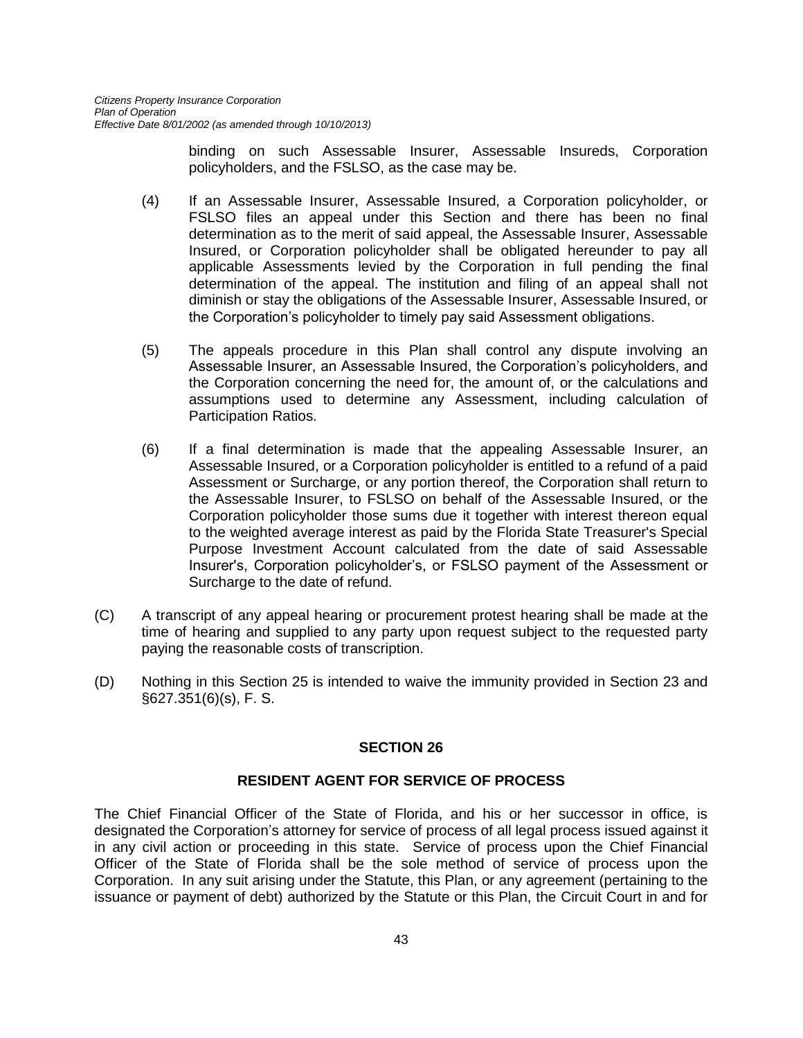binding on such Assessable Insurer, Assessable Insureds, Corporation policyholders, and the FSLSO, as the case may be.

(4) If an Assessable Insurer, Assessable Insured, a Corporation policyholder, or FSLSO files an appeal under this Section and there has been no final determination as to the merit of said appeal, the Assessable Insurer, Assessable Insured, or Corporation policyholder shall be obligated hereunder to pay all applicable Assessments levied by the Corporation in full pending the final determination of the appeal. The institution and filing of an appeal shall not diminish or stay the obligations of the Assessable Insurer, Assessable Insured, or the Corporation's policyholder to timely pay said Assessment obligations.

(5) The appeals procedure in this Plan shall control any dispute involving an Assessable Insurer, an Assessable Insured, the Corporation's policyholders, and the Corporation concerning the need for, the amount of, or the calculations and assumptions used to determine any Assessment, including calculation of Participation Ratios.

(6) If a final determination is made that the appealing Assessable Insurer, an Assessable Insured, or a Corporation policyholder is entitled to a refund of a paid Assessment or Surcharge, or any portion thereof, the Corporation shall return to the Assessable Insurer, to FSLSO on behalf of the Assessable Insured, or the Corporation policyholder those sums due it together with interest thereon equal to the weighted average interest as paid by the Florida State Treasurer's Special Purpose Investment Account calculated from the date of said Assessable Insurer's, Corporation policyholder's, or FSLSO payment of the Assessment or Surcharge to the date of refund.

(C) A transcript of any appeal hearing or procurement protest hearing shall be made at the time of hearing and supplied to any party upon request subject to the requested party paying the reasonable costs of transcription.

(D) Nothing in this Section 25 is intended to waive the immunity provided in Section 23 and §627.351(6)(s), F. S.

## SECTION 26

## RESIDENT AGENT FOR SERVICE OF PROCESS

The Chief Financial Officer of the State of Florida, and his or her successor in office, is designated the Corporation's attorney for service of process of all legal process issued against it in any civil action or proceeding in this state. Service of process upon the Chief Financial Officer of the State of Florida shall be the sole method of service of process upon the Corporation. In any suit arising under the Statute, this Plan, or any agreement (pertaining to the issuance or payment of debt) authorized by the Statute or this Plan, the Circuit Court in and for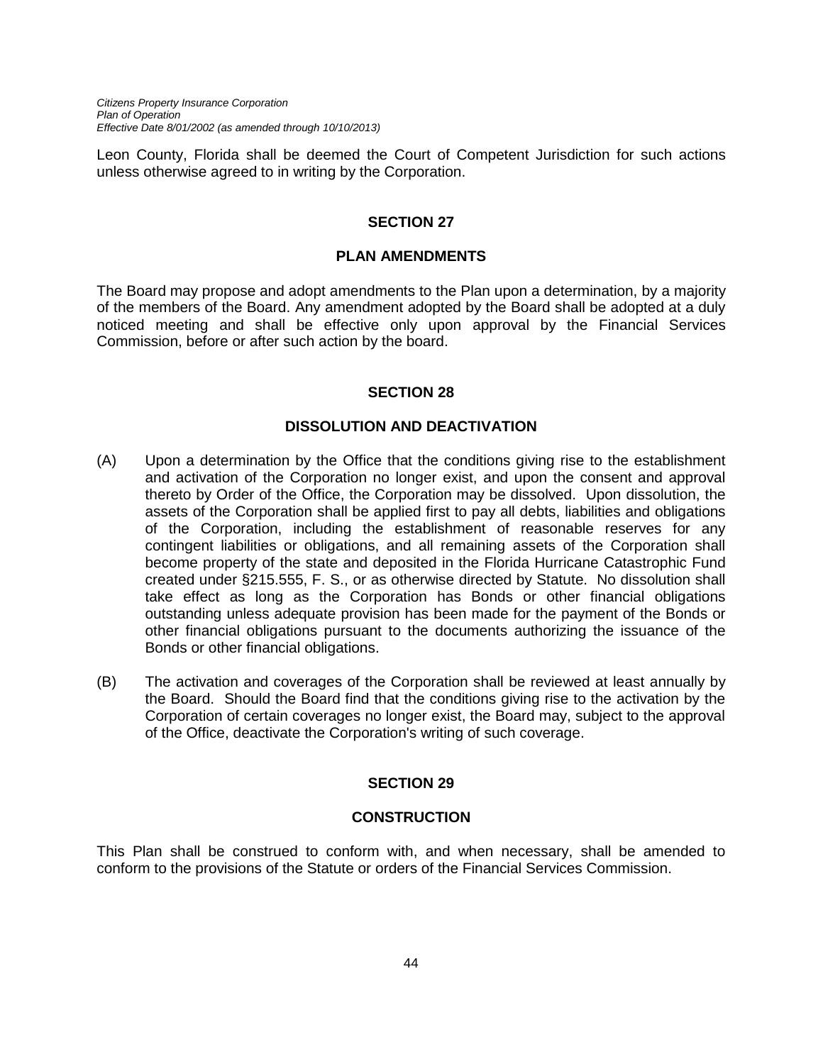Leon County, Florida shall be deemed the Court of Competent Jurisdiction for such actions unless otherwise agreed to in writing by the Corporation.

## SECTION 27

## PLAN AMENDMENTS

The Board may propose and adopt amendments to the Plan upon a determination, by a majority of the members of the Board. Any amendment adopted by the Board shall be adopted at a duly noticed meeting and shall be effective only upon approval by the Financial Services Commission, before or after such action by the board.

## SECTION 28

## DISSOLUTION AND DEACTIVATION

(A) Upon a determination by the Office that the conditions giving rise to the establishment and activation of the Corporation no longer exist, and upon the consent and approval thereto by Order of the Office, the Corporation may be dissolved. Upon dissolution, the assets of the Corporation shall be applied first to pay all debts, liabilities and obligations of the Corporation, including the establishment of reasonable reserves for any contingent liabilities or obligations, and all remaining assets of the Corporation shall become property of the state and deposited in the Florida Hurricane Catastrophic Fund created under §215.555, F. S., or as otherwise directed by Statute. No dissolution shall take effect as long as the Corporation has Bonds or other financial obligations outstanding unless adequate provision has been made for the payment of the Bonds or other financial obligations pursuant to the documents authorizing the issuance of the Bonds or other financial obligations.

(B) The activation and coverages of the Corporation shall be reviewed at least annually by the Board. Should the Board find that the conditions giving rise to the activation by the Corporation of certain coverages no longer exist, the Board may, subject to the approval of the Office, deactivate the Corporation's writing of such coverage.

## SECTION 29

## CONSTRUCTION

This Plan shall be construed to conform with, and when necessary, shall be amended to conform to the provisions of the Statute or orders of the Financial Services Commission.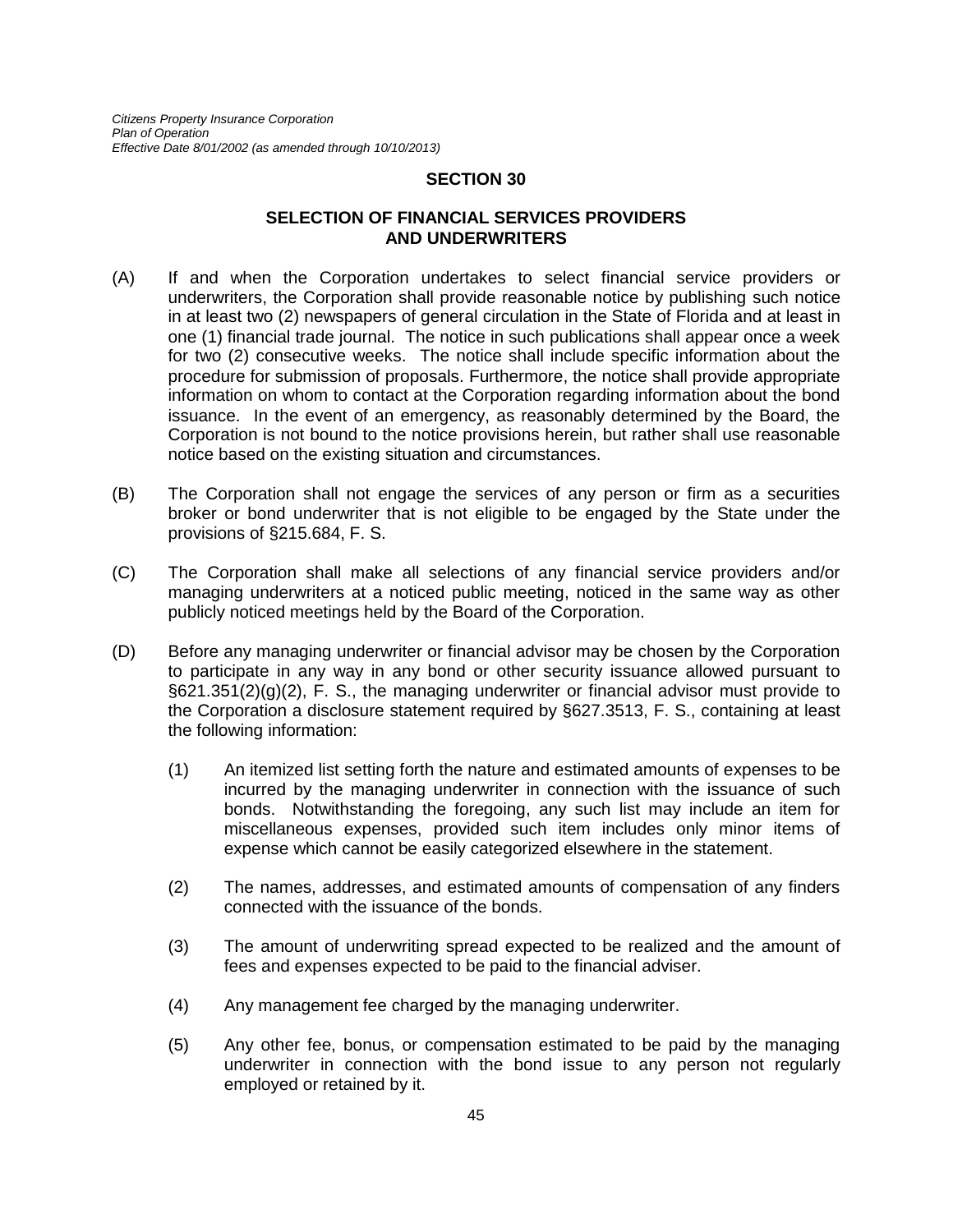## SECTION 30

### SELECTION OF FINANCIAL SERVICES PROVIDERS AND UNDERWRITERS

(A) If and when the Corporation undertakes to select financial service providers or underwriters, the Corporation shall provide reasonable notice by publishing such notice in at least two (2) newspapers of general circulation in the State of Florida and at least in one (1) financial trade journal. The notice in such publications shall appear once a week for two (2) consecutive weeks. The notice shall include specific information about the procedure for submission of proposals. Furthermore, the notice shall provide appropriate information on whom to contact at the Corporation regarding information about the bond issuance. In the event of an emergency, as reasonably determined by the Board, the Corporation is not bound to the notice provisions herein, but rather shall use reasonable notice based on the existing situation and circumstances.

(B) The Corporation shall not engage the services of any person or firm as a securities broker or bond underwriter that is not eligible to be engaged by the State under the provisions of §215.684, F. S.

(C) The Corporation shall make all selections of any financial service providers and/or managing underwriters at a noticed public meeting, noticed in the same way as other publicly noticed meetings held by the Board of the Corporation.

(D) Before any managing underwriter or financial advisor may be chosen by the Corporation to participate in any way in any bond or other security issuance allowed pursuant to §621.351(2)(g)(2), F. S., the managing underwriter or financial advisor must provide to the Corporation a disclosure statement required by §627.3513, F. S., containing at least the following information:

  (1) An itemized list setting forth the nature and estimated amounts of expenses to be incurred by the managing underwriter in connection with the issuance of such bonds. Notwithstanding the foregoing, any such list may include an item for miscellaneous expenses, provided such item includes only minor items of expense which cannot be easily categorized elsewhere in the statement.

  (2) The names, addresses, and estimated amounts of compensation of any finders connected with the issuance of the bonds.

  (3) The amount of underwriting spread expected to be realized and the amount of fees and expenses expected to be paid to the financial adviser.

  (4) Any management fee charged by the managing underwriter.

  (5) Any other fee, bonus, or compensation estimated to be paid by the managing underwriter in connection with the bond issue to any person not regularly employed or retained by it.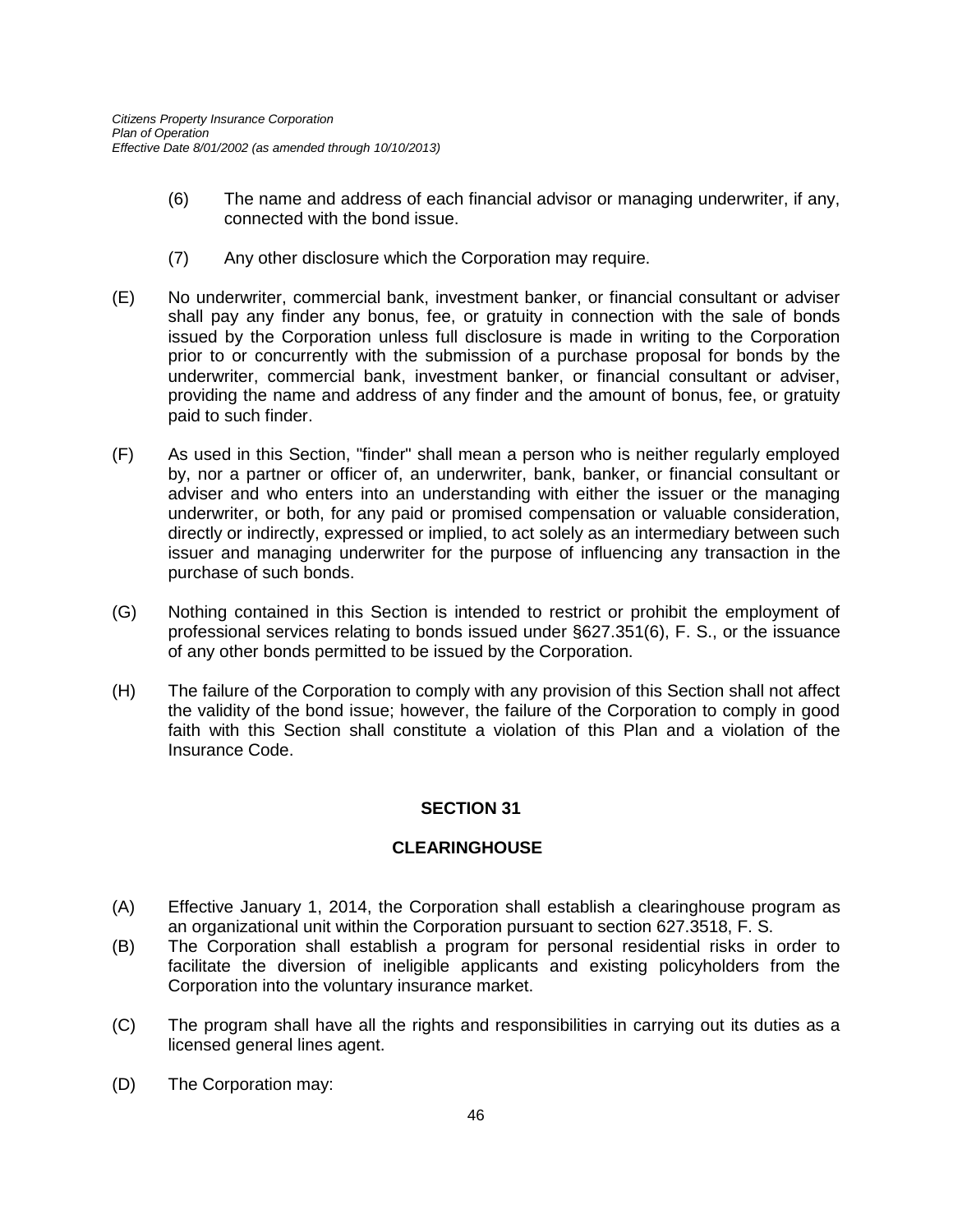(6) The name and address of each financial advisor or managing underwriter, if any, connected with the bond issue.

(7) Any other disclosure which the Corporation may require.

(E) No underwriter, commercial bank, investment banker, or financial consultant or adviser shall pay any finder any bonus, fee, or gratuity in connection with the sale of bonds issued by the Corporation unless full disclosure is made in writing to the Corporation prior to or concurrently with the submission of a purchase proposal for bonds by the underwriter, commercial bank, investment banker, or financial consultant or adviser, providing the name and address of any finder and the amount of bonus, fee, or gratuity paid to such finder.

(F) As used in this Section, "finder" shall mean a person who is neither regularly employed by, nor a partner or officer of, an underwriter, bank, banker, or financial consultant or adviser and who enters into an understanding with either the issuer or the managing underwriter, or both, for any paid or promised compensation or valuable consideration, directly or indirectly, expressed or implied, to act solely as an intermediary between such issuer and managing underwriter for the purpose of influencing any transaction in the purchase of such bonds.

(G) Nothing contained in this Section is intended to restrict or prohibit the employment of professional services relating to bonds issued under §627.351(6), F. S., or the issuance of any other bonds permitted to be issued by the Corporation.

(H) The failure of the Corporation to comply with any provision of this Section shall not affect the validity of the bond issue; however, the failure of the Corporation to comply in good faith with this Section shall constitute a violation of this Plan and a violation of the Insurance Code.

## SECTION 31

## CLEARINGHOUSE

(A) Effective January 1, 2014, the Corporation shall establish a clearinghouse program as an organizational unit within the Corporation pursuant to section 627.3518, F. S.

(B) The Corporation shall establish a program for personal residential risks in order to facilitate the diversion of ineligible applicants and existing policyholders from the Corporation into the voluntary insurance market.

(C) The program shall have all the rights and responsibilities in carrying out its duties as a licensed general lines agent.

(D) The Corporation may: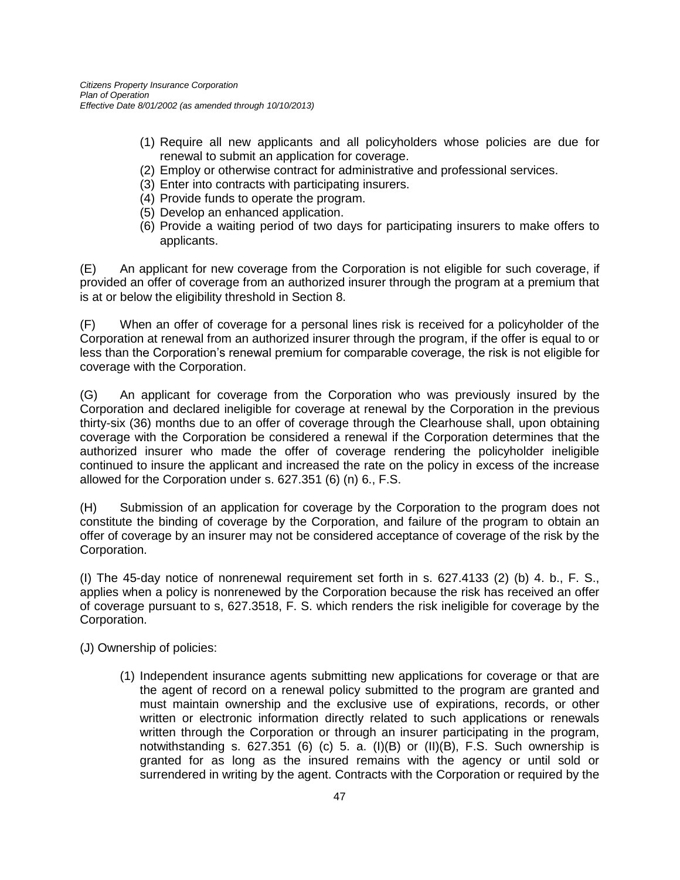(1) Require all new applicants and all policyholders whose policies are due for renewal to submit an application for coverage.
(2) Employ or otherwise contract for administrative and professional services.
(3) Enter into contracts with participating insurers.
(4) Provide funds to operate the program.
(5) Develop an enhanced application.
(6) Provide a waiting period of two days for participating insurers to make offers to applicants.

(E) An applicant for new coverage from the Corporation is not eligible for such coverage, if provided an offer of coverage from an authorized insurer through the program at a premium that is at or below the eligibility threshold in Section 8.

(F) When an offer of coverage for a personal lines risk is received for a policyholder of the Corporation at renewal from an authorized insurer through the program, if the offer is equal to or less than the Corporation's renewal premium for comparable coverage, the risk is not eligible for coverage with the Corporation.

(G) An applicant for coverage from the Corporation who was previously insured by the Corporation and declared ineligible for coverage at renewal by the Corporation in the previous thirty-six (36) months due to an offer of coverage through the Clearhouse shall, upon obtaining coverage with the Corporation be considered a renewal if the Corporation determines that the authorized insurer who made the offer of coverage rendering the policyholder ineligible continued to insure the applicant and increased the rate on the policy in excess of the increase allowed for the Corporation under s. 627.351 (6) (n) 6., F.S.

(H) Submission of an application for coverage by the Corporation to the program does not constitute the binding of coverage by the Corporation, and failure of the program to obtain an offer of coverage by an insurer may not be considered acceptance of coverage of the risk by the Corporation.

(I) The 45-day notice of nonrenewal requirement set forth in s. 627.4133 (2) (b) 4. b., F. S., applies when a policy is nonrenewed by the Corporation because the risk has received an offer of coverage pursuant to s, 627.3518, F. S. which renders the risk ineligible for coverage by the Corporation.

(J) Ownership of policies:

(1) Independent insurance agents submitting new applications for coverage or that are the agent of record on a renewal policy submitted to the program are granted and must maintain ownership and the exclusive use of expirations, records, or other written or electronic information directly related to such applications or renewals written through the Corporation or through an insurer participating in the program, notwithstanding s. 627.351 (6) (c) 5. a. (I)(B) or (II)(B), F.S. Such ownership is granted for as long as the insured remains with the agency or until sold or surrendered in writing by the agent. Contracts with the Corporation or required by the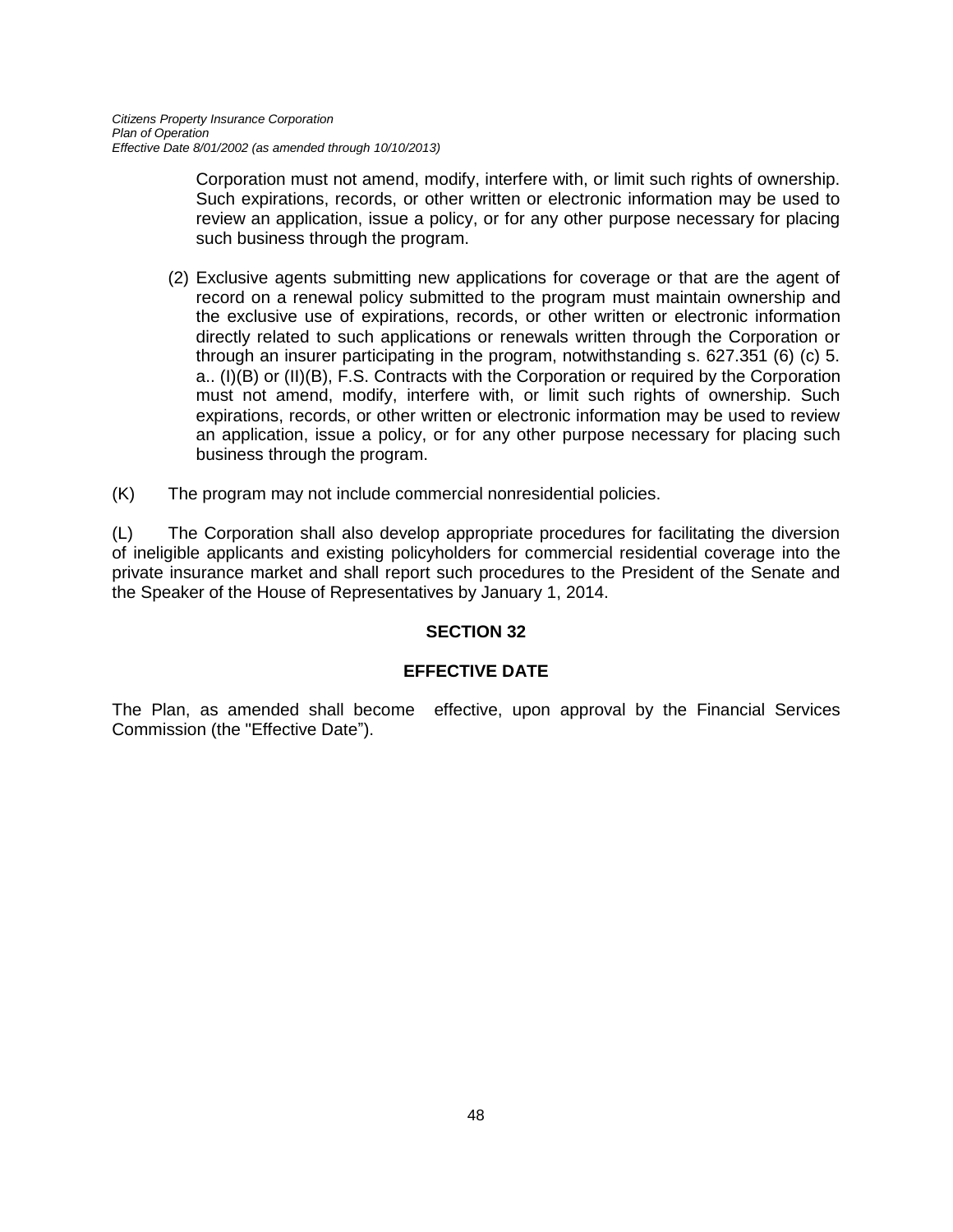Corporation must not amend, modify, interfere with, or limit such rights of ownership. Such expirations, records, or other written or electronic information may be used to review an application, issue a policy, or for any other purpose necessary for placing such business through the program.

(2) Exclusive agents submitting new applications for coverage or that are the agent of record on a renewal policy submitted to the program must maintain ownership and the exclusive use of expirations, records, or other written or electronic information directly related to such applications or renewals written through the Corporation or through an insurer participating in the program, notwithstanding s. 627.351 (6) (c) 5. a.. (I)(B) or (II)(B), F.S. Contracts with the Corporation or required by the Corporation must not amend, modify, interfere with, or limit such rights of ownership. Such expirations, records, or other written or electronic information may be used to review an application, issue a policy, or for any other purpose necessary for placing such business through the program.

(K) The program may not include commercial nonresidential policies.

(L) The Corporation shall also develop appropriate procedures for facilitating the diversion of ineligible applicants and existing policyholders for commercial residential coverage into the private insurance market and shall report such procedures to the President of the Senate and the Speaker of the House of Representatives by January 1, 2014.

## SECTION 32

## EFFECTIVE DATE

The Plan, as amended shall become effective, upon approval by the Financial Services Commission (the "Effective Date").